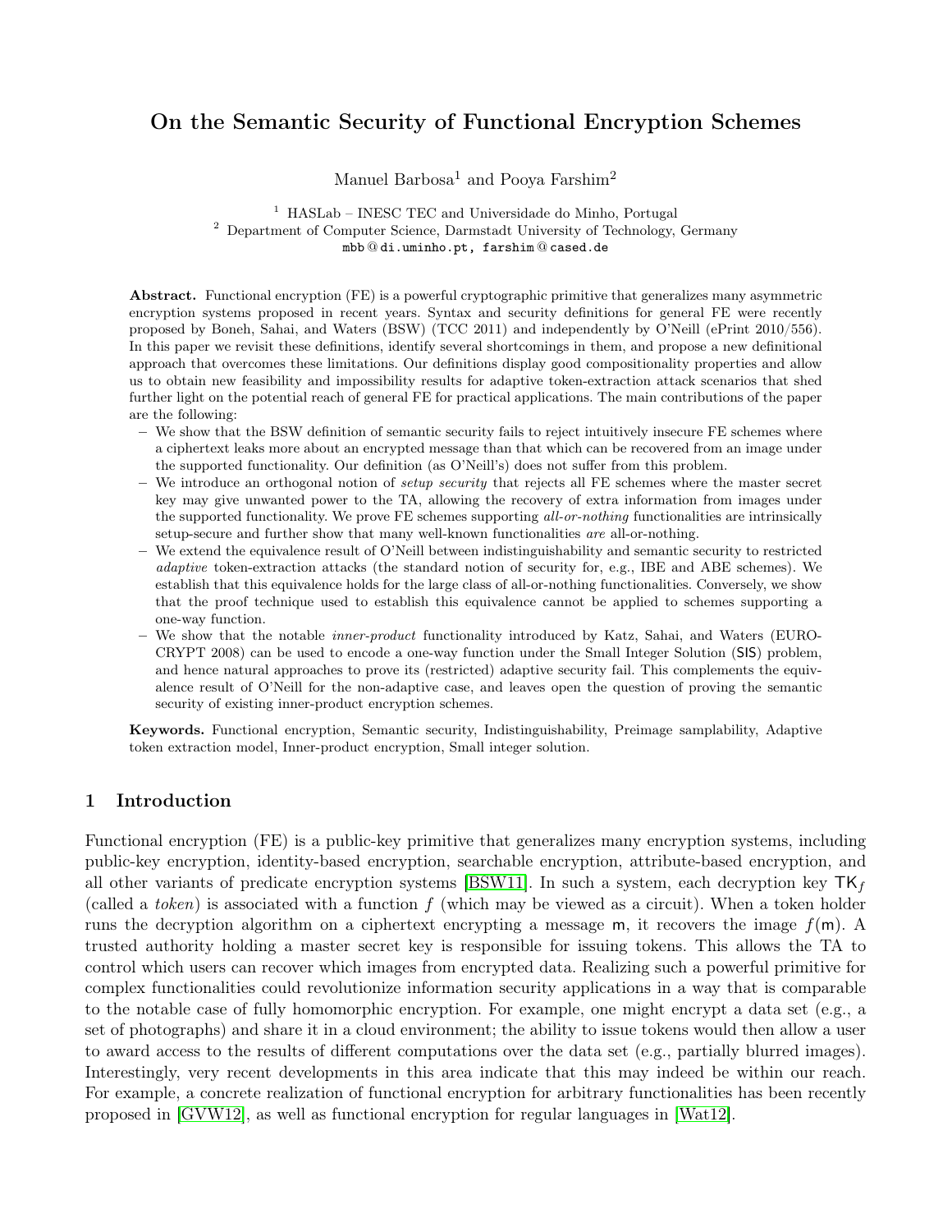# On the Semantic Security of Functional Encryption Schemes

Manuel Barbosa[1] and Pooya Farshim[2]

[1] HASLab – INESC TEC and Universidade do Minho, Portugal
[2] Department of Computer Science, Darmstadt University of Technology, Germany
mbb@di.uminho.pt, farshim@cased.de

**Abstract.** Functional encryption (FE) is a powerful cryptographic primitive that generalizes many asymmetric encryption systems proposed in recent years. Syntax and security definitions for general FE were recently proposed by Boneh, Sahai, and Waters (BSW) (TCC 2011) and independently by O'Neill (ePrint 2010/556). In this paper we revisit these definitions, identify several shortcomings in them, and propose a new definitional approach that overcomes these limitations. Our definitions display good compositionality properties and allow us to obtain new feasibility and impossibility results for adaptive token-extraction attack scenarios that shed further light on the potential reach of general FE for practical applications. The main contributions of the paper are the following:

- We show that the BSW definition of semantic security fails to reject intuitively insecure FE schemes where a ciphertext leaks more about an encrypted message than that which can be recovered from an image under the supported functionality. Our definition (as O'Neill's) does not suffer from this problem.
- We introduce an orthogonal notion of *setup security* that rejects all FE schemes where the master secret key may give unwanted power to the TA, allowing the recovery of extra information from images under the supported functionality. We prove FE schemes supporting *all-or-nothing* functionalities are intrinsically setup-secure and further show that many well-known functionalities *are* all-or-nothing.
- We extend the equivalence result of O'Neill between indistinguishability and semantic security to restricted *adaptive* token-extraction attacks (the standard notion of security for, e.g., IBE and ABE schemes). We establish that this equivalence holds for the large class of all-or-nothing functionalities. Conversely, we show that the proof technique used to establish this equivalence cannot be applied to schemes supporting a one-way function.
- We show that the notable *inner-product* functionality introduced by Katz, Sahai, and Waters (EUROCRYPT 2008) can be used to encode a one-way function under the Small Integer Solution (SIS) problem, and hence natural approaches to prove its (restricted) adaptive security fail. This complements the equivalence result of O'Neill for the non-adaptive case, and leaves open the question of proving the semantic security of existing inner-product encryption schemes.

**Keywords.** Functional encryption, Semantic security, Indistinguishability, Preimage samplability, Adaptive token extraction model, Inner-product encryption, Small integer solution.

## 1 Introduction

Functional encryption (FE) is a public-key primitive that generalizes many encryption systems, including public-key encryption, identity-based encryption, searchable encryption, attribute-based encryption, and all other variants of predicate encryption systems [BSW11]. In such a system, each decryption key $\mathsf{TK}_f$ (called a *token*) is associated with a function $f$ (which may be viewed as a circuit). When a token holder runs the decryption algorithm on a ciphertext encrypting a message $\mathsf{m}$, it recovers the image $f(\mathsf{m})$. A trusted authority holding a master secret key is responsible for issuing tokens. This allows the TA to control which users can recover which images from encrypted data. Realizing such a powerful primitive for complex functionalities could revolutionize information security applications in a way that is comparable to the notable case of fully homomorphic encryption. For example, one might encrypt a data set (e.g., a set of photographs) and share it in a cloud environment; the ability to issue tokens would then allow a user to award access to the results of different computations over the data set (e.g., partially blurred images). Interestingly, very recent developments in this area indicate that this may indeed be within our reach. For example, a concrete realization of functional encryption for arbitrary functionalities has been recently proposed in [GVW12], as well as functional encryption for regular languages in [Wat12].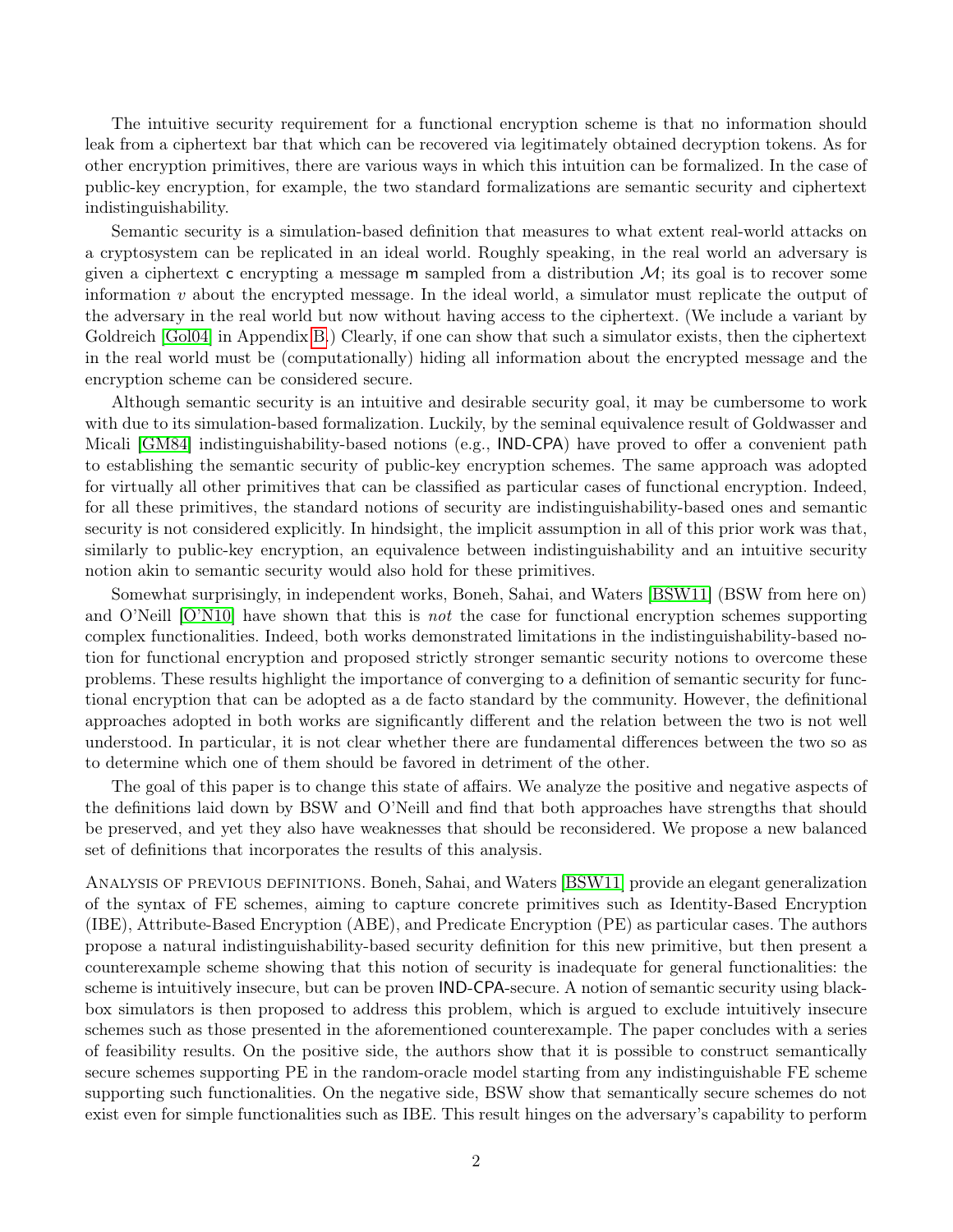The intuitive security requirement for a functional encryption scheme is that no information should leak from a ciphertext bar that which can be recovered via legitimately obtained decryption tokens. As for other encryption primitives, there are various ways in which this intuition can be formalized. In the case of public-key encryption, for example, the two standard formalizations are semantic security and ciphertext indistinguishability.

Semantic security is a simulation-based definition that measures to what extent real-world attacks on a cryptosystem can be replicated in an ideal world. Roughly speaking, in the real world an adversary is given a ciphertext $\mathsf{c}$ encrypting a message $\mathsf{m}$ sampled from a distribution $\mathcal{M}$; its goal is to recover some information $v$ about the encrypted message. In the ideal world, a simulator must replicate the output of the adversary in the real world but now without having access to the ciphertext. (We include a variant by Goldreich [Gol04] in Appendix B.) Clearly, if one can show that such a simulator exists, then the ciphertext in the real world must be (computationally) hiding all information about the encrypted message and the encryption scheme can be considered secure.

Although semantic security is an intuitive and desirable security goal, it may be cumbersome to work with due to its simulation-based formalization. Luckily, by the seminal equivalence result of Goldwasser and Micali [GM84] indistinguishability-based notions (e.g., IND-CPA) have proved to offer a convenient path to establishing the semantic security of public-key encryption schemes. The same approach was adopted for virtually all other primitives that can be classified as particular cases of functional encryption. Indeed, for all these primitives, the standard notions of security are indistinguishability-based ones and semantic security is not considered explicitly. In hindsight, the implicit assumption in all of this prior work was that, similarly to public-key encryption, an equivalence between indistinguishability and an intuitive security notion akin to semantic security would also hold for these primitives.

Somewhat surprisingly, in independent works, Boneh, Sahai, and Waters [BSW11] (BSW from here on) and O'Neill [O'N10] have shown that this is *not* the case for functional encryption schemes supporting complex functionalities. Indeed, both works demonstrated limitations in the indistinguishability-based notion for functional encryption and proposed strictly stronger semantic security notions to overcome these problems. These results highlight the importance of converging to a definition of semantic security for functional encryption that can be adopted as a de facto standard by the community. However, the definitional approaches adopted in both works are significantly different and the relation between the two is not well understood. In particular, it is not clear whether there are fundamental differences between the two so as to determine which one of them should be favored in detriment of the other.

The goal of this paper is to change this state of affairs. We analyze the positive and negative aspects of the definitions laid down by BSW and O'Neill and find that both approaches have strengths that should be preserved, and yet they also have weaknesses that should be reconsidered. We propose a new balanced set of definitions that incorporates the results of this analysis.

Analysis of previous definitions. Boneh, Sahai, and Waters [BSW11] provide an elegant generalization of the syntax of FE schemes, aiming to capture concrete primitives such as Identity-Based Encryption (IBE), Attribute-Based Encryption (ABE), and Predicate Encryption (PE) as particular cases. The authors propose a natural indistinguishability-based security definition for this new primitive, but then present a counterexample scheme showing that this notion of security is inadequate for general functionalities: the scheme is intuitively insecure, but can be proven IND-CPA-secure. A notion of semantic security using blackbox simulators is then proposed to address this problem, which is argued to exclude intuitively insecure schemes such as those presented in the aforementioned counterexample. The paper concludes with a series of feasibility results. On the positive side, the authors show that it is possible to construct semantically secure schemes supporting PE in the random-oracle model starting from any indistinguishable FE scheme supporting such functionalities. On the negative side, BSW show that semantically secure schemes do not exist even for simple functionalities such as IBE. This result hinges on the adversary's capability to perform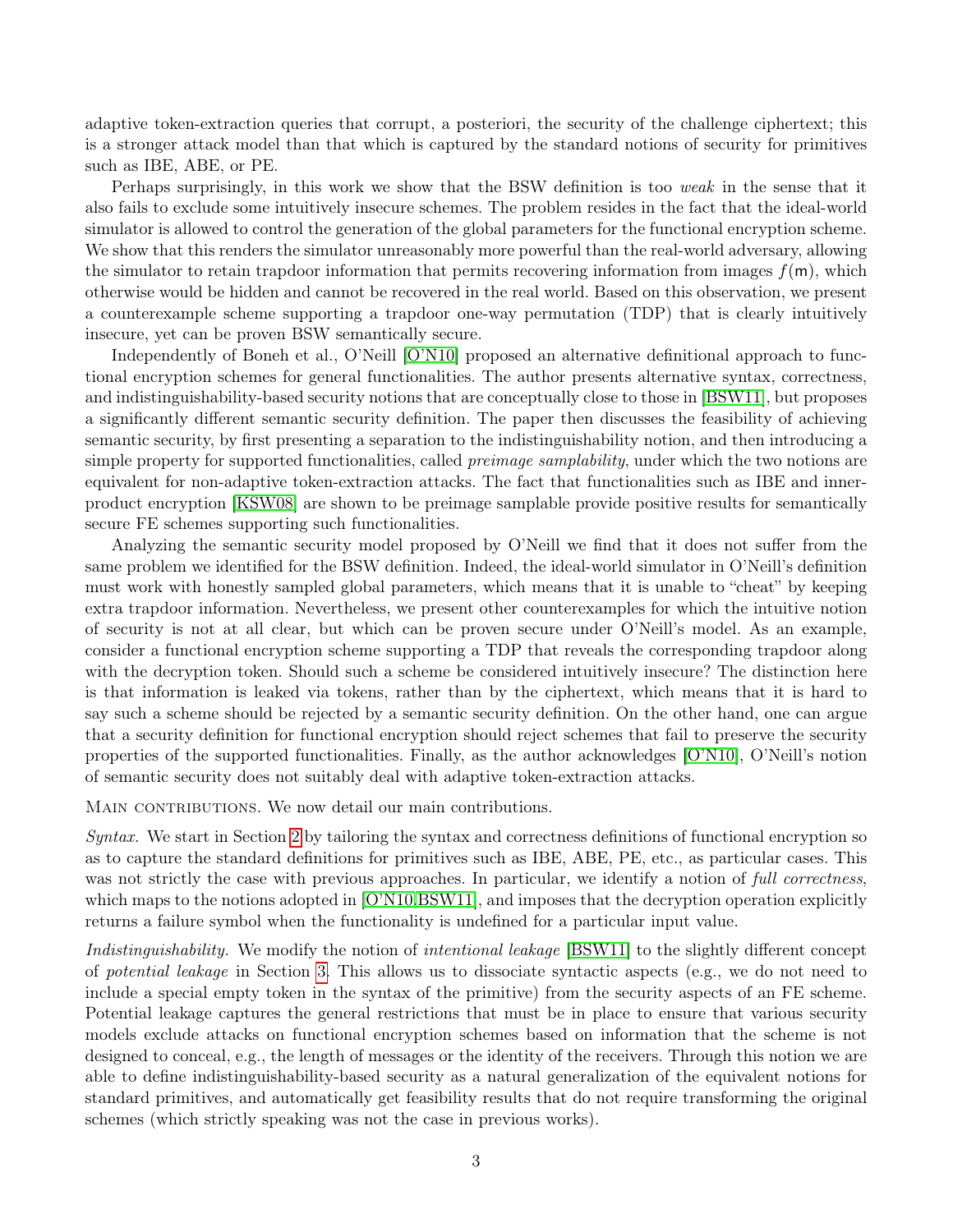adaptive token-extraction queries that corrupt, a posteriori, the security of the challenge ciphertext; this is a stronger attack model than that which is captured by the standard notions of security for primitives such as IBE, ABE, or PE.

Perhaps surprisingly, in this work we show that the BSW definition is too *weak* in the sense that it also fails to exclude some intuitively insecure schemes. The problem resides in the fact that the ideal-world simulator is allowed to control the generation of the global parameters for the functional encryption scheme. We show that this renders the simulator unreasonably more powerful than the real-world adversary, allowing the simulator to retain trapdoor information that permits recovering information from images $f(\mathsf{m})$, which otherwise would be hidden and cannot be recovered in the real world. Based on this observation, we present a counterexample scheme supporting a trapdoor one-way permutation (TDP) that is clearly intuitively insecure, yet can be proven BSW semantically secure.

Independently of Boneh et al., O'Neill [O'N10] proposed an alternative definitional approach to functional encryption schemes for general functionalities. The author presents alternative syntax, correctness, and indistinguishability-based security notions that are conceptually close to those in [BSW11], but proposes a significantly different semantic security definition. The paper then discusses the feasibility of achieving semantic security, by first presenting a separation to the indistinguishability notion, and then introducing a simple property for supported functionalities, called *preimage samplability*, under which the two notions are equivalent for non-adaptive token-extraction attacks. The fact that functionalities such as IBE and inner-product encryption [KSW08] are shown to be preimage samplable provide positive results for semantically secure FE schemes supporting such functionalities.

Analyzing the semantic security model proposed by O'Neill we find that it does not suffer from the same problem we identified for the BSW definition. Indeed, the ideal-world simulator in O'Neill's definition must work with honestly sampled global parameters, which means that it is unable to "cheat" by keeping extra trapdoor information. Nevertheless, we present other counterexamples for which the intuitive notion of security is not at all clear, but which can be proven secure under O'Neill's model. As an example, consider a functional encryption scheme supporting a TDP that reveals the corresponding trapdoor along with the decryption token. Should such a scheme be considered intuitively insecure? The distinction here is that information is leaked via tokens, rather than by the ciphertext, which means that it is hard to say such a scheme should be rejected by a semantic security definition. On the other hand, one can argue that a security definition for functional encryption should reject schemes that fail to preserve the security properties of the supported functionalities. Finally, as the author acknowledges [O'N10], O'Neill's notion of semantic security does not suitably deal with adaptive token-extraction attacks.

MAIN CONTRIBUTIONS. We now detail our main contributions.

*Syntax.* We start in Section 2 by tailoring the syntax and correctness definitions of functional encryption so as to capture the standard definitions for primitives such as IBE, ABE, PE, etc., as particular cases. This was not strictly the case with previous approaches. In particular, we identify a notion of *full correctness*, which maps to the notions adopted in [O'N10,BSW11], and imposes that the decryption operation explicitly returns a failure symbol when the functionality is undefined for a particular input value.

*Indistinguishability.* We modify the notion of *intentional leakage* [BSW11] to the slightly different concept of *potential leakage* in Section 3. This allows us to dissociate syntactic aspects (e.g., we do not need to include a special empty token in the syntax of the primitive) from the security aspects of an FE scheme. Potential leakage captures the general restrictions that must be in place to ensure that various security models exclude attacks on functional encryption schemes based on information that the scheme is not designed to conceal, e.g., the length of messages or the identity of the receivers. Through this notion we are able to define indistinguishability-based security as a natural generalization of the equivalent notions for standard primitives, and automatically get feasibility results that do not require transforming the original schemes (which strictly speaking was not the case in previous works).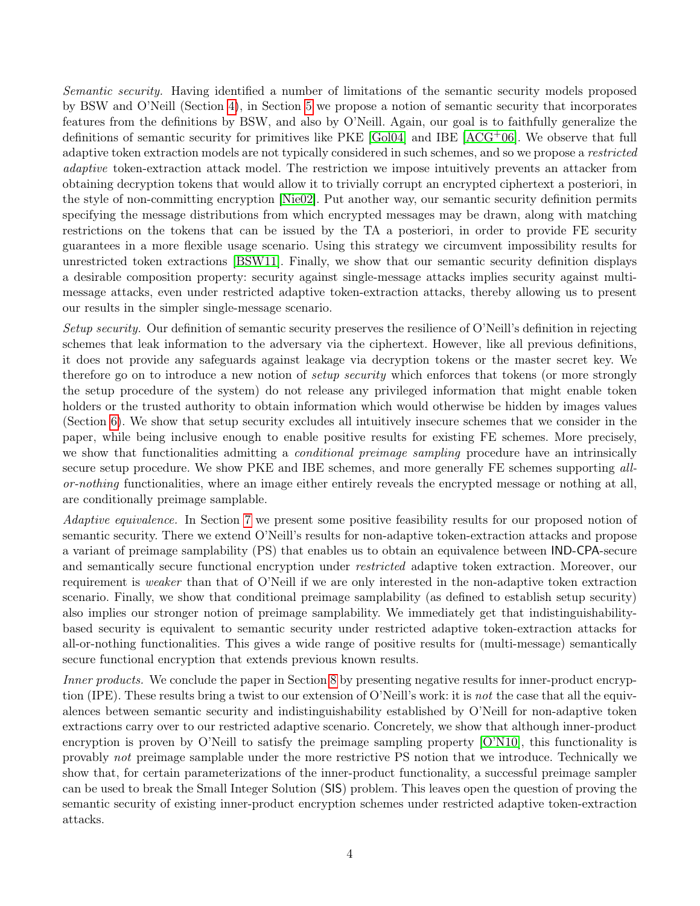*Semantic security.* Having identified a number of limitations of the semantic security models proposed by BSW and O'Neill (Section 4), in Section 5 we propose a notion of semantic security that incorporates features from the definitions by BSW, and also by O'Neill. Again, our goal is to faithfully generalize the definitions of semantic security for primitives like PKE [Gol04] and IBE [ACG+06]. We observe that full adaptive token extraction models are not typically considered in such schemes, and so we propose a *restricted adaptive* token-extraction attack model. The restriction we impose intuitively prevents an attacker from obtaining decryption tokens that would allow it to trivially corrupt an encrypted ciphertext a posteriori, in the style of non-committing encryption [Nie02]. Put another way, our semantic security definition permits specifying the message distributions from which encrypted messages may be drawn, along with matching restrictions on the tokens that can be issued by the TA a posteriori, in order to provide FE security guarantees in a more flexible usage scenario. Using this strategy we circumvent impossibility results for unrestricted token extractions [BSW11]. Finally, we show that our semantic security definition displays a desirable composition property: security against single-message attacks implies security against multi-message attacks, even under restricted adaptive token-extraction attacks, thereby allowing us to present our results in the simpler single-message scenario.

*Setup security.* Our definition of semantic security preserves the resilience of O'Neill's definition in rejecting schemes that leak information to the adversary via the ciphertext. However, like all previous definitions, it does not provide any safeguards against leakage via decryption tokens or the master secret key. We therefore go on to introduce a new notion of *setup security* which enforces that tokens (or more strongly the setup procedure of the system) do not release any privileged information that might enable token holders or the trusted authority to obtain information which would otherwise be hidden by images values (Section 6). We show that setup security excludes all intuitively insecure schemes that we consider in the paper, while being inclusive enough to enable positive results for existing FE schemes. More precisely, we show that functionalities admitting a *conditional preimage sampling* procedure have an intrinsically secure setup procedure. We show PKE and IBE schemes, and more generally FE schemes supporting *all-or-nothing* functionalities, where an image either entirely reveals the encrypted message or nothing at all, are conditionally preimage samplable.

*Adaptive equivalence.* In Section 7 we present some positive feasibility results for our proposed notion of semantic security. There we extend O'Neill's results for non-adaptive token-extraction attacks and propose a variant of preimage samplability (PS) that enables us to obtain an equivalence between IND-CPA-secure and semantically secure functional encryption under *restricted* adaptive token extraction. Moreover, our requirement is *weaker* than that of O'Neill if we are only interested in the non-adaptive token extraction scenario. Finally, we show that conditional preimage samplability (as defined to establish setup security) also implies our stronger notion of preimage samplability. We immediately get that indistinguishability-based security is equivalent to semantic security under restricted adaptive token-extraction attacks for all-or-nothing functionalities. This gives a wide range of positive results for (multi-message) semantically secure functional encryption that extends previous known results.

*Inner products.* We conclude the paper in Section 8 by presenting negative results for inner-product encryption (IPE). These results bring a twist to our extension of O'Neill's work: it is *not* the case that all the equivalences between semantic security and indistinguishability established by O'Neill for non-adaptive token extractions carry over to our restricted adaptive scenario. Concretely, we show that although inner-product encryption is proven by O'Neill to satisfy the preimage sampling property [O'N10], this functionality is provably *not* preimage samplable under the more restrictive PS notion that we introduce. Technically we show that, for certain parameterizations of the inner-product functionality, a successful preimage sampler can be used to break the Small Integer Solution (SIS) problem. This leaves open the question of proving the semantic security of existing inner-product encryption schemes under restricted adaptive token-extraction attacks.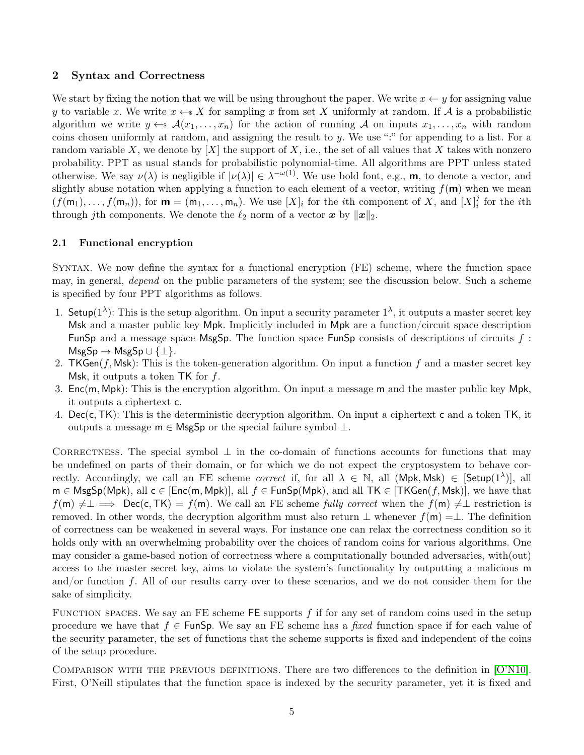## 2 Syntax and Correctness

We start by fixing the notion that we will be using throughout the paper. We write $x \leftarrow y$ for assigning value $y$ to variable $x$. We write $x \leftarrow\!\!\$\ X$ for sampling $x$ from set $X$ uniformly at random. If $\mathcal{A}$ is a probabilistic algorithm we write $y \leftarrow\!\!\$\ \mathcal{A}(x_1, \ldots, x_n)$ for the action of running $\mathcal{A}$ on inputs $x_1, \ldots, x_n$ with random coins chosen uniformly at random, and assigning the result to $y$. We use ":" for appending to a list. For a random variable $X$, we denote by $[X]$ the support of $X$, i.e., the set of all values that $X$ takes with nonzero probability. PPT as usual stands for probabilistic polynomial-time. All algorithms are PPT unless stated otherwise. We say $\nu(\lambda)$ is negligible if $|\nu(\lambda)| \in \lambda^{-\omega(1)}$. We use bold font, e.g., $\mathbf{m}$, to denote a vector, and slightly abuse notation when applying a function to each element of a vector, writing $f(\mathbf{m})$ when we mean $(f(\mathsf{m}_1), \ldots, f(\mathsf{m}_n))$, for $\mathbf{m} = (\mathsf{m}_1, \ldots, \mathsf{m}_n)$. We use $[X]_i$ for the $i$th component of $X$, and $[X]_i^j$ for the $i$th through $j$th components. We denote the $\ell_2$ norm of a vector $\boldsymbol{x}$ by $\|\boldsymbol{x}\|_2$.

### 2.1 Functional encryption

Syntax. We now define the syntax for a functional encryption (FE) scheme, where the function space may, in general, *depend* on the public parameters of the system; see the discussion below. Such a scheme is specified by four PPT algorithms as follows.

1. $\mathsf{Setup}(1^\lambda)$: This is the setup algorithm. On input a security parameter $1^\lambda$, it outputs a master secret key $\mathsf{Msk}$ and a master public key $\mathsf{Mpk}$. Implicitly included in $\mathsf{Mpk}$ are a function/circuit space description $\mathsf{FunSp}$ and a message space $\mathsf{MsgSp}$. The function space $\mathsf{FunSp}$ consists of descriptions of circuits $f : \mathsf{MsgSp} \to \mathsf{MsgSp} \cup \{\bot\}$.
2. $\mathsf{TKGen}(f, \mathsf{Msk})$: This is the token-generation algorithm. On input a function $f$ and a master secret key $\mathsf{Msk}$, it outputs a token $\mathsf{TK}$ for $f$.
3. $\mathsf{Enc}(\mathsf{m}, \mathsf{Mpk})$: This is the encryption algorithm. On input a message $\mathsf{m}$ and the master public key $\mathsf{Mpk}$, it outputs a ciphertext $\mathsf{c}$.
4. $\mathsf{Dec}(\mathsf{c}, \mathsf{TK})$: This is the deterministic decryption algorithm. On input a ciphertext $\mathsf{c}$ and a token $\mathsf{TK}$, it outputs a message $\mathsf{m} \in \mathsf{MsgSp}$ or the special failure symbol $\bot$.

Correctness. The special symbol $\bot$ in the co-domain of functions accounts for functions that may be undefined on parts of their domain, or for which we do not expect the cryptosystem to behave correctly. Accordingly, we call an FE scheme *correct* if, for all $\lambda \in \mathbb{N}$, all $(\mathsf{Mpk}, \mathsf{Msk}) \in [\mathsf{Setup}(1^\lambda)]$, all $\mathsf{m} \in \mathsf{MsgSp}(\mathsf{Mpk})$, all $\mathsf{c} \in [\mathsf{Enc}(\mathsf{m}, \mathsf{Mpk})]$, all $f \in \mathsf{FunSp}(\mathsf{Mpk})$, and all $\mathsf{TK} \in [\mathsf{TKGen}(f, \mathsf{Msk})]$, we have that $f(\mathsf{m}) \neq \bot \implies \mathsf{Dec}(\mathsf{c}, \mathsf{TK}) = f(\mathsf{m})$. We call an FE scheme *fully correct* when the $f(\mathsf{m}) \neq \bot$ restriction is removed. In other words, the decryption algorithm must also return $\bot$ whenever $f(\mathsf{m}) = \bot$. The definition of correctness can be weakened in several ways. For instance one can relax the correctness condition so it holds only with an overwhelming probability over the choices of random coins for various algorithms. One may consider a game-based notion of correctness where a computationally bounded adversaries, with(out) access to the master secret key, aims to violate the system's functionality by outputting a malicious $\mathsf{m}$ and/or function $f$. All of our results carry over to these scenarios, and we do not consider them for the sake of simplicity.

Function spaces. We say an FE scheme $\mathsf{FE}$ supports $f$ if for any set of random coins used in the setup procedure we have that $f \in \mathsf{FunSp}$. We say an FE scheme has a *fixed* function space if for each value of the security parameter, the set of functions that the scheme supports is fixed and independent of the coins of the setup procedure.

Comparison with the previous definitions. There are two differences to the definition in [O'N10]. First, O'Neill stipulates that the function space is indexed by the security parameter, yet it is fixed and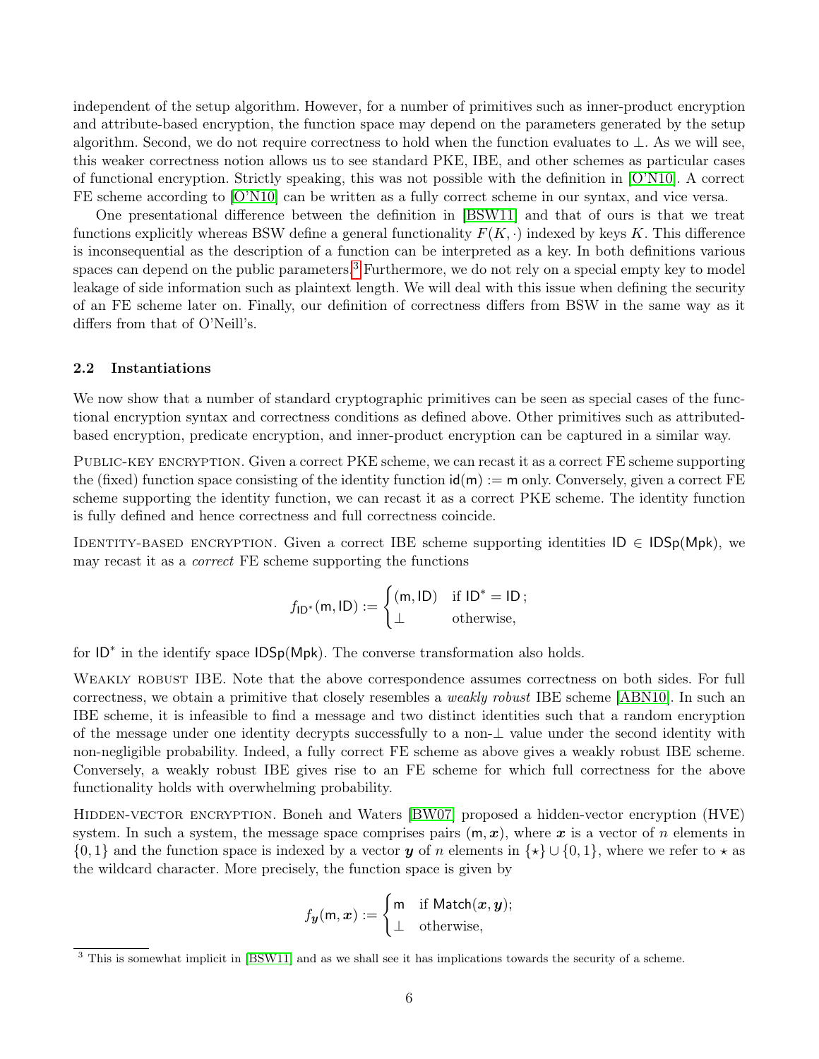independent of the setup algorithm. However, for a number of primitives such as inner-product encryption and attribute-based encryption, the function space may depend on the parameters generated by the setup algorithm. Second, we do not require correctness to hold when the function evaluates to $\perp$. As we will see, this weaker correctness notion allows us to see standard PKE, IBE, and other schemes as particular cases of functional encryption. Strictly speaking, this was not possible with the definition in [O'N10]. A correct FE scheme according to [O'N10] can be written as a fully correct scheme in our syntax, and vice versa.

One presentational difference between the definition in [BSW11] and that of ours is that we treat functions explicitly whereas BSW define a general functionality $F(K, \cdot)$ indexed by keys $K$. This difference is inconsequential as the description of a function can be interpreted as a key. In both definitions various spaces can depend on the public parameters.[3] Furthermore, we do not rely on a special empty key to model leakage of side information such as plaintext length. We will deal with this issue when defining the security of an FE scheme later on. Finally, our definition of correctness differs from BSW in the same way as it differs from that of O'Neill's.

### 2.2 Instantiations

We now show that a number of standard cryptographic primitives can be seen as special cases of the functional encryption syntax and correctness conditions as defined above. Other primitives such as attributed-based encryption, predicate encryption, and inner-product encryption can be captured in a similar way.

PUBLIC-KEY ENCRYPTION. Given a correct PKE scheme, we can recast it as a correct FE scheme supporting the (fixed) function space consisting of the identity function $\mathsf{id}(\mathsf{m}) := \mathsf{m}$ only. Conversely, given a correct FE scheme supporting the identity function, we can recast it as a correct PKE scheme. The identity function is fully defined and hence correctness and full correctness coincide.

IDENTITY-BASED ENCRYPTION. Given a correct IBE scheme supporting identities $\mathsf{ID} \in \mathsf{IDSp}(\mathsf{Mpk})$, we may recast it as a *correct* FE scheme supporting the functions

$$f_{\mathsf{ID}^*}(\mathsf{m}, \mathsf{ID}) := \begin{cases} (\mathsf{m}, \mathsf{ID}) & \text{if } \mathsf{ID}^* = \mathsf{ID}\,; \\ \perp & \text{otherwise,} \end{cases}$$

for $\mathsf{ID}^*$ in the identify space $\mathsf{IDSp}(\mathsf{Mpk})$. The converse transformation also holds.

WEAKLY ROBUST IBE. Note that the above correspondence assumes correctness on both sides. For full correctness, we obtain a primitive that closely resembles a *weakly robust* IBE scheme [ABN10]. In such an IBE scheme, it is infeasible to find a message and two distinct identities such that a random encryption of the message under one identity decrypts successfully to a non-$\perp$ value under the second identity with non-negligible probability. Indeed, a fully correct FE scheme as above gives a weakly robust IBE scheme. Conversely, a weakly robust IBE gives rise to an FE scheme for which full correctness for the above functionality holds with overwhelming probability.

HIDDEN-VECTOR ENCRYPTION. Boneh and Waters [BW07] proposed a hidden-vector encryption (HVE) system. In such a system, the message space comprises pairs $(\mathsf{m}, \boldsymbol{x})$, where $\boldsymbol{x}$ is a vector of $n$ elements in $\{0, 1\}$ and the function space is indexed by a vector $\boldsymbol{y}$ of $n$ elements in $\{\star\} \cup \{0, 1\}$, where we refer to $\star$ as the wildcard character. More precisely, the function space is given by

$$f_{\boldsymbol{y}}(\mathsf{m}, \boldsymbol{x}) := \begin{cases} \mathsf{m} & \text{if } \mathsf{Match}(\boldsymbol{x}, \boldsymbol{y}); \\ \perp & \text{otherwise,} \end{cases}$$

[3] This is somewhat implicit in [BSW11] and as we shall see it has implications towards the security of a scheme.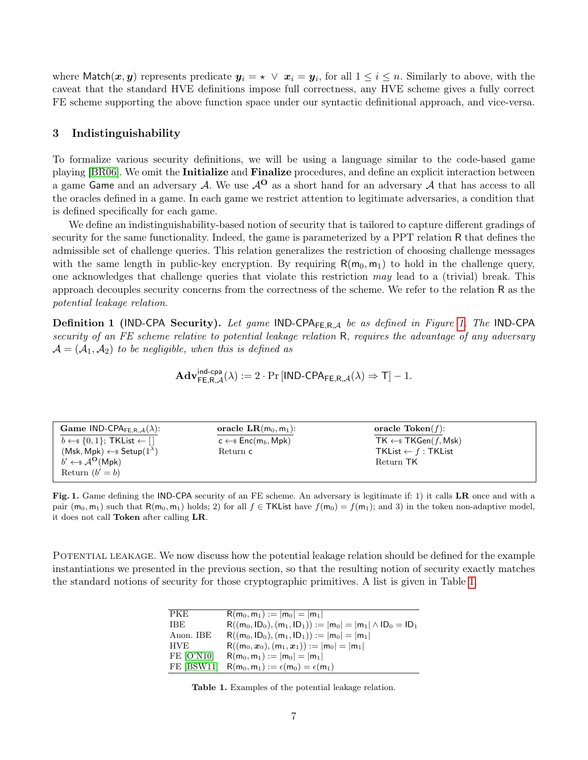where $\mathsf{Match}(\boldsymbol{x}, \boldsymbol{y})$ represents predicate $\boldsymbol{y}_i = \star \ \vee \ \boldsymbol{x}_i = \boldsymbol{y}_i$, for all $1 \leq i \leq n$. Similarly to above, with the caveat that the standard HVE definitions impose full correctness, any HVE scheme gives a fully correct FE scheme supporting the above function space under our syntactic definitional approach, and vice-versa.

## 3 Indistinguishability

To formalize various security definitions, we will be using a language similar to the code-based game playing [BR06]. We omit the **Initialize** and **Finalize** procedures, and define an explicit interaction between a game $\mathsf{Game}$ and an adversary $\mathcal{A}$. We use $\mathcal{A}^{\mathbf{O}}$ as a short hand for an adversary $\mathcal{A}$ that has access to all the oracles defined in a game. In each game we restrict attention to legitimate adversaries, a condition that is defined specifically for each game.

We define an indistinguishability-based notion of security that is tailored to capture different gradings of security for the same functionality. Indeed, the game is parameterized by a PPT relation $\mathsf{R}$ that defines the admissible set of challenge queries. This relation generalizes the restriction of choosing challenge messages with the same length in public-key encryption. By requiring $\mathsf{R}(\mathsf{m}_0, \mathsf{m}_1)$ to hold in the challenge query, one acknowledges that challenge queries that violate this restriction *may* lead to a (trivial) break. This approach decouples security concerns from the correctness of the scheme. We refer to the relation $\mathsf{R}$ as the *potential leakage relation*.

**Definition 1 (IND-CPA Security).** *Let game $\mathsf{IND\text{-}CPA}_{\mathsf{FE},\mathsf{R},\mathcal{A}}$ be as defined in Figure 1. The IND-CPA security of an FE scheme relative to potential leakage relation $\mathsf{R}$, requires the advantage of any adversary $\mathcal{A} = (\mathcal{A}_1, \mathcal{A}_2)$ to be negligible, when this is defined as*

$$\mathbf{Adv}^{\mathsf{ind\text{-}cpa}}_{\mathsf{FE},\mathsf{R},\mathcal{A}}(\lambda) := 2 \cdot \Pr\left[\mathsf{IND\text{-}CPA}_{\mathsf{FE},\mathsf{R},\mathcal{A}}(\lambda) \Rightarrow \mathsf{T}\right] - 1.$$

```
Game IND-CPA_{FE,R,A}(λ):        oracle LR(m0, m1):          oracle Token(f):
b ←$ {0,1}; TKList ← []          c ←$ Enc(m_b, Mpk)          TK ←$ TKGen(f, Msk)
(Msk, Mpk) ←$ Setup(1^λ)         Return c                    TKList ← f : TKList
b' ←$ A^O(Mpk)                                               Return TK
Return (b' = b)
```

**Fig. 1.** Game defining the IND-CPA security of an FE scheme. An adversary is legitimate if: 1) it calls **LR** once and with a pair $(\mathsf{m}_0, \mathsf{m}_1)$ such that $\mathsf{R}(\mathsf{m}_0, \mathsf{m}_1)$ holds; 2) for all $f \in \mathsf{TKList}$ have $f(\mathsf{m}_0) = f(\mathsf{m}_1)$; and 3) in the token non-adaptive model, it does not call **Token** after calling **LR**.

Potential leakage. We now discuss how the potential leakage relation should be defined for the example instantiations we presented in the previous section, so that the resulting notion of security exactly matches the standard notions of security for those cryptographic primitives. A list is given in Table 1.

| | |
|---|---|
| PKE | $\mathsf{R}(\mathsf{m}_0, \mathsf{m}_1) := \lvert\mathsf{m}_0\rvert = \lvert\mathsf{m}_1\rvert$ |
| IBE | $\mathsf{R}((\mathsf{m}_0, \mathsf{ID}_0), (\mathsf{m}_1, \mathsf{ID}_1)) := \lvert\mathsf{m}_0\rvert = \lvert\mathsf{m}_1\rvert \wedge \mathsf{ID}_0 = \mathsf{ID}_1$ |
| Anon. IBE | $\mathsf{R}((\mathsf{m}_0, \mathsf{ID}_0), (\mathsf{m}_1, \mathsf{ID}_1)) := \lvert\mathsf{m}_0\rvert = \lvert\mathsf{m}_1\rvert$ |
| HVE | $\mathsf{R}((\mathsf{m}_0, \boldsymbol{x}_0), (\mathsf{m}_1, \boldsymbol{x}_1)) := \lvert\mathsf{m}_0\rvert = \lvert\mathsf{m}_1\rvert$ |
| FE [O'N10] | $\mathsf{R}(\mathsf{m}_0, \mathsf{m}_1) := \lvert\mathsf{m}_0\rvert = \lvert\mathsf{m}_1\rvert$ |
| FE [BSW11] | $\mathsf{R}(\mathsf{m}_0, \mathsf{m}_1) := \epsilon(\mathsf{m}_0) = \epsilon(\mathsf{m}_1)$ |

**Table 1.** Examples of the potential leakage relation.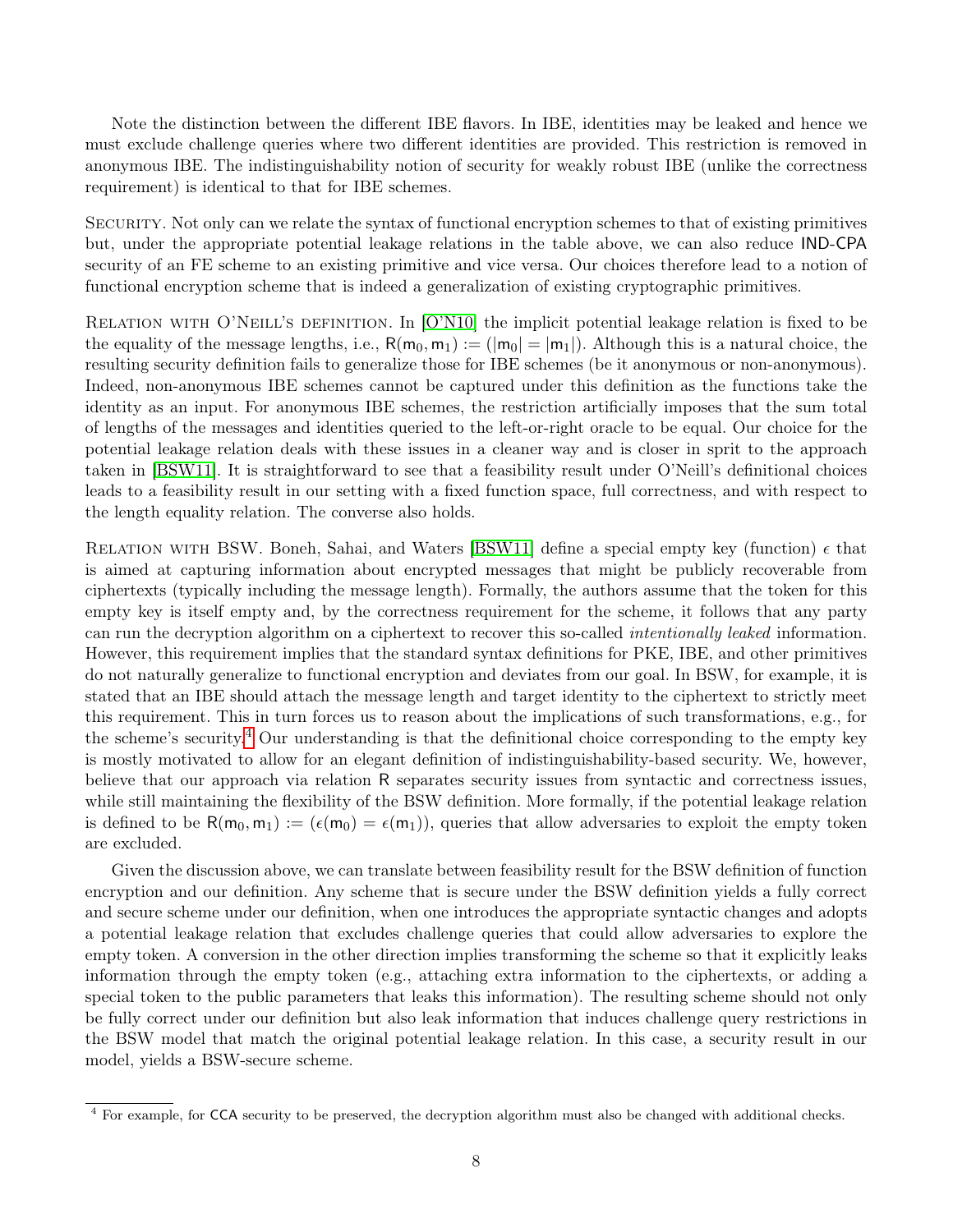Note the distinction between the different IBE flavors. In IBE, identities may be leaked and hence we must exclude challenge queries where two different identities are provided. This restriction is removed in anonymous IBE. The indistinguishability notion of security for weakly robust IBE (unlike the correctness requirement) is identical to that for IBE schemes.

Security. Not only can we relate the syntax of functional encryption schemes to that of existing primitives but, under the appropriate potential leakage relations in the table above, we can also reduce IND-CPA security of an FE scheme to an existing primitive and vice versa. Our choices therefore lead to a notion of functional encryption scheme that is indeed a generalization of existing cryptographic primitives.

Relation with O'Neill's definition. In [O'N10] the implicit potential leakage relation is fixed to be the equality of the message lengths, i.e., $\mathsf{R}(\mathsf{m}_0, \mathsf{m}_1) := (|\mathsf{m}_0| = |\mathsf{m}_1|)$. Although this is a natural choice, the resulting security definition fails to generalize those for IBE schemes (be it anonymous or non-anonymous). Indeed, non-anonymous IBE schemes cannot be captured under this definition as the functions take the identity as an input. For anonymous IBE schemes, the restriction artificially imposes that the sum total of lengths of the messages and identities queried to the left-or-right oracle to be equal. Our choice for the potential leakage relation deals with these issues in a cleaner way and is closer in sprit to the approach taken in [BSW11]. It is straightforward to see that a feasibility result under O'Neill's definitional choices leads to a feasibility result in our setting with a fixed function space, full correctness, and with respect to the length equality relation. The converse also holds.

Relation with BSW. Boneh, Sahai, and Waters [BSW11] define a special empty key (function) $\epsilon$ that is aimed at capturing information about encrypted messages that might be publicly recoverable from ciphertexts (typically including the message length). Formally, the authors assume that the token for this empty key is itself empty and, by the correctness requirement for the scheme, it follows that any party can run the decryption algorithm on a ciphertext to recover this so-called *intentionally leaked* information. However, this requirement implies that the standard syntax definitions for PKE, IBE, and other primitives do not naturally generalize to functional encryption and deviates from our goal. In BSW, for example, it is stated that an IBE should attach the message length and target identity to the ciphertext to strictly meet this requirement. This in turn forces us to reason about the implications of such transformations, e.g., for the scheme's security.[4] Our understanding is that the definitional choice corresponding to the empty key is mostly motivated to allow for an elegant definition of indistinguishability-based security. We, however, believe that our approach via relation R separates security issues from syntactic and correctness issues, while still maintaining the flexibility of the BSW definition. More formally, if the potential leakage relation is defined to be $\mathsf{R}(\mathsf{m}_0, \mathsf{m}_1) := (\epsilon(\mathsf{m}_0) = \epsilon(\mathsf{m}_1))$, queries that allow adversaries to exploit the empty token are excluded.

Given the discussion above, we can translate between feasibility result for the BSW definition of function encryption and our definition. Any scheme that is secure under the BSW definition yields a fully correct and secure scheme under our definition, when one introduces the appropriate syntactic changes and adopts a potential leakage relation that excludes challenge queries that could allow adversaries to explore the empty token. A conversion in the other direction implies transforming the scheme so that it explicitly leaks information through the empty token (e.g., attaching extra information to the ciphertexts, or adding a special token to the public parameters that leaks this information). The resulting scheme should not only be fully correct under our definition but also leak information that induces challenge query restrictions in the BSW model that match the original potential leakage relation. In this case, a security result in our model, yields a BSW-secure scheme.

[4] For example, for CCA security to be preserved, the decryption algorithm must also be changed with additional checks.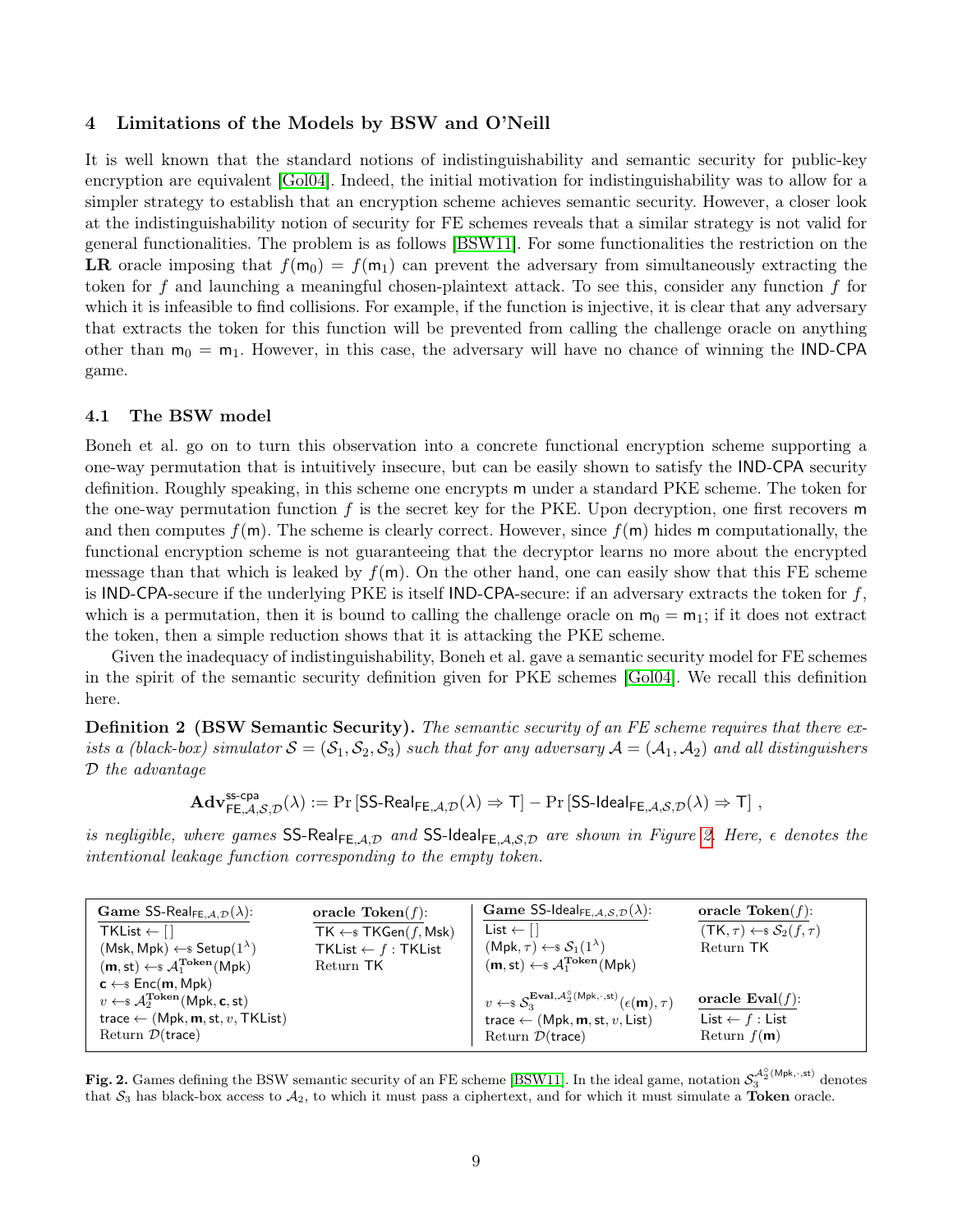## 4 Limitations of the Models by BSW and O'Neill

It is well known that the standard notions of indistinguishability and semantic security for public-key encryption are equivalent [Gol04]. Indeed, the initial motivation for indistinguishability was to allow for a simpler strategy to establish that an encryption scheme achieves semantic security. However, a closer look at the indistinguishability notion of security for FE schemes reveals that a similar strategy is not valid for general functionalities. The problem is as follows [BSW11]. For some functionalities the restriction on the **LR** oracle imposing that $f(\mathsf{m}_0) = f(\mathsf{m}_1)$ can prevent the adversary from simultaneously extracting the token for $f$ and launching a meaningful chosen-plaintext attack. To see this, consider any function $f$ for which it is infeasible to find collisions. For example, if the function is injective, it is clear that any adversary that extracts the token for this function will be prevented from calling the challenge oracle on anything other than $\mathsf{m}_0 = \mathsf{m}_1$. However, in this case, the adversary will have no chance of winning the IND-CPA game.

### 4.1 The BSW model

Boneh et al. go on to turn this observation into a concrete functional encryption scheme supporting a one-way permutation that is intuitively insecure, but can be easily shown to satisfy the IND-CPA security definition. Roughly speaking, in this scheme one encrypts m under a standard PKE scheme. The token for the one-way permutation function $f$ is the secret key for the PKE. Upon decryption, one first recovers m and then computes $f(\mathsf{m})$. The scheme is clearly correct. However, since $f(\mathsf{m})$ hides m computationally, the functional encryption scheme is not guaranteeing that the decryptor learns no more about the encrypted message than that which is leaked by $f(\mathsf{m})$. On the other hand, one can easily show that this FE scheme is IND-CPA-secure if the underlying PKE is itself IND-CPA-secure: if an adversary extracts the token for $f$, which is a permutation, then it is bound to calling the challenge oracle on $\mathsf{m}_0 = \mathsf{m}_1$; if it does not extract the token, then a simple reduction shows that it is attacking the PKE scheme.

Given the inadequacy of indistinguishability, Boneh et al. gave a semantic security model for FE schemes in the spirit of the semantic security definition given for PKE schemes [Gol04]. We recall this definition here.

**Definition 2 (BSW Semantic Security).** *The semantic security of an FE scheme requires that there exists a (black-box) simulator $\mathcal{S} = (\mathcal{S}_1, \mathcal{S}_2, \mathcal{S}_3)$ such that for any adversary $\mathcal{A} = (\mathcal{A}_1, \mathcal{A}_2)$ and all distinguishers $\mathcal{D}$ the advantage*

$$\mathbf{Adv}^{\mathsf{ss\text{-}cpa}}_{\mathsf{FE},\mathcal{A},\mathcal{S},\mathcal{D}}(\lambda) := \Pr\left[\mathsf{SS\text{-}Real}_{\mathsf{FE},\mathcal{A},\mathcal{D}}(\lambda) \Rightarrow \mathsf{T}\right] - \Pr\left[\mathsf{SS\text{-}Ideal}_{\mathsf{FE},\mathcal{A},\mathcal{S},\mathcal{D}}(\lambda) \Rightarrow \mathsf{T}\right],$$

*is negligible, where games $\mathsf{SS\text{-}Real}_{\mathsf{FE},\mathcal{A},\mathcal{D}}$ and $\mathsf{SS\text{-}Ideal}_{\mathsf{FE},\mathcal{A},\mathcal{S},\mathcal{D}}$ are shown in Figure 2. Here, $\epsilon$ denotes the intentional leakage function corresponding to the empty token.*

```
Game SS-Real_{FE,A,D}(λ):                 oracle Token(f):
  TKList ← [ ]                              TK ←$ TKGen(f, Msk)
  (Msk, Mpk) ←$ Setup(1^λ)                  TKList ← f : TKList
  (m, st) ←$ A_1^Token(Mpk)                 Return TK
  c ←$ Enc(m, Mpk)
  v ←$ A_2^Token(Mpk, c, st)
  trace ← (Mpk, m, st, v, TKList)
  Return D(trace)

Game SS-Ideal_{FE,A,S,D}(λ):              oracle Token(f):
  List ← [ ]                                (TK, τ) ←$ S_2(f, τ)
  (Mpk, τ) ←$ S_1(1^λ)                      Return TK
  (m, st) ←$ A_1^Token(Mpk)
  v ←$ S_3^{Eval, A_2^○(Mpk,·,st)}(ε(m), τ) oracle Eval(f):
  trace ← (Mpk, m, st, v, List)             List ← f : List
  Return D(trace)                           Return f(m)
```

**Fig. 2.** Games defining the BSW semantic security of an FE scheme [BSW11]. In the ideal game, notation $\mathcal{S}_3^{\mathcal{A}_2^{\circ}(\mathsf{Mpk},\cdot,\mathsf{st})}$ denotes that $\mathcal{S}_3$ has black-box access to $\mathcal{A}_2$, to which it must pass a ciphertext, and for which it must simulate a **Token** oracle.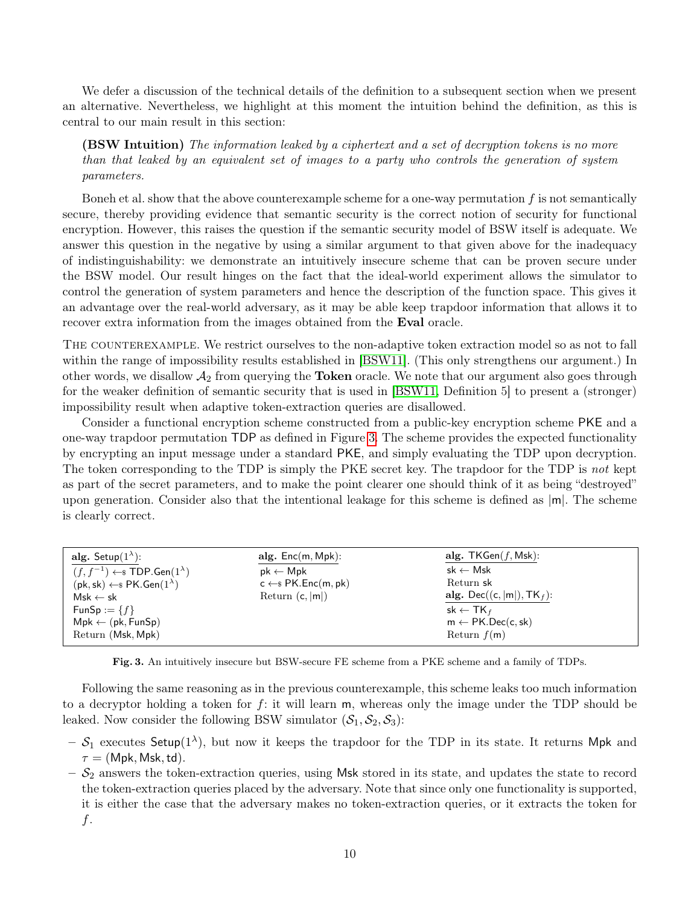We defer a discussion of the technical details of the definition to a subsequent section when we present an alternative. Nevertheless, we highlight at this moment the intuition behind the definition, as this is central to our main result in this section:

> **(BSW Intuition)** *The information leaked by a ciphertext and a set of decryption tokens is no more than that leaked by an equivalent set of images to a party who controls the generation of system parameters.*

Boneh et al. show that the above counterexample scheme for a one-way permutation $f$ is not semantically secure, thereby providing evidence that semantic security is the correct notion of security for functional encryption. However, this raises the question if the semantic security model of BSW itself is adequate. We answer this question in the negative by using a similar argument to that given above for the inadequacy of indistinguishability: we demonstrate an intuitively insecure scheme that can be proven secure under the BSW model. Our result hinges on the fact that the ideal-world experiment allows the simulator to control the generation of system parameters and hence the description of the function space. This gives it an advantage over the real-world adversary, as it may be able keep trapdoor information that allows it to recover extra information from the images obtained from the **Eval** oracle.

THE COUNTEREXAMPLE. We restrict ourselves to the non-adaptive token extraction model so as not to fall within the range of impossibility results established in [BSW11]. (This only strengthens our argument.) In other words, we disallow $\mathcal{A}_2$ from querying the **Token** oracle. We note that our argument also goes through for the weaker definition of semantic security that is used in [BSW11, Definition 5] to present a (stronger) impossibility result when adaptive token-extraction queries are disallowed.

Consider a functional encryption scheme constructed from a public-key encryption scheme $\mathsf{PKE}$ and a one-way trapdoor permutation $\mathsf{TDP}$ as defined in Figure 3. The scheme provides the expected functionality by encrypting an input message under a standard $\mathsf{PKE}$, and simply evaluating the TDP upon decryption. The token corresponding to the TDP is simply the PKE secret key. The trapdoor for the TDP is *not* kept as part of the secret parameters, and to make the point clearer one should think of it as being "destroyed" upon generation. Consider also that the intentional leakage for this scheme is defined as $|\mathsf{m}|$. The scheme is clearly correct.

| **alg.** $\mathsf{Setup}(1^\lambda)$: | **alg.** $\mathsf{Enc}(\mathsf{m}, \mathsf{Mpk})$: | **alg.** $\mathsf{TKGen}(f, \mathsf{Msk})$: |
|---|---|---|
| $(f, f^{-1}) \leftarrow\!\!\$\ \mathsf{TDP.Gen}(1^\lambda)$ | $\mathsf{pk} \leftarrow \mathsf{Mpk}$ | $\mathsf{sk} \leftarrow \mathsf{Msk}$ |
| $(\mathsf{pk}, \mathsf{sk}) \leftarrow\!\!\$\ \mathsf{PK.Gen}(1^\lambda)$ | $\mathsf{c} \leftarrow\!\!\$\ \mathsf{PK.Enc}(\mathsf{m}, \mathsf{pk})$ | Return $\mathsf{sk}$ |
| $\mathsf{Msk} \leftarrow \mathsf{sk}$ | Return $(\mathsf{c}, \lvert\mathsf{m}\rvert)$ | **alg.** $\mathsf{Dec}((\mathsf{c}, \lvert\mathsf{m}\rvert), \mathsf{TK}_f)$: |
| $\mathsf{FunSp} := \{f\}$ | | $\mathsf{sk} \leftarrow \mathsf{TK}_f$ |
| $\mathsf{Mpk} \leftarrow (\mathsf{pk}, \mathsf{FunSp})$ | | $\mathsf{m} \leftarrow \mathsf{PK.Dec}(\mathsf{c}, \mathsf{sk})$ |
| Return $(\mathsf{Msk}, \mathsf{Mpk})$ | | Return $f(\mathsf{m})$ |

**Fig. 3.** An intuitively insecure but BSW-secure FE scheme from a PKE scheme and a family of TDPs.

Following the same reasoning as in the previous counterexample, this scheme leaks too much information to a decryptor holding a token for $f$: it will learn $\mathsf{m}$, whereas only the image under the TDP should be leaked. Now consider the following BSW simulator $(\mathcal{S}_1, \mathcal{S}_2, \mathcal{S}_3)$:

- $\mathcal{S}_1$ executes $\mathsf{Setup}(1^\lambda)$, but now it keeps the trapdoor for the TDP in its state. It returns $\mathsf{Mpk}$ and $\tau = (\mathsf{Mpk}, \mathsf{Msk}, \mathsf{td})$.
- $\mathcal{S}_2$ answers the token-extraction queries, using $\mathsf{Msk}$ stored in its state, and updates the state to record the token-extraction queries placed by the adversary. Note that since only one functionality is supported, it is either the case that the adversary makes no token-extraction queries, or it extracts the token for $f$.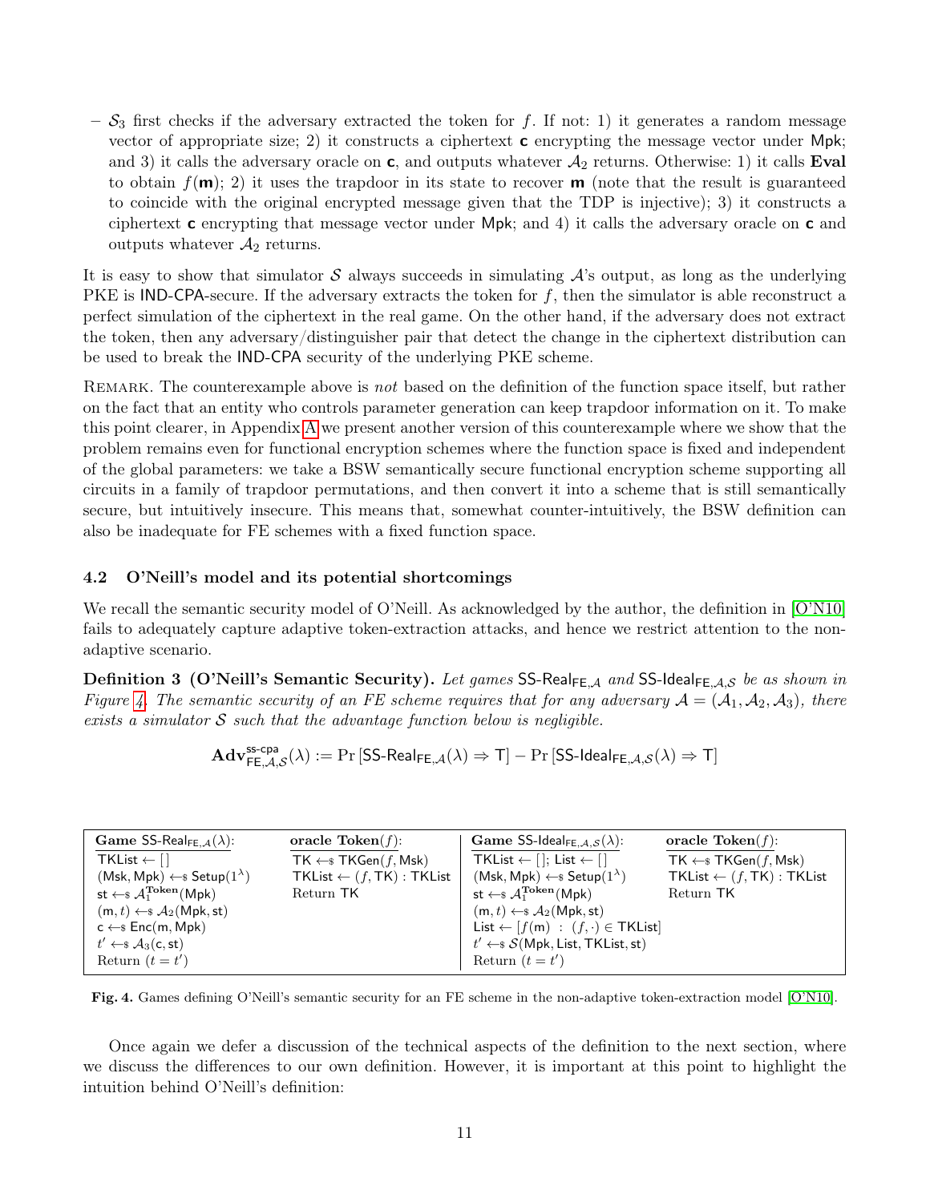– $\mathcal{S}_3$ first checks if the adversary extracted the token for $f$. If not: 1) it generates a random message vector of appropriate size; 2) it constructs a ciphertext $\mathbf{c}$ encrypting the message vector under $\mathsf{Mpk}$; and 3) it calls the adversary oracle on $\mathbf{c}$, and outputs whatever $\mathcal{A}_2$ returns. Otherwise: 1) it calls **Eval** to obtain $f(\mathbf{m})$; 2) it uses the trapdoor in its state to recover $\mathbf{m}$ (note that the result is guaranteed to coincide with the original encrypted message given that the TDP is injective); 3) it constructs a ciphertext $\mathbf{c}$ encrypting that message vector under $\mathsf{Mpk}$; and 4) it calls the adversary oracle on $\mathbf{c}$ and outputs whatever $\mathcal{A}_2$ returns.

It is easy to show that simulator $\mathcal{S}$ always succeeds in simulating $\mathcal{A}$'s output, as long as the underlying PKE is IND-CPA-secure. If the adversary extracts the token for $f$, then the simulator is able reconstruct a perfect simulation of the ciphertext in the real game. On the other hand, if the adversary does not extract the token, then any adversary/distinguisher pair that detect the change in the ciphertext distribution can be used to break the IND-CPA security of the underlying PKE scheme.

Remark. The counterexample above is *not* based on the definition of the function space itself, but rather on the fact that an entity who controls parameter generation can keep trapdoor information on it. To make this point clearer, in Appendix A we present another version of this counterexample where we show that the problem remains even for functional encryption schemes where the function space is fixed and independent of the global parameters: we take a BSW semantically secure functional encryption scheme supporting all circuits in a family of trapdoor permutations, and then convert it into a scheme that is still semantically secure, but intuitively insecure. This means that, somewhat counter-intuitively, the BSW definition can also be inadequate for FE schemes with a fixed function space.

### 4.2 O'Neill's model and its potential shortcomings

We recall the semantic security model of O'Neill. As acknowledged by the author, the definition in [O'N10] fails to adequately capture adaptive token-extraction attacks, and hence we restrict attention to the non-adaptive scenario.

**Definition 3 (O'Neill's Semantic Security).** *Let games $\mathsf{SS\text{-}Real}_{\mathsf{FE},\mathcal{A}}$ and $\mathsf{SS\text{-}Ideal}_{\mathsf{FE},\mathcal{A},\mathcal{S}}$ be as shown in Figure 4. The semantic security of an FE scheme requires that for any adversary $\mathcal{A} = (\mathcal{A}_1, \mathcal{A}_2, \mathcal{A}_3)$, there exists a simulator $\mathcal{S}$ such that the advantage function below is negligible.*

$$\mathbf{Adv}^{\mathsf{ss\text{-}cpa}}_{\mathsf{FE},\mathcal{A},\mathcal{S}}(\lambda) := \Pr\left[\mathsf{SS\text{-}Real}_{\mathsf{FE},\mathcal{A}}(\lambda) \Rightarrow \mathsf{T}\right] - \Pr\left[\mathsf{SS\text{-}Ideal}_{\mathsf{FE},\mathcal{A},\mathcal{S}}(\lambda) \Rightarrow \mathsf{T}\right]$$

| Game $\mathsf{SS\text{-}Real}_{\mathsf{FE},\mathcal{A}}(\lambda)$: | oracle $\mathbf{Token}(f)$: | Game $\mathsf{SS\text{-}Ideal}_{\mathsf{FE},\mathcal{A},\mathcal{S}}(\lambda)$: | oracle $\mathbf{Token}(f)$: |
|---|---|---|---|
| $\mathsf{TKList} \leftarrow [\,]$ | $\mathsf{TK} \leftarrow_{\$} \mathsf{TKGen}(f, \mathsf{Msk})$ | $\mathsf{TKList} \leftarrow [\,]$; $\mathsf{List} \leftarrow [\,]$ | $\mathsf{TK} \leftarrow_{\$} \mathsf{TKGen}(f, \mathsf{Msk})$ |
| $(\mathsf{Msk}, \mathsf{Mpk}) \leftarrow_{\$} \mathsf{Setup}(1^\lambda)$ | $\mathsf{TKList} \leftarrow (f, \mathsf{TK}) : \mathsf{TKList}$ | $(\mathsf{Msk}, \mathsf{Mpk}) \leftarrow_{\$} \mathsf{Setup}(1^\lambda)$ | $\mathsf{TKList} \leftarrow (f, \mathsf{TK}) : \mathsf{TKList}$ |
| $\mathsf{st} \leftarrow_{\$} \mathcal{A}_1^{\mathbf{Token}}(\mathsf{Mpk})$ | Return $\mathsf{TK}$ | $\mathsf{st} \leftarrow_{\$} \mathcal{A}_1^{\mathbf{Token}}(\mathsf{Mpk})$ | Return $\mathsf{TK}$ |
| $(\mathsf{m}, t) \leftarrow_{\$} \mathcal{A}_2(\mathsf{Mpk}, \mathsf{st})$ | | $(\mathsf{m}, t) \leftarrow_{\$} \mathcal{A}_2(\mathsf{Mpk}, \mathsf{st})$ | |
| $\mathsf{c} \leftarrow_{\$} \mathsf{Enc}(\mathsf{m}, \mathsf{Mpk})$ | | $\mathsf{List} \leftarrow [f(\mathsf{m}) \ : \ (f, \cdot) \in \mathsf{TKList}]$ | |
| $t' \leftarrow_{\$} \mathcal{A}_3(\mathsf{c}, \mathsf{st})$ | | $t' \leftarrow_{\$} \mathcal{S}(\mathsf{Mpk}, \mathsf{List}, \mathsf{TKList}, \mathsf{st})$ | |
| Return $(t = t')$ | | Return $(t = t')$ | |

Fig. 4. Games defining O'Neill's semantic security for an FE scheme in the non-adaptive token-extraction model [O'N10].

Once again we defer a discussion of the technical aspects of the definition to the next section, where we discuss the differences to our own definition. However, it is important at this point to highlight the intuition behind O'Neill's definition: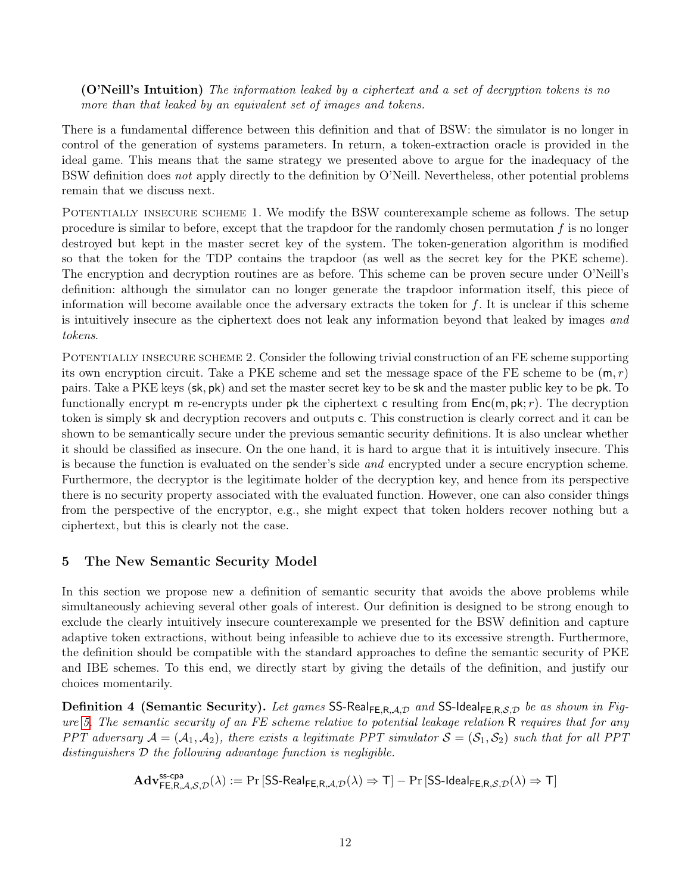**(O'Neill's Intuition)** *The information leaked by a ciphertext and a set of decryption tokens is no more than that leaked by an equivalent set of images and tokens.*

There is a fundamental difference between this definition and that of BSW: the simulator is no longer in control of the generation of systems parameters. In return, a token-extraction oracle is provided in the ideal game. This means that the same strategy we presented above to argue for the inadequacy of the BSW definition does *not* apply directly to the definition by O'Neill. Nevertheless, other potential problems remain that we discuss next.

Potentially insecure scheme 1. We modify the BSW counterexample scheme as follows. The setup procedure is similar to before, except that the trapdoor for the randomly chosen permutation $f$ is no longer destroyed but kept in the master secret key of the system. The token-generation algorithm is modified so that the token for the TDP contains the trapdoor (as well as the secret key for the PKE scheme). The encryption and decryption routines are as before. This scheme can be proven secure under O'Neill's definition: although the simulator can no longer generate the trapdoor information itself, this piece of information will become available once the adversary extracts the token for $f$. It is unclear if this scheme is intuitively insecure as the ciphertext does not leak any information beyond that leaked by images *and* tokens.

Potentially insecure scheme 2. Consider the following trivial construction of an FE scheme supporting its own encryption circuit. Take a PKE scheme and set the message space of the FE scheme to be $(\mathsf{m}, r)$ pairs. Take a PKE keys $(\mathsf{sk}, \mathsf{pk})$ and set the master secret key to be $\mathsf{sk}$ and the master public key to be $\mathsf{pk}$. To functionally encrypt $\mathsf{m}$ re-encrypts under $\mathsf{pk}$ the ciphertext $\mathsf{c}$ resulting from $\mathsf{Enc}(\mathsf{m}, \mathsf{pk}; r)$. The decryption token is simply $\mathsf{sk}$ and decryption recovers and outputs $\mathsf{c}$. This construction is clearly correct and it can be shown to be semantically secure under the previous semantic security definitions. It is also unclear whether it should be classified as insecure. On the one hand, it is hard to argue that it is intuitively insecure. This is because the function is evaluated on the sender's side *and* encrypted under a secure encryption scheme. Furthermore, the decryptor is the legitimate holder of the decryption key, and hence from its perspective there is no security property associated with the evaluated function. However, one can also consider things from the perspective of the encryptor, e.g., she might expect that token holders recover nothing but a ciphertext, but this is clearly not the case.

## 5 The New Semantic Security Model

In this section we propose new a definition of semantic security that avoids the above problems while simultaneously achieving several other goals of interest. Our definition is designed to be strong enough to exclude the clearly intuitively insecure counterexample we presented for the BSW definition and capture adaptive token extractions, without being infeasible to achieve due to its excessive strength. Furthermore, the definition should be compatible with the standard approaches to define the semantic security of PKE and IBE schemes. To this end, we directly start by giving the details of the definition, and justify our choices momentarily.

**Definition 4 (Semantic Security).** *Let games $\mathsf{SS\text{-}Real}_{\mathsf{FE},\mathsf{R},\mathcal{A},\mathcal{D}}$ and $\mathsf{SS\text{-}Ideal}_{\mathsf{FE},\mathsf{R},\mathcal{S},\mathcal{D}}$ be as shown in Figure 5. The semantic security of an FE scheme relative to potential leakage relation $\mathsf{R}$ requires that for any PPT adversary $\mathcal{A} = (\mathcal{A}_1, \mathcal{A}_2)$, there exists a legitimate PPT simulator $\mathcal{S} = (\mathcal{S}_1, \mathcal{S}_2)$ such that for all PPT distinguishers $\mathcal{D}$ the following advantage function is negligible.*

$$\mathbf{Adv}^{\mathsf{ss\text{-}cpa}}_{\mathsf{FE},\mathsf{R},\mathcal{A},\mathcal{S},\mathcal{D}}(\lambda) := \Pr\left[\mathsf{SS\text{-}Real}_{\mathsf{FE},\mathsf{R},\mathcal{A},\mathcal{D}}(\lambda) \Rightarrow \mathsf{T}\right] - \Pr\left[\mathsf{SS\text{-}Ideal}_{\mathsf{FE},\mathsf{R},\mathcal{S},\mathcal{D}}(\lambda) \Rightarrow \mathsf{T}\right]$$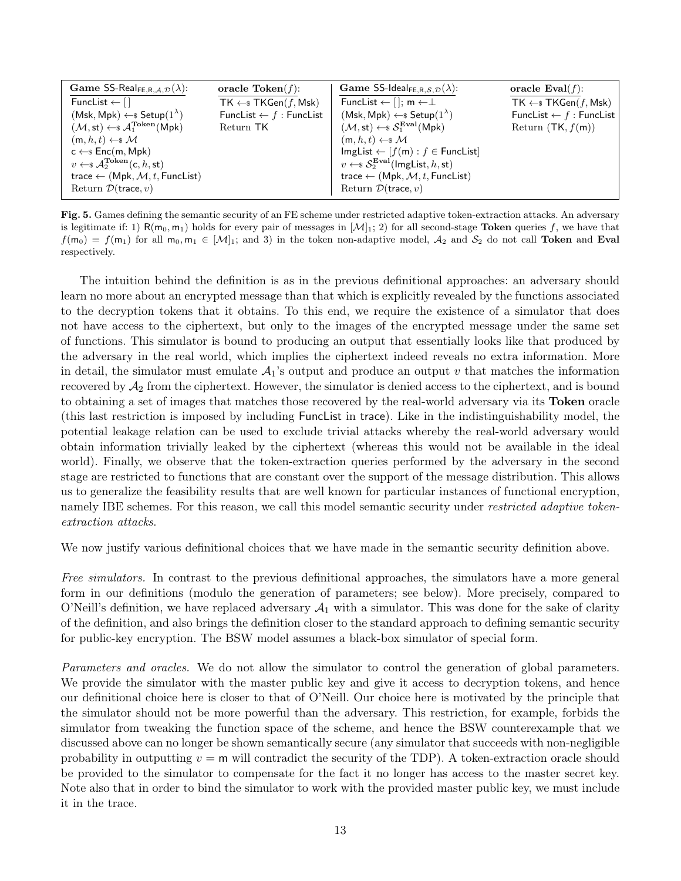| **Game** $\mathsf{SS\text{-}Real}_{\mathsf{FE},\mathsf{R},\mathcal{A},\mathcal{D}}(\lambda)$: | **oracle Token**$(f)$: | **Game** $\mathsf{SS\text{-}Ideal}_{\mathsf{FE},\mathsf{R},\mathcal{S},\mathcal{D}}(\lambda)$: | **oracle Eval**$(f)$: |
|---|---|---|---|
| $\mathsf{FuncList} \leftarrow [\,]$ | $\mathsf{TK} \leftarrow\!\!\$\ \mathsf{TKGen}(f, \mathsf{Msk})$ | $\mathsf{FuncList} \leftarrow [\,]$; $\mathsf{m} \leftarrow \perp$ | $\mathsf{TK} \leftarrow\!\!\$\ \mathsf{TKGen}(f, \mathsf{Msk})$ |
| $(\mathsf{Msk}, \mathsf{Mpk}) \leftarrow\!\!\$\ \mathsf{Setup}(1^\lambda)$ | $\mathsf{FuncList} \leftarrow f : \mathsf{FuncList}$ | $(\mathsf{Msk}, \mathsf{Mpk}) \leftarrow\!\!\$\ \mathsf{Setup}(1^\lambda)$ | $\mathsf{FuncList} \leftarrow f : \mathsf{FuncList}$ |
| $(\mathcal{M}, \mathsf{st}) \leftarrow\!\!\$\ \mathcal{A}_1^{\mathbf{Token}}(\mathsf{Mpk})$ | Return $\mathsf{TK}$ | $(\mathcal{M}, \mathsf{st}) \leftarrow\!\!\$\ \mathcal{S}_1^{\mathbf{Eval}}(\mathsf{Mpk})$ | Return $(\mathsf{TK}, f(\mathsf{m}))$ |
| $(\mathsf{m}, h, t) \leftarrow\!\!\$\ \mathcal{M}$ | | $(\mathsf{m}, h, t) \leftarrow\!\!\$\ \mathcal{M}$ | |
| $\mathsf{c} \leftarrow\!\!\$\ \mathsf{Enc}(\mathsf{m}, \mathsf{Mpk})$ | | $\mathsf{ImgList} \leftarrow [f(\mathsf{m}) : f \in \mathsf{FuncList}]$ | |
| $v \leftarrow\!\!\$\ \mathcal{A}_2^{\mathbf{Token}}(\mathsf{c}, h, \mathsf{st})$ | | $v \leftarrow\!\!\$\ \mathcal{S}_2^{\mathbf{Eval}}(\mathsf{ImgList}, h, \mathsf{st})$ | |
| $\mathsf{trace} \leftarrow (\mathsf{Mpk}, \mathcal{M}, t, \mathsf{FuncList})$ | | $\mathsf{trace} \leftarrow (\mathsf{Mpk}, \mathcal{M}, t, \mathsf{FuncList})$ | |
| Return $\mathcal{D}(\mathsf{trace}, v)$ | | Return $\mathcal{D}(\mathsf{trace}, v)$ | |

**Fig. 5.** Games defining the semantic security of an FE scheme under restricted adaptive token-extraction attacks. An adversary is legitimate if: 1) $\mathsf{R}(\mathsf{m}_0, \mathsf{m}_1)$ holds for every pair of messages in $[\mathcal{M}]_1$; 2) for all second-stage **Token** queries $f$, we have that $f(\mathsf{m}_0) = f(\mathsf{m}_1)$ for all $\mathsf{m}_0, \mathsf{m}_1 \in [\mathcal{M}]_1$; and 3) in the token non-adaptive model, $\mathcal{A}_2$ and $\mathcal{S}_2$ do not call **Token** and **Eval** respectively.

The intuition behind the definition is as in the previous definitional approaches: an adversary should learn no more about an encrypted message than that which is explicitly revealed by the functions associated to the decryption tokens that it obtains. To this end, we require the existence of a simulator that does not have access to the ciphertext, but only to the images of the encrypted message under the same set of functions. This simulator is bound to producing an output that essentially looks like that produced by the adversary in the real world, which implies the ciphertext indeed reveals no extra information. More in detail, the simulator must emulate $\mathcal{A}_1$'s output and produce an output $v$ that matches the information recovered by $\mathcal{A}_2$ from the ciphertext. However, the simulator is denied access to the ciphertext, and is bound to obtaining a set of images that matches those recovered by the real-world adversary via its **Token** oracle (this last restriction is imposed by including $\mathsf{FuncList}$ in $\mathsf{trace}$). Like in the indistinguishability model, the potential leakage relation can be used to exclude trivial attacks whereby the real-world adversary would obtain information trivially leaked by the ciphertext (whereas this would not be available in the ideal world). Finally, we observe that the token-extraction queries performed by the adversary in the second stage are restricted to functions that are constant over the support of the message distribution. This allows us to generalize the feasibility results that are well known for particular instances of functional encryption, namely IBE schemes. For this reason, we call this model semantic security under *restricted adaptive token-extraction attacks*.

We now justify various definitional choices that we have made in the semantic security definition above.

*Free simulators.* In contrast to the previous definitional approaches, the simulators have a more general form in our definitions (modulo the generation of parameters; see below). More precisely, compared to O'Neill's definition, we have replaced adversary $\mathcal{A}_1$ with a simulator. This was done for the sake of clarity of the definition, and also brings the definition closer to the standard approach to defining semantic security for public-key encryption. The BSW model assumes a black-box simulator of special form.

*Parameters and oracles.* We do not allow the simulator to control the generation of global parameters. We provide the simulator with the master public key and give it access to decryption tokens, and hence our definitional choice here is closer to that of O'Neill. Our choice here is motivated by the principle that the simulator should not be more powerful than the adversary. This restriction, for example, forbids the simulator from tweaking the function space of the scheme, and hence the BSW counterexample that we discussed above can no longer be shown semantically secure (any simulator that succeeds with non-negligible probability in outputting $v = \mathsf{m}$ will contradict the security of the TDP). A token-extraction oracle should be provided to the simulator to compensate for the fact it no longer has access to the master secret key. Note also that in order to bind the simulator to work with the provided master public key, we must include it in the trace.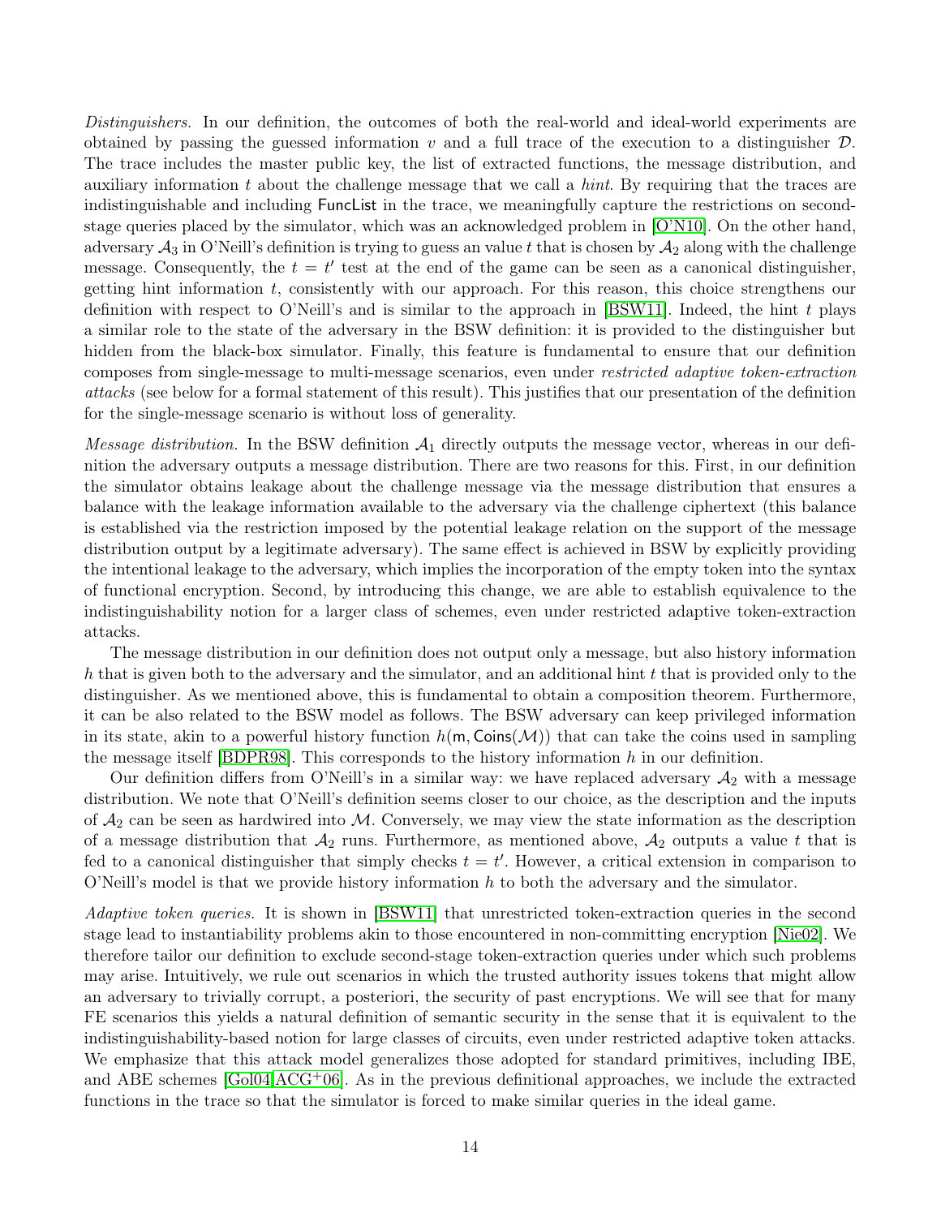*Distinguishers.* In our definition, the outcomes of both the real-world and ideal-world experiments are obtained by passing the guessed information $v$ and a full trace of the execution to a distinguisher $\mathcal{D}$. The trace includes the master public key, the list of extracted functions, the message distribution, and auxiliary information $t$ about the challenge message that we call a *hint*. By requiring that the traces are indistinguishable and including $\mathsf{FuncList}$ in the trace, we meaningfully capture the restrictions on second-stage queries placed by the simulator, which was an acknowledged problem in [O'N10]. On the other hand, adversary $\mathcal{A}_3$ in O'Neill's definition is trying to guess an value $t$ that is chosen by $\mathcal{A}_2$ along with the challenge message. Consequently, the $t = t'$ test at the end of the game can be seen as a canonical distinguisher, getting hint information $t$, consistently with our approach. For this reason, this choice strengthens our definition with respect to O'Neill's and is similar to the approach in [BSW11]. Indeed, the hint $t$ plays a similar role to the state of the adversary in the BSW definition: it is provided to the distinguisher but hidden from the black-box simulator. Finally, this feature is fundamental to ensure that our definition composes from single-message to multi-message scenarios, even under *restricted adaptive token-extraction attacks* (see below for a formal statement of this result). This justifies that our presentation of the definition for the single-message scenario is without loss of generality.

*Message distribution.* In the BSW definition $\mathcal{A}_1$ directly outputs the message vector, whereas in our definition the adversary outputs a message distribution. There are two reasons for this. First, in our definition the simulator obtains leakage about the challenge message via the message distribution that ensures a balance with the leakage information available to the adversary via the challenge ciphertext (this balance is established via the restriction imposed by the potential leakage relation on the support of the message distribution output by a legitimate adversary). The same effect is achieved in BSW by explicitly providing the intentional leakage to the adversary, which implies the incorporation of the empty token into the syntax of functional encryption. Second, by introducing this change, we are able to establish equivalence to the indistinguishability notion for a larger class of schemes, even under restricted adaptive token-extraction attacks.

The message distribution in our definition does not output only a message, but also history information $h$ that is given both to the adversary and the simulator, and an additional hint $t$ that is provided only to the distinguisher. As we mentioned above, this is fundamental to obtain a composition theorem. Furthermore, it can be also related to the BSW model as follows. The BSW adversary can keep privileged information in its state, akin to a powerful history function $h(\mathsf{m}, \mathsf{Coins}(\mathcal{M}))$ that can take the coins used in sampling the message itself [BDPR98]. This corresponds to the history information $h$ in our definition.

Our definition differs from O'Neill's in a similar way: we have replaced adversary $\mathcal{A}_2$ with a message distribution. We note that O'Neill's definition seems closer to our choice, as the description and the inputs of $\mathcal{A}_2$ can be seen as hardwired into $\mathcal{M}$. Conversely, we may view the state information as the description of a message distribution that $\mathcal{A}_2$ runs. Furthermore, as mentioned above, $\mathcal{A}_2$ outputs a value $t$ that is fed to a canonical distinguisher that simply checks $t = t'$. However, a critical extension in comparison to O'Neill's model is that we provide history information $h$ to both the adversary and the simulator.

*Adaptive token queries.* It is shown in [BSW11] that unrestricted token-extraction queries in the second stage lead to instantiability problems akin to those encountered in non-committing encryption [Nie02]. We therefore tailor our definition to exclude second-stage token-extraction queries under which such problems may arise. Intuitively, we rule out scenarios in which the trusted authority issues tokens that might allow an adversary to trivially corrupt, a posteriori, the security of past encryptions. We will see that for many FE scenarios this yields a natural definition of semantic security in the sense that it is equivalent to the indistinguishability-based notion for large classes of circuits, even under restricted adaptive token attacks. We emphasize that this attack model generalizes those adopted for standard primitives, including IBE, and ABE schemes [Gol04, ACG+06]. As in the previous definitional approaches, we include the extracted functions in the trace so that the simulator is forced to make similar queries in the ideal game.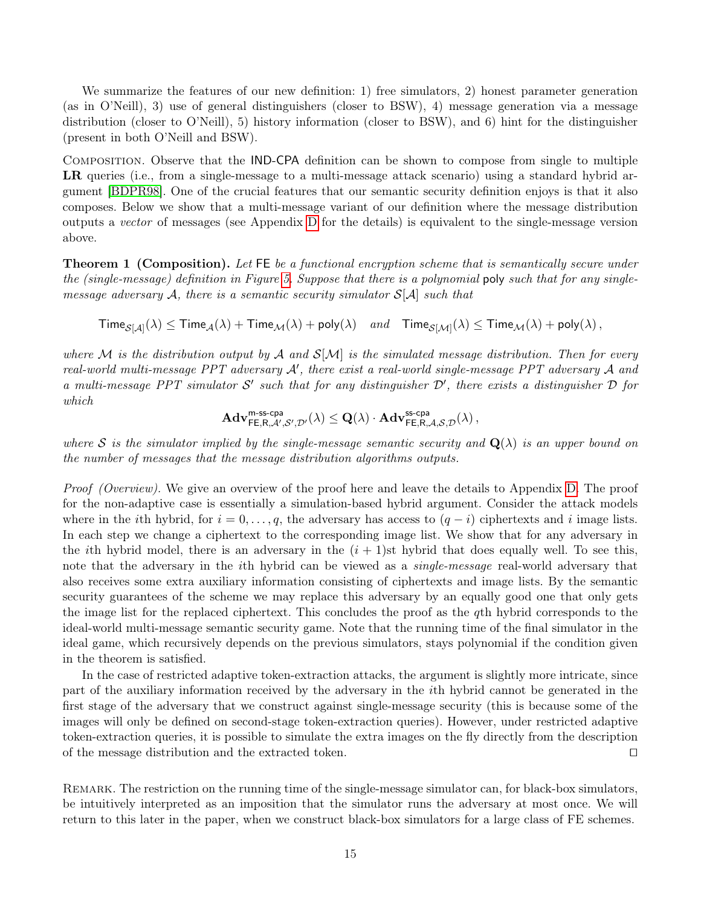We summarize the features of our new definition: 1) free simulators, 2) honest parameter generation (as in O'Neill), 3) use of general distinguishers (closer to BSW), 4) message generation via a message distribution (closer to O'Neill), 5) history information (closer to BSW), and 6) hint for the distinguisher (present in both O'Neill and BSW).

COMPOSITION. Observe that the IND-CPA definition can be shown to compose from single to multiple **LR** queries (i.e., from a single-message to a multi-message attack scenario) using a standard hybrid argument [BDPR98]. One of the crucial features that our semantic security definition enjoys is that it also composes. Below we show that a multi-message variant of our definition where the message distribution outputs a *vector* of messages (see Appendix D for the details) is equivalent to the single-message version above.

**Theorem 1 (Composition).** *Let* FE *be a functional encryption scheme that is semantically secure under the (single-message) definition in Figure 5. Suppose that there is a polynomial* poly *such that for any single-message adversary $\mathcal{A}$, there is a semantic security simulator $\mathcal{S}[\mathcal{A}]$ such that*

$$\mathsf{Time}_{\mathcal{S}[\mathcal{A}]}(\lambda) \leq \mathsf{Time}_{\mathcal{A}}(\lambda) + \mathsf{Time}_{\mathcal{M}}(\lambda) + \mathsf{poly}(\lambda) \quad \textit{and} \quad \mathsf{Time}_{\mathcal{S}[\mathcal{M}]}(\lambda) \leq \mathsf{Time}_{\mathcal{M}}(\lambda) + \mathsf{poly}(\lambda)\,,$$

*where $\mathcal{M}$ is the distribution output by $\mathcal{A}$ and $\mathcal{S}[\mathcal{M}]$ is the simulated message distribution. Then for every real-world multi-message PPT adversary $\mathcal{A}'$, there exist a real-world single-message PPT adversary $\mathcal{A}$ and a multi-message PPT simulator $\mathcal{S}'$ such that for any distinguisher $\mathcal{D}'$, there exists a distinguisher $\mathcal{D}$ for which*

$$\mathbf{Adv}^{\text{m-ss-cpa}}_{\mathsf{FE},\mathsf{R},\mathcal{A}',\mathcal{S}',\mathcal{D}'}(\lambda) \leq \mathbf{Q}(\lambda) \cdot \mathbf{Adv}^{\text{ss-cpa}}_{\mathsf{FE},\mathsf{R},\mathcal{A},\mathcal{S},\mathcal{D}}(\lambda)\,,$$

*where $\mathcal{S}$ is the simulator implied by the single-message semantic security and $\mathbf{Q}(\lambda)$ is an upper bound on the number of messages that the message distribution algorithms outputs.*

*Proof (Overview).* We give an overview of the proof here and leave the details to Appendix D. The proof for the non-adaptive case is essentially a simulation-based hybrid argument. Consider the attack models where in the $i$th hybrid, for $i = 0, \ldots, q$, the adversary has access to $(q - i)$ ciphertexts and $i$ image lists. In each step we change a ciphertext to the corresponding image list. We show that for any adversary in the $i$th hybrid model, there is an adversary in the $(i+1)$st hybrid that does equally well. To see this, note that the adversary in the $i$th hybrid can be viewed as a *single-message* real-world adversary that also receives some extra auxiliary information consisting of ciphertexts and image lists. By the semantic security guarantees of the scheme we may replace this adversary by an equally good one that only gets the image list for the replaced ciphertext. This concludes the proof as the $q$th hybrid corresponds to the ideal-world multi-message semantic security game. Note that the running time of the final simulator in the ideal game, which recursively depends on the previous simulators, stays polynomial if the condition given in the theorem is satisfied.

In the case of restricted adaptive token-extraction attacks, the argument is slightly more intricate, since part of the auxiliary information received by the adversary in the $i$th hybrid cannot be generated in the first stage of the adversary that we construct against single-message security (this is because some of the images will only be defined on second-stage token-extraction queries). However, under restricted adaptive token-extraction queries, it is possible to simulate the extra images on the fly directly from the description of the message distribution and the extracted token. ☐

REMARK. The restriction on the running time of the single-message simulator can, for black-box simulators, be intuitively interpreted as an imposition that the simulator runs the adversary at most once. We will return to this later in the paper, when we construct black-box simulators for a large class of FE schemes.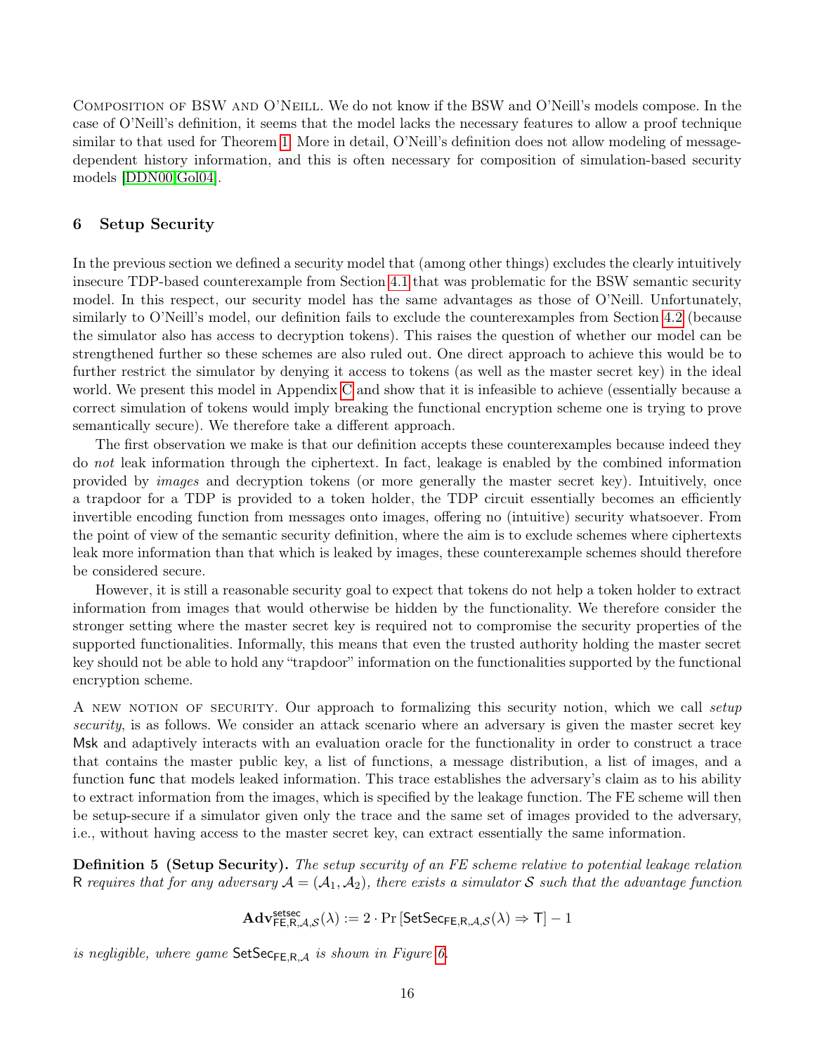Composition of BSW and O'Neill. We do not know if the BSW and O'Neill's models compose. In the case of O'Neill's definition, it seems that the model lacks the necessary features to allow a proof technique similar to that used for Theorem 1. More in detail, O'Neill's definition does not allow modeling of message-dependent history information, and this is often necessary for composition of simulation-based security models [DDN00,Gol04].

## 6 Setup Security

In the previous section we defined a security model that (among other things) excludes the clearly intuitively insecure TDP-based counterexample from Section 4.1 that was problematic for the BSW semantic security model. In this respect, our security model has the same advantages as those of O'Neill. Unfortunately, similarly to O'Neill's model, our definition fails to exclude the counterexamples from Section 4.2 (because the simulator also has access to decryption tokens). This raises the question of whether our model can be strengthened further so these schemes are also ruled out. One direct approach to achieve this would be to further restrict the simulator by denying it access to tokens (as well as the master secret key) in the ideal world. We present this model in Appendix C and show that it is infeasible to achieve (essentially because a correct simulation of tokens would imply breaking the functional encryption scheme one is trying to prove semantically secure). We therefore take a different approach.

The first observation we make is that our definition accepts these counterexamples because indeed they do *not* leak information through the ciphertext. In fact, leakage is enabled by the combined information provided by *images* and decryption tokens (or more generally the master secret key). Intuitively, once a trapdoor for a TDP is provided to a token holder, the TDP circuit essentially becomes an efficiently invertible encoding function from messages onto images, offering no (intuitive) security whatsoever. From the point of view of the semantic security definition, where the aim is to exclude schemes where ciphertexts leak more information than that which is leaked by images, these counterexample schemes should therefore be considered secure.

However, it is still a reasonable security goal to expect that tokens do not help a token holder to extract information from images that would otherwise be hidden by the functionality. We therefore consider the stronger setting where the master secret key is required not to compromise the security properties of the supported functionalities. Informally, this means that even the trusted authority holding the master secret key should not be able to hold any "trapdoor" information on the functionalities supported by the functional encryption scheme.

A new notion of security. Our approach to formalizing this security notion, which we call *setup security*, is as follows. We consider an attack scenario where an adversary is given the master secret key $\mathsf{Msk}$ and adaptively interacts with an evaluation oracle for the functionality in order to construct a trace that contains the master public key, a list of functions, a message distribution, a list of images, and a function $\mathsf{func}$ that models leaked information. This trace establishes the adversary's claim as to his ability to extract information from the images, which is specified by the leakage function. The FE scheme will then be setup-secure if a simulator given only the trace and the same set of images provided to the adversary, i.e., without having access to the master secret key, can extract essentially the same information.

**Definition 5 (Setup Security).** *The setup security of an FE scheme relative to potential leakage relation* $\mathsf{R}$ *requires that for any adversary* $\mathcal{A} = (\mathcal{A}_1, \mathcal{A}_2)$*, there exists a simulator* $\mathcal{S}$ *such that the advantage function*

$$\mathbf{Adv}^{\mathsf{setsec}}_{\mathsf{FE},\mathsf{R},\mathcal{A},\mathcal{S}}(\lambda) := 2 \cdot \Pr\left[\mathsf{SetSec}_{\mathsf{FE},\mathsf{R},\mathcal{A},\mathcal{S}}(\lambda) \Rightarrow \mathsf{T}\right] - 1$$

*is negligible, where game* $\mathsf{SetSec}_{\mathsf{FE},\mathsf{R},\mathcal{A}}$ *is shown in Figure 6.*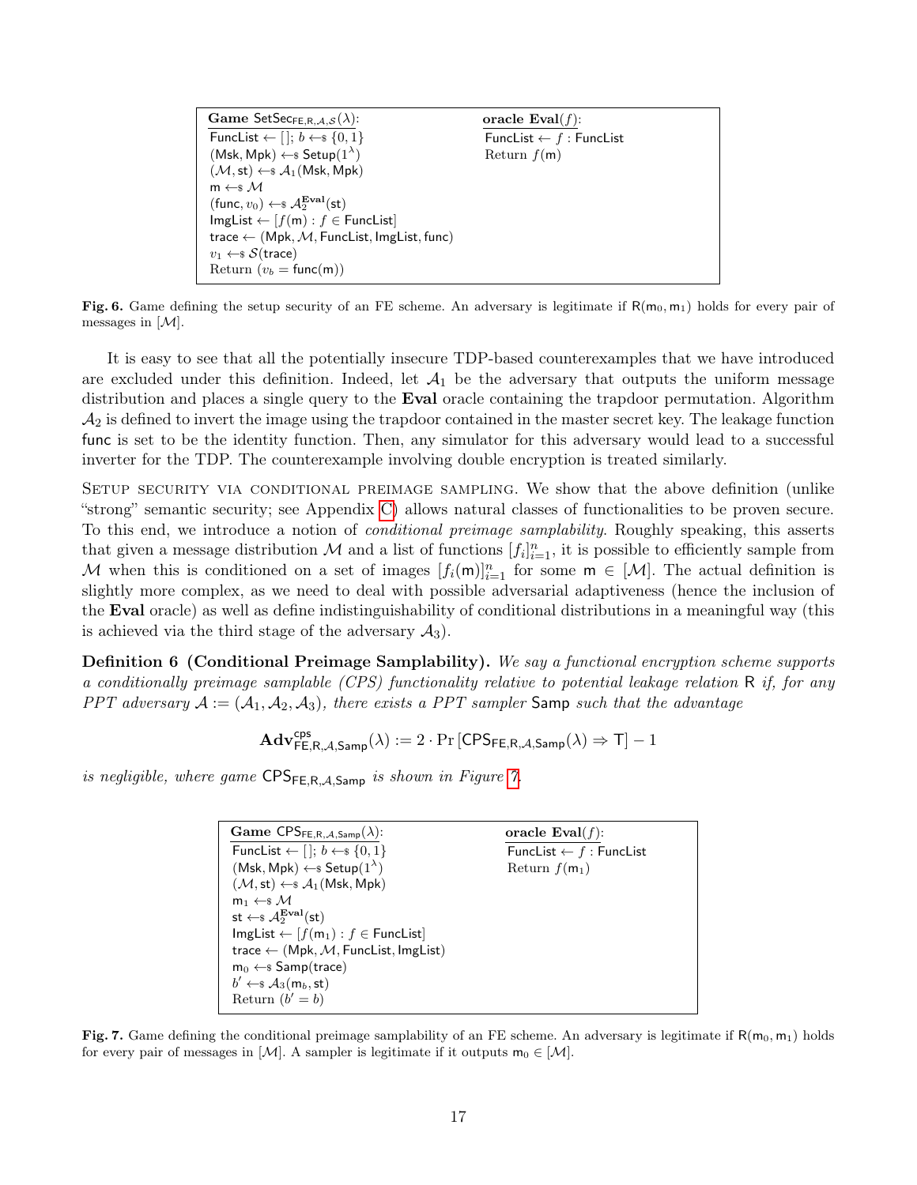```
Game SetSec_{FE,R,A,S}(λ):                          oracle Eval(f):
FuncList ← []; b ←$ {0,1}                           FuncList ← f : FuncList
(Msk, Mpk) ←$ Setup(1^λ)                            Return f(m)
(M, st) ←$ A_1(Msk, Mpk)
m ←$ M
(func, v_0) ←$ A_2^Eval(st)
ImgList ← [f(m) : f ∈ FuncList]
trace ← (Mpk, M, FuncList, ImgList, func)
v_1 ←$ S(trace)
Return (v_b = func(m))
```

**Fig. 6.** Game defining the setup security of an FE scheme. An adversary is legitimate if $\mathsf{R}(\mathsf{m}_0, \mathsf{m}_1)$ holds for every pair of messages in $[\mathcal{M}]$.

It is easy to see that all the potentially insecure TDP-based counterexamples that we have introduced are excluded under this definition. Indeed, let $\mathcal{A}_1$ be the adversary that outputs the uniform message distribution and places a single query to the **Eval** oracle containing the trapdoor permutation. Algorithm $\mathcal{A}_2$ is defined to invert the image using the trapdoor contained in the master secret key. The leakage function $\mathsf{func}$ is set to be the identity function. Then, any simulator for this adversary would lead to a successful inverter for the TDP. The counterexample involving double encryption is treated similarly.

Setup security via conditional preimage sampling. We show that the above definition (unlike "strong" semantic security; see Appendix C) allows natural classes of functionalities to be proven secure. To this end, we introduce a notion of *conditional preimage samplability*. Roughly speaking, this asserts that given a message distribution $\mathcal{M}$ and a list of functions $[f_i]_{i=1}^n$, it is possible to efficiently sample from $\mathcal{M}$ when this is conditioned on a set of images $[f_i(\mathsf{m})]_{i=1}^n$ for some $\mathsf{m} \in [\mathcal{M}]$. The actual definition is slightly more complex, as we need to deal with possible adversarial adaptiveness (hence the inclusion of the **Eval** oracle) as well as define indistinguishability of conditional distributions in a meaningful way (this is achieved via the third stage of the adversary $\mathcal{A}_3$).

**Definition 6 (Conditional Preimage Samplability).** *We say a functional encryption scheme supports a conditionally preimage samplable (CPS) functionality relative to potential leakage relation* $\mathsf{R}$ *if, for any PPT adversary* $\mathcal{A} := (\mathcal{A}_1, \mathcal{A}_2, \mathcal{A}_3)$*, there exists a PPT sampler* $\mathsf{Samp}$ *such that the advantage*

$$\mathbf{Adv}^{\mathsf{cps}}_{\mathsf{FE},\mathsf{R},\mathcal{A},\mathsf{Samp}}(\lambda) := 2 \cdot \Pr\left[\mathsf{CPS}_{\mathsf{FE},\mathsf{R},\mathcal{A},\mathsf{Samp}}(\lambda) \Rightarrow \mathsf{T}\right] - 1$$

*is negligible, where game* $\mathsf{CPS}_{\mathsf{FE},\mathsf{R},\mathcal{A},\mathsf{Samp}}$ *is shown in Figure 7.*

```
Game CPS_{FE,R,A,Samp}(λ):                          oracle Eval(f):
FuncList ← []; b ←$ {0,1}                           FuncList ← f : FuncList
(Msk, Mpk) ←$ Setup(1^λ)                            Return f(m_1)
(M, st) ←$ A_1(Msk, Mpk)
m_1 ←$ M
st ←$ A_2^Eval(st)
ImgList ← [f(m_1) : f ∈ FuncList]
trace ← (Mpk, M, FuncList, ImgList)
m_0 ←$ Samp(trace)
b' ←$ A_3(m_b, st)
Return (b' = b)
```

**Fig. 7.** Game defining the conditional preimage samplability of an FE scheme. An adversary is legitimate if $\mathsf{R}(\mathsf{m}_0, \mathsf{m}_1)$ holds for every pair of messages in $[\mathcal{M}]$. A sampler is legitimate if it outputs $\mathsf{m}_0 \in [\mathcal{M}]$.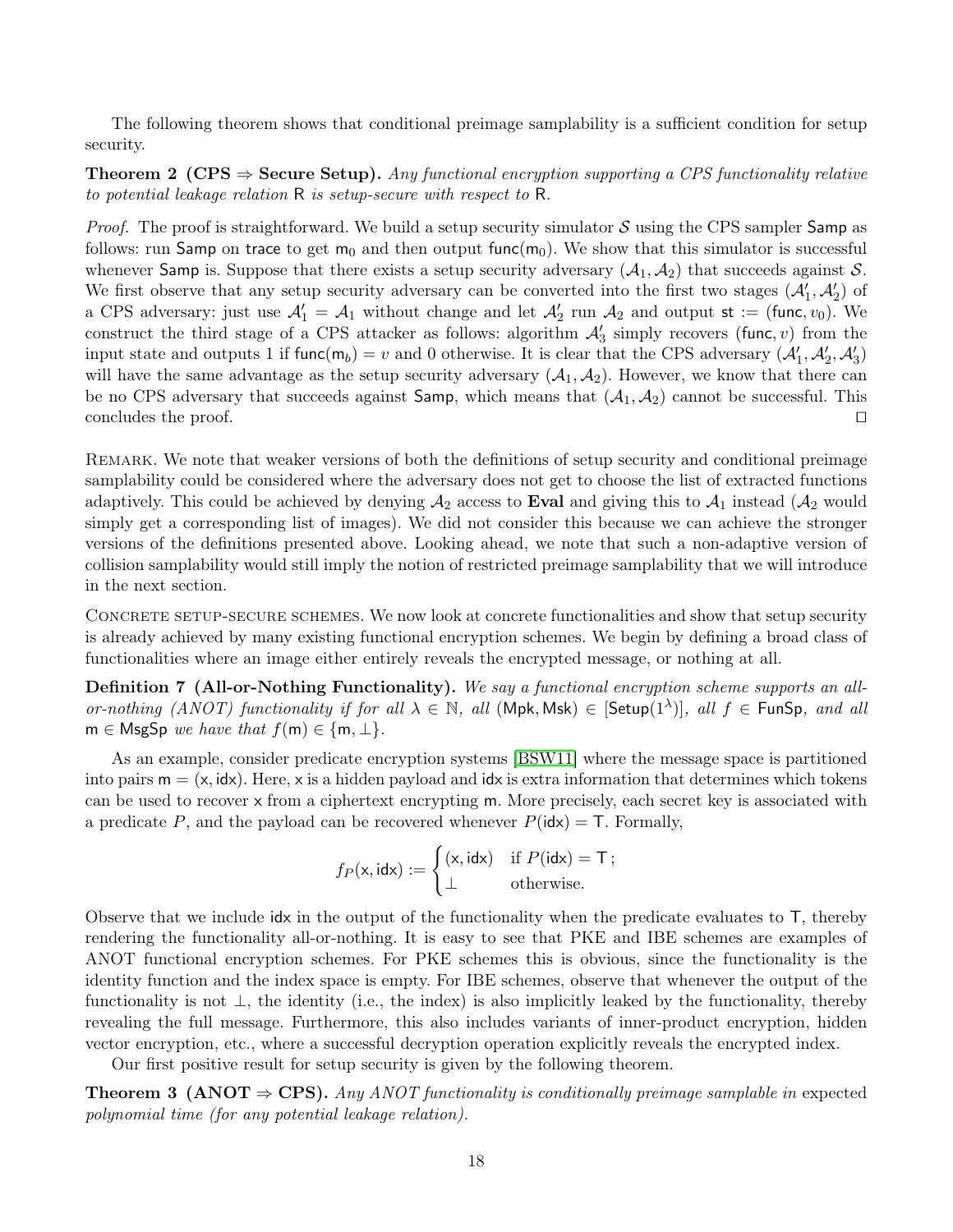The following theorem shows that conditional preimage samplability is a sufficient condition for setup security.

**Theorem 2 (CPS ⇒ Secure Setup).** *Any functional encryption supporting a CPS functionality relative to potential leakage relation* $\mathsf{R}$ *is setup-secure with respect to* $\mathsf{R}$*.*

*Proof.* The proof is straightforward. We build a setup security simulator $\mathcal{S}$ using the CPS sampler $\mathsf{Samp}$ as follows: run $\mathsf{Samp}$ on $\mathsf{trace}$ to get $\mathsf{m}_0$ and then output $\mathsf{func}(\mathsf{m}_0)$. We show that this simulator is successful whenever $\mathsf{Samp}$ is. Suppose that there exists a setup security adversary $(\mathcal{A}_1, \mathcal{A}_2)$ that succeeds against $\mathcal{S}$. We first observe that any setup security adversary can be converted into the first two stages $(\mathcal{A}_1', \mathcal{A}_2')$ of a CPS adversary: just use $\mathcal{A}_1' = \mathcal{A}_1$ without change and let $\mathcal{A}_2'$ run $\mathcal{A}_2$ and output $\mathsf{st} := (\mathsf{func}, v_0)$. We construct the third stage of a CPS attacker as follows: algorithm $\mathcal{A}_3'$ simply recovers $(\mathsf{func}, v)$ from the input state and outputs 1 if $\mathsf{func}(\mathsf{m}_b) = v$ and 0 otherwise. It is clear that the CPS adversary $(\mathcal{A}_1', \mathcal{A}_2', \mathcal{A}_3')$ will have the same advantage as the setup security adversary $(\mathcal{A}_1, \mathcal{A}_2)$. However, we know that there can be no CPS adversary that succeeds against $\mathsf{Samp}$, which means that $(\mathcal{A}_1, \mathcal{A}_2)$ cannot be successful. This concludes the proof. ◻

Remark. We note that weaker versions of both the definitions of setup security and conditional preimage samplability could be considered where the adversary does not get to choose the list of extracted functions adaptively. This could be achieved by denying $\mathcal{A}_2$ access to **Eval** and giving this to $\mathcal{A}_1$ instead ($\mathcal{A}_2$ would simply get a corresponding list of images). We did not consider this because we can achieve the stronger versions of the definitions presented above. Looking ahead, we note that such a non-adaptive version of collision samplability would still imply the notion of restricted preimage samplability that we will introduce in the next section.

Concrete setup-secure schemes. We now look at concrete functionalities and show that setup security is already achieved by many existing functional encryption schemes. We begin by defining a broad class of functionalities where an image either entirely reveals the encrypted message, or nothing at all.

**Definition 7 (All-or-Nothing Functionality).** *We say a functional encryption scheme supports an all-or-nothing (ANOT) functionality if for all* $\lambda \in \mathbb{N}$*, all* $(\mathsf{Mpk}, \mathsf{Msk}) \in [\mathsf{Setup}(1^\lambda)]$*, all* $f \in \mathsf{FunSp}$*, and all* $\mathsf{m} \in \mathsf{MsgSp}$ *we have that* $f(\mathsf{m}) \in \{\mathsf{m}, \bot\}$*.*

As an example, consider predicate encryption systems [BSW11] where the message space is partitioned into pairs $\mathsf{m} = (\mathsf{x}, \mathsf{idx})$. Here, $\mathsf{x}$ is a hidden payload and $\mathsf{idx}$ is extra information that determines which tokens can be used to recover $\mathsf{x}$ from a ciphertext encrypting $\mathsf{m}$. More precisely, each secret key is associated with a predicate $P$, and the payload can be recovered whenever $P(\mathsf{idx}) = \mathsf{T}$. Formally,

$$f_P(\mathsf{x}, \mathsf{idx}) := \begin{cases} (\mathsf{x}, \mathsf{idx}) & \text{if } P(\mathsf{idx}) = \mathsf{T}\,; \\ \bot & \text{otherwise.} \end{cases}$$

Observe that we include $\mathsf{idx}$ in the output of the functionality when the predicate evaluates to $\mathsf{T}$, thereby rendering the functionality all-or-nothing. It is easy to see that PKE and IBE schemes are examples of ANOT functional encryption schemes. For PKE schemes this is obvious, since the functionality is the identity function and the index space is empty. For IBE schemes, observe that whenever the output of the functionality is not $\bot$, the identity (i.e., the index) is also implicitly leaked by the functionality, thereby revealing the full message. Furthermore, this also includes variants of inner-product encryption, hidden vector encryption, etc., where a successful decryption operation explicitly reveals the encrypted index.

Our first positive result for setup security is given by the following theorem.

**Theorem 3 (ANOT ⇒ CPS).** *Any ANOT functionality is conditionally preimage samplable in* expected *polynomial time (for any potential leakage relation).*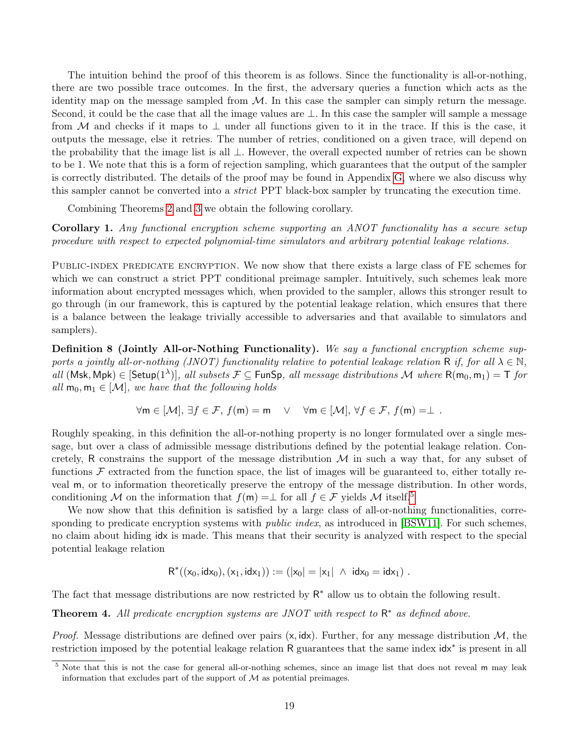The intuition behind the proof of this theorem is as follows. Since the functionality is all-or-nothing, there are two possible trace outcomes. In the first, the adversary queries a function which acts as the identity map on the message sampled from $\mathcal{M}$. In this case the sampler can simply return the message. Second, it could be the case that all the image values are $\perp$. In this case the sampler will sample a message from $\mathcal{M}$ and checks if it maps to $\perp$ under all functions given to it in the trace. If this is the case, it outputs the message, else it retries. The number of retries, conditioned on a given trace, will depend on the probability that the image list is all $\perp$. However, the overall expected number of retries can be shown to be 1. We note that this is a form of rejection sampling, which guarantees that the output of the sampler is correctly distributed. The details of the proof may be found in Appendix G, where we also discuss why this sampler cannot be converted into a *strict* PPT black-box sampler by truncating the execution time.

Combining Theorems 2 and 3 we obtain the following corollary.

**Corollary 1.** *Any functional encryption scheme supporting an ANOT functionality has a secure setup procedure with respect to expected polynomial-time simulators and arbitrary potential leakage relations.*

PUBLIC-INDEX PREDICATE ENCRYPTION. We now show that there exists a large class of FE schemes for which we can construct a strict PPT conditional preimage sampler. Intuitively, such schemes leak more information about encrypted messages which, when provided to the sampler, allows this stronger result to go through (in our framework, this is captured by the potential leakage relation, which ensures that there is a balance between the leakage trivially accessible to adversaries and that available to simulators and samplers).

**Definition 8 (Jointly All-or-Nothing Functionality).** *We say a functional encryption scheme supports a jointly all-or-nothing (JNOT) functionality relative to potential leakage relation* $\mathsf{R}$ *if, for all* $\lambda \in \mathbb{N}$, *all* $(\mathsf{Msk}, \mathsf{Mpk}) \in [\mathsf{Setup}(1^\lambda)]$, *all subsets* $\mathcal{F} \subseteq \mathsf{FunSp}$, *all message distributions* $\mathcal{M}$ *where* $\mathsf{R}(\mathsf{m}_0, \mathsf{m}_1) = \mathsf{T}$ *for all* $\mathsf{m}_0, \mathsf{m}_1 \in [\mathcal{M}]$, *we have that the following holds*

$$\forall \mathsf{m} \in [\mathcal{M}],\ \exists f \in \mathcal{F},\ f(\mathsf{m}) = \mathsf{m} \quad \vee \quad \forall \mathsf{m} \in [\mathcal{M}],\ \forall f \in \mathcal{F},\ f(\mathsf{m}) = \perp\ .$$

Roughly speaking, in this definition the all-or-nothing property is no longer formulated over a single message, but over a class of admissible message distributions defined by the potential leakage relation. Concretely, $\mathsf{R}$ constrains the support of the message distribution $\mathcal{M}$ in such a way that, for any subset of functions $\mathcal{F}$ extracted from the function space, the list of images will be guaranteed to, either totally reveal $\mathsf{m}$, or to information theoretically preserve the entropy of the message distribution. In other words, conditioning $\mathcal{M}$ on the information that $f(\mathsf{m}) = \perp$ for all $f \in \mathcal{F}$ yields $\mathcal{M}$ itself.[5]

We now show that this definition is satisfied by a large class of all-or-nothing functionalities, corresponding to predicate encryption systems with *public index*, as introduced in [BSW11]. For such schemes, no claim about hiding $\mathsf{idx}$ is made. This means that their security is analyzed with respect to the special potential leakage relation

$$\mathsf{R}^*((\mathsf{x}_0, \mathsf{idx}_0), (\mathsf{x}_1, \mathsf{idx}_1)) := (|\mathsf{x}_0| = |\mathsf{x}_1| \ \wedge\ \mathsf{idx}_0 = \mathsf{idx}_1)\ .$$

The fact that message distributions are now restricted by $\mathsf{R}^*$ allow us to obtain the following result.

**Theorem 4.** *All predicate encryption systems are JNOT with respect to* $\mathsf{R}^*$ *as defined above.*

*Proof.* Message distributions are defined over pairs $(\mathsf{x}, \mathsf{idx})$. Further, for any message distribution $\mathcal{M}$, the restriction imposed by the potential leakage relation $\mathsf{R}$ guarantees that the same index $\mathsf{idx}^*$ is present in all

[5] Note that this is not the case for general all-or-nothing schemes, since an image list that does not reveal $\mathsf{m}$ may leak information that excludes part of the support of $\mathcal{M}$ as potential preimages.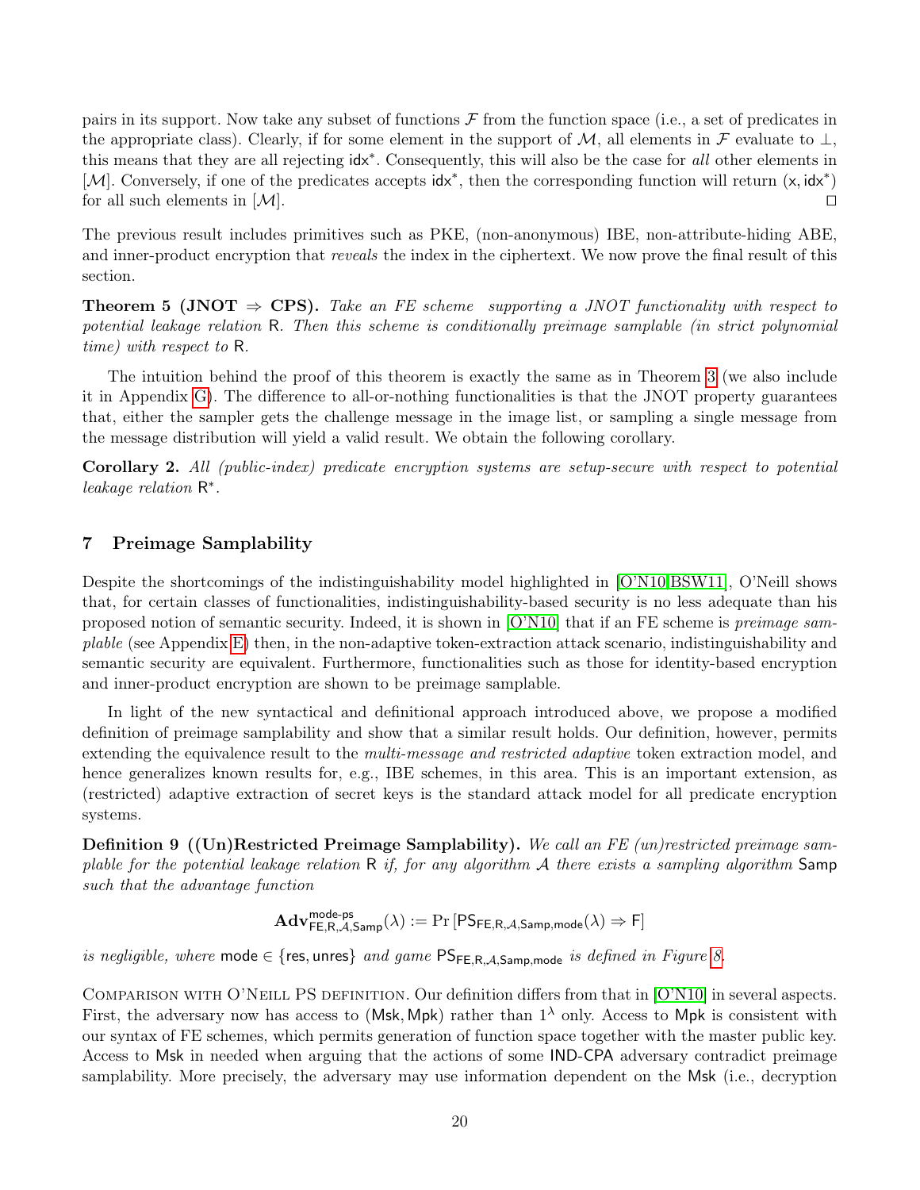pairs in its support. Now take any subset of functions $\mathcal{F}$ from the function space (i.e., a set of predicates in the appropriate class). Clearly, if for some element in the support of $\mathcal{M}$, all elements in $\mathcal{F}$ evaluate to $\perp$, this means that they are all rejecting $\mathsf{idx}^*$. Consequently, this will also be the case for *all* other elements in $[\mathcal{M}]$. Conversely, if one of the predicates accepts $\mathsf{idx}^*$, then the corresponding function will return $(\mathsf{x}, \mathsf{idx}^*)$ for all such elements in $[\mathcal{M}]$. $\square$

The previous result includes primitives such as PKE, (non-anonymous) IBE, non-attribute-hiding ABE, and inner-product encryption that *reveals* the index in the ciphertext. We now prove the final result of this section.

**Theorem 5 (JNOT $\Rightarrow$ CPS).** *Take an FE scheme supporting a JNOT functionality with respect to potential leakage relation* $\mathsf{R}$*. Then this scheme is conditionally preimage samplable (in strict polynomial time) with respect to* $\mathsf{R}$*.*

The intuition behind the proof of this theorem is exactly the same as in Theorem 3 (we also include it in Appendix G). The difference to all-or-nothing functionalities is that the JNOT property guarantees that, either the sampler gets the challenge message in the image list, or sampling a single message from the message distribution will yield a valid result. We obtain the following corollary.

**Corollary 2.** *All (public-index) predicate encryption systems are setup-secure with respect to potential leakage relation* $\mathsf{R}^*$*.*

## 7 Preimage Samplability

Despite the shortcomings of the indistinguishability model highlighted in [O'N10,BSW11], O'Neill shows that, for certain classes of functionalities, indistinguishability-based security is no less adequate than his proposed notion of semantic security. Indeed, it is shown in [O'N10] that if an FE scheme is *preimage samplable* (see Appendix E) then, in the non-adaptive token-extraction attack scenario, indistinguishability and semantic security are equivalent. Furthermore, functionalities such as those for identity-based encryption and inner-product encryption are shown to be preimage samplable.

In light of the new syntactical and definitional approach introduced above, we propose a modified definition of preimage samplability and show that a similar result holds. Our definition, however, permits extending the equivalence result to the *multi-message and restricted adaptive* token extraction model, and hence generalizes known results for, e.g., IBE schemes, in this area. This is an important extension, as (restricted) adaptive extraction of secret keys is the standard attack model for all predicate encryption systems.

**Definition 9 ((Un)Restricted Preimage Samplability).** *We call an FE (un)restricted preimage samplable for the potential leakage relation* $\mathsf{R}$ *if, for any algorithm* $\mathcal{A}$ *there exists a sampling algorithm* $\mathsf{Samp}$ *such that the advantage function*

$$\mathbf{Adv}^{\text{mode-ps}}_{\mathsf{FE},\mathsf{R},\mathcal{A},\mathsf{Samp}}(\lambda) := \Pr\left[\mathsf{PS}_{\mathsf{FE},\mathsf{R},\mathcal{A},\mathsf{Samp},\mathsf{mode}}(\lambda) \Rightarrow \mathsf{F}\right]$$

*is negligible, where* $\mathsf{mode} \in \{\mathsf{res}, \mathsf{unres}\}$ *and game* $\mathsf{PS}_{\mathsf{FE},\mathsf{R},\mathcal{A},\mathsf{Samp},\mathsf{mode}}$ *is defined in Figure 8.*

Comparison with O'Neill PS definition. Our definition differs from that in [O'N10] in several aspects. First, the adversary now has access to $(\mathsf{Msk}, \mathsf{Mpk})$ rather than $1^\lambda$ only. Access to $\mathsf{Mpk}$ is consistent with our syntax of FE schemes, which permits generation of function space together with the master public key. Access to $\mathsf{Msk}$ in needed when arguing that the actions of some IND-CPA adversary contradict preimage samplability. More precisely, the adversary may use information dependent on the $\mathsf{Msk}$ (i.e., decryption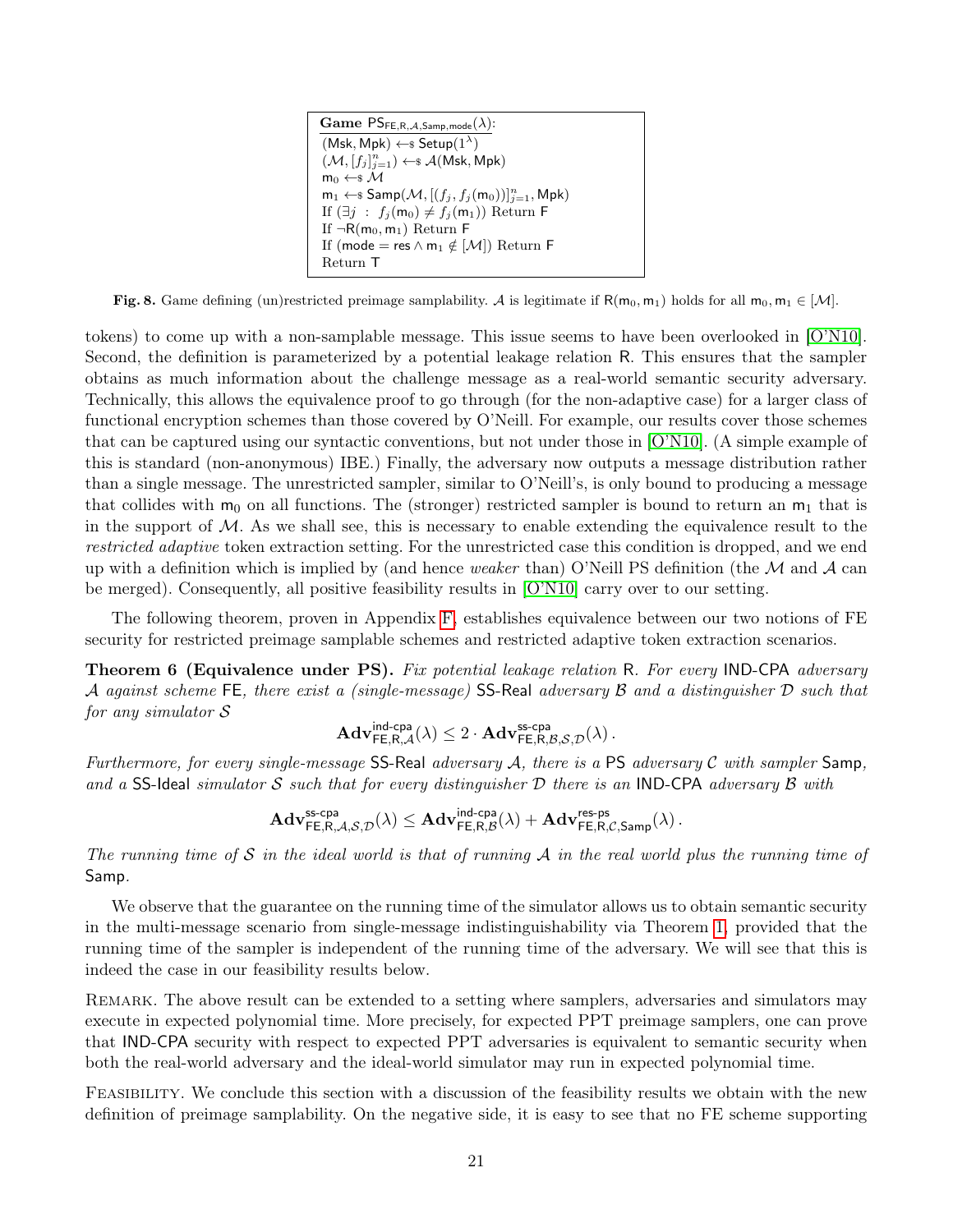**Game** $\mathsf{PS}_{\mathsf{FE},\mathsf{R},\mathcal{A},\mathsf{Samp},\mathsf{mode}}(\lambda)$:
$(\mathsf{Msk}, \mathsf{Mpk}) \leftarrow\$\ \mathsf{Setup}(1^\lambda)$
$(\mathcal{M}, [f_j]_{j=1}^n) \leftarrow\$\ \mathcal{A}(\mathsf{Msk}, \mathsf{Mpk})$
$\mathsf{m}_0 \leftarrow\$\ \mathcal{M}$
$\mathsf{m}_1 \leftarrow\$\ \mathsf{Samp}(\mathcal{M}, [(f_j, f_j(\mathsf{m}_0))]_{j=1}^n, \mathsf{Mpk})$
If $(\exists j\ :\ f_j(\mathsf{m}_0) \neq f_j(\mathsf{m}_1))$ Return $\mathsf{F}$
If $\neg\mathsf{R}(\mathsf{m}_0, \mathsf{m}_1)$ Return $\mathsf{F}$
If $(\mathsf{mode} = \mathsf{res} \wedge \mathsf{m}_1 \notin [\mathcal{M}])$ Return $\mathsf{F}$
Return $\mathsf{T}$

**Fig. 8.** Game defining (un)restricted preimage samplability. $\mathcal{A}$ is legitimate if $\mathsf{R}(\mathsf{m}_0, \mathsf{m}_1)$ holds for all $\mathsf{m}_0, \mathsf{m}_1 \in [\mathcal{M}]$.

tokens) to come up with a non-samplable message. This issue seems to have been overlooked in [O'N10]. Second, the definition is parameterized by a potential leakage relation R. This ensures that the sampler obtains as much information about the challenge message as a real-world semantic security adversary. Technically, this allows the equivalence proof to go through (for the non-adaptive case) for a larger class of functional encryption schemes than those covered by O'Neill. For example, our results cover those schemes that can be captured using our syntactic conventions, but not under those in [O'N10]. (A simple example of this is standard (non-anonymous) IBE.) Finally, the adversary now outputs a message distribution rather than a single message. The unrestricted sampler, similar to O'Neill's, is only bound to producing a message that collides with $\mathsf{m}_0$ on all functions. The (stronger) restricted sampler is bound to return an $\mathsf{m}_1$ that is in the support of $\mathcal{M}$. As we shall see, this is necessary to enable extending the equivalence result to the *restricted adaptive* token extraction setting. For the unrestricted case this condition is dropped, and we end up with a definition which is implied by (and hence *weaker* than) O'Neill PS definition (the $\mathcal{M}$ and $\mathcal{A}$ can be merged). Consequently, all positive feasibility results in [O'N10] carry over to our setting.

The following theorem, proven in Appendix F, establishes equivalence between our two notions of FE security for restricted preimage samplable schemes and restricted adaptive token extraction scenarios.

**Theorem 6 (Equivalence under PS).** *Fix potential leakage relation* R. *For every* IND-CPA *adversary* $\mathcal{A}$ *against scheme* FE*, there exist a (single-message)* SS-Real *adversary* $\mathcal{B}$ *and a distinguisher* $\mathcal{D}$ *such that for any simulator* $\mathcal{S}$

$$\mathbf{Adv}^{\mathsf{ind\text{-}cpa}}_{\mathsf{FE},\mathsf{R},\mathcal{A}}(\lambda) \leq 2 \cdot \mathbf{Adv}^{\mathsf{ss\text{-}cpa}}_{\mathsf{FE},\mathsf{R},\mathcal{B},\mathcal{S},\mathcal{D}}(\lambda)\,.$$

*Furthermore, for every single-message* SS-Real *adversary* $\mathcal{A}$*, there is a* PS *adversary* $\mathcal{C}$ *with sampler* Samp*, and a* SS-Ideal *simulator* $\mathcal{S}$ *such that for every distinguisher* $\mathcal{D}$ *there is an* IND-CPA *adversary* $\mathcal{B}$ *with*

$$\mathbf{Adv}^{\mathsf{ss\text{-}cpa}}_{\mathsf{FE},\mathsf{R},\mathcal{A},\mathcal{S},\mathcal{D}}(\lambda) \leq \mathbf{Adv}^{\mathsf{ind\text{-}cpa}}_{\mathsf{FE},\mathsf{R},\mathcal{B}}(\lambda) + \mathbf{Adv}^{\mathsf{res\text{-}ps}}_{\mathsf{FE},\mathsf{R},\mathcal{C},\mathsf{Samp}}(\lambda)\,.$$

*The running time of* $\mathcal{S}$ *in the ideal world is that of running* $\mathcal{A}$ *in the real world plus the running time of* Samp.

We observe that the guarantee on the running time of the simulator allows us to obtain semantic security in the multi-message scenario from single-message indistinguishability via Theorem 1, provided that the running time of the sampler is independent of the running time of the adversary. We will see that this is indeed the case in our feasibility results below.

Remark. The above result can be extended to a setting where samplers, adversaries and simulators may execute in expected polynomial time. More precisely, for expected PPT preimage samplers, one can prove that IND-CPA security with respect to expected PPT adversaries is equivalent to semantic security when both the real-world adversary and the ideal-world simulator may run in expected polynomial time.

Feasibility. We conclude this section with a discussion of the feasibility results we obtain with the new definition of preimage samplability. On the negative side, it is easy to see that no FE scheme supporting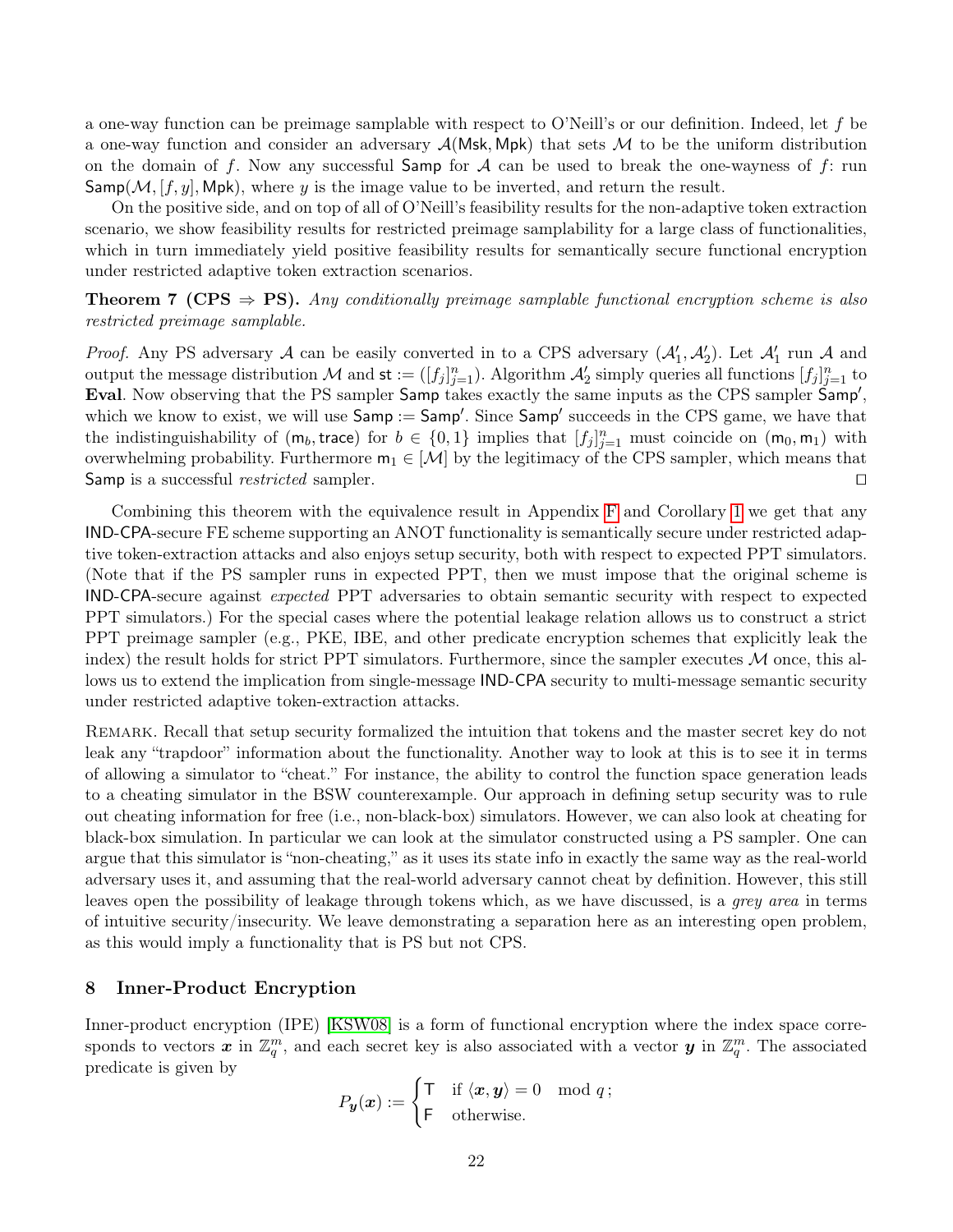a one-way function can be preimage samplable with respect to O'Neill's or our definition. Indeed, let $f$ be a one-way function and consider an adversary $\mathcal{A}(\mathsf{Msk}, \mathsf{Mpk})$ that sets $\mathcal{M}$ to be the uniform distribution on the domain of $f$. Now any successful $\mathsf{Samp}$ for $\mathcal{A}$ can be used to break the one-wayness of $f$: run $\mathsf{Samp}(\mathcal{M}, [f, y], \mathsf{Mpk})$, where $y$ is the image value to be inverted, and return the result.

On the positive side, and on top of all of O'Neill's feasibility results for the non-adaptive token extraction scenario, we show feasibility results for restricted preimage samplability for a large class of functionalities, which in turn immediately yield positive feasibility results for semantically secure functional encryption under restricted adaptive token extraction scenarios.

**Theorem 7 (CPS $\Rightarrow$ PS).** *Any conditionally preimage samplable functional encryption scheme is also restricted preimage samplable.*

*Proof.* Any PS adversary $\mathcal{A}$ can be easily converted in to a CPS adversary $(\mathcal{A}'_1, \mathcal{A}'_2)$. Let $\mathcal{A}'_1$ run $\mathcal{A}$ and output the message distribution $\mathcal{M}$ and $\mathsf{st} := ([f_j]_{j=1}^n)$. Algorithm $\mathcal{A}'_2$ simply queries all functions $[f_j]_{j=1}^n$ to **Eval**. Now observing that the PS sampler $\mathsf{Samp}$ takes exactly the same inputs as the CPS sampler $\mathsf{Samp}'$, which we know to exist, we will use $\mathsf{Samp} := \mathsf{Samp}'$. Since $\mathsf{Samp}'$ succeeds in the CPS game, we have that the indistinguishability of $(\mathsf{m}_b, \mathsf{trace})$ for $b \in \{0, 1\}$ implies that $[f_j]_{j=1}^n$ must coincide on $(\mathsf{m}_0, \mathsf{m}_1)$ with overwhelming probability. Furthermore $\mathsf{m}_1 \in [\mathcal{M}]$ by the legitimacy of the CPS sampler, which means that $\mathsf{Samp}$ is a successful *restricted* sampler. $\square$

Combining this theorem with the equivalence result in Appendix F and Corollary 1 we get that any IND-CPA-secure FE scheme supporting an ANOT functionality is semantically secure under restricted adaptive token-extraction attacks and also enjoys setup security, both with respect to expected PPT simulators. (Note that if the PS sampler runs in expected PPT, then we must impose that the original scheme is IND-CPA-secure against *expected* PPT adversaries to obtain semantic security with respect to expected PPT simulators.) For the special cases where the potential leakage relation allows us to construct a strict PPT preimage sampler (e.g., PKE, IBE, and other predicate encryption schemes that explicitly leak the index) the result holds for strict PPT simulators. Furthermore, since the sampler executes $\mathcal{M}$ once, this allows us to extend the implication from single-message IND-CPA security to multi-message semantic security under restricted adaptive token-extraction attacks.

Remark. Recall that setup security formalized the intuition that tokens and the master secret key do not leak any "trapdoor" information about the functionality. Another way to look at this is to see it in terms of allowing a simulator to "cheat." For instance, the ability to control the function space generation leads to a cheating simulator in the BSW counterexample. Our approach in defining setup security was to rule out cheating information for free (i.e., non-black-box) simulators. However, we can also look at cheating for black-box simulation. In particular we can look at the simulator constructed using a PS sampler. One can argue that this simulator is "non-cheating," as it uses its state info in exactly the same way as the real-world adversary uses it, and assuming that the real-world adversary cannot cheat by definition. However, this still leaves open the possibility of leakage through tokens which, as we have discussed, is a *grey area* in terms of intuitive security/insecurity. We leave demonstrating a separation here as an interesting open problem, as this would imply a functionality that is PS but not CPS.

## 8 Inner-Product Encryption

Inner-product encryption (IPE) [KSW08] is a form of functional encryption where the index space corresponds to vectors $\boldsymbol{x}$ in $\mathbb{Z}_q^m$, and each secret key is also associated with a vector $\boldsymbol{y}$ in $\mathbb{Z}_q^m$. The associated predicate is given by

$$P_{\boldsymbol{y}}(\boldsymbol{x}) := \begin{cases} \mathsf{T} & \text{if } \langle \boldsymbol{x}, \boldsymbol{y} \rangle = 0 \mod q\,; \\ \mathsf{F} & \text{otherwise.} \end{cases}$$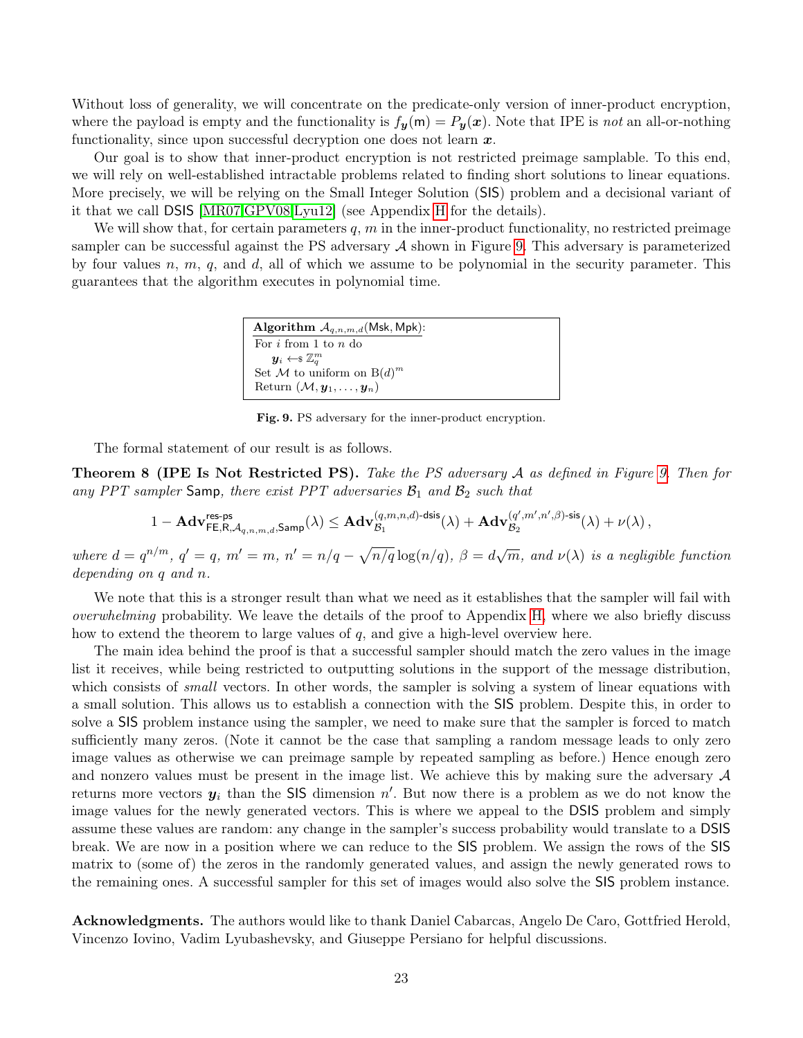Without loss of generality, we will concentrate on the predicate-only version of inner-product encryption, where the payload is empty and the functionality is $f_{\boldsymbol{y}}(\mathsf{m}) = P_{\boldsymbol{y}}(\boldsymbol{x})$. Note that IPE is *not* an all-or-nothing functionality, since upon successful decryption one does not learn $\boldsymbol{x}$.

Our goal is to show that inner-product encryption is not restricted preimage samplable. To this end, we will rely on well-established intractable problems related to finding short solutions to linear equations. More precisely, we will be relying on the Small Integer Solution (SIS) problem and a decisional variant of it that we call DSIS [MR07,GPV08,Lyu12] (see Appendix H for the details).

We will show that, for certain parameters $q$, $m$ in the inner-product functionality, no restricted preimage sampler can be successful against the PS adversary $\mathcal{A}$ shown in Figure 9. This adversary is parameterized by four values $n$, $m$, $q$, and $d$, all of which we assume to be polynomial in the security parameter. This guarantees that the algorithm executes in polynomial time.

```
Algorithm A_{q,n,m,d}(Msk, Mpk):
For i from 1 to n do
    y_i ←$ Z_q^m
Set M to uniform on B(d)^m
Return (M, y_1, ..., y_n)
```

**Fig. 9.** PS adversary for the inner-product encryption.

The formal statement of our result is as follows.

**Theorem 8 (IPE Is Not Restricted PS).** *Take the PS adversary $\mathcal{A}$ as defined in Figure 9. Then for any PPT sampler* Samp*, there exist PPT adversaries $\mathcal{B}_1$ and $\mathcal{B}_2$ such that*

$$1 - \mathbf{Adv}^{\text{res-ps}}_{\mathsf{FE},\mathsf{R},\mathcal{A}_{q,n,m,d},\mathsf{Samp}}(\lambda) \leq \mathbf{Adv}^{(q,m,n,d)\text{-dsis}}_{\mathcal{B}_1}(\lambda) + \mathbf{Adv}^{(q',m',n',\beta)\text{-sis}}_{\mathcal{B}_2}(\lambda) + \nu(\lambda)\,,$$

*where $d = q^{n/m}$, $q' = q$, $m' = m$, $n' = n/q - \sqrt{n/q}\log(n/q)$, $\beta = d\sqrt{m}$, and $\nu(\lambda)$ is a negligible function depending on $q$ and $n$.*

We note that this is a stronger result than what we need as it establishes that the sampler will fail with *overwhelming* probability. We leave the details of the proof to Appendix H, where we also briefly discuss how to extend the theorem to large values of $q$, and give a high-level overview here.

The main idea behind the proof is that a successful sampler should match the zero values in the image list it receives, while being restricted to outputting solutions in the support of the message distribution, which consists of *small* vectors. In other words, the sampler is solving a system of linear equations with a small solution. This allows us to establish a connection with the SIS problem. Despite this, in order to solve a SIS problem instance using the sampler, we need to make sure that the sampler is forced to match sufficiently many zeros. (Note it cannot be the case that sampling a random message leads to only zero image values as otherwise we can preimage sample by repeated sampling as before.) Hence enough zero and nonzero values must be present in the image list. We achieve this by making sure the adversary $\mathcal{A}$ returns more vectors $\boldsymbol{y}_i$ than the SIS dimension $n'$. But now there is a problem as we do not know the image values for the newly generated vectors. This is where we appeal to the DSIS problem and simply assume these values are random: any change in the sampler's success probability would translate to a DSIS break. We are now in a position where we can reduce to the SIS problem. We assign the rows of the SIS matrix to (some of) the zeros in the randomly generated values, and assign the newly generated rows to the remaining ones. A successful sampler for this set of images would also solve the SIS problem instance.

**Acknowledgments.** The authors would like to thank Daniel Cabarcas, Angelo De Caro, Gottfried Herold, Vincenzo Iovino, Vadim Lyubashevsky, and Giuseppe Persiano for helpful discussions.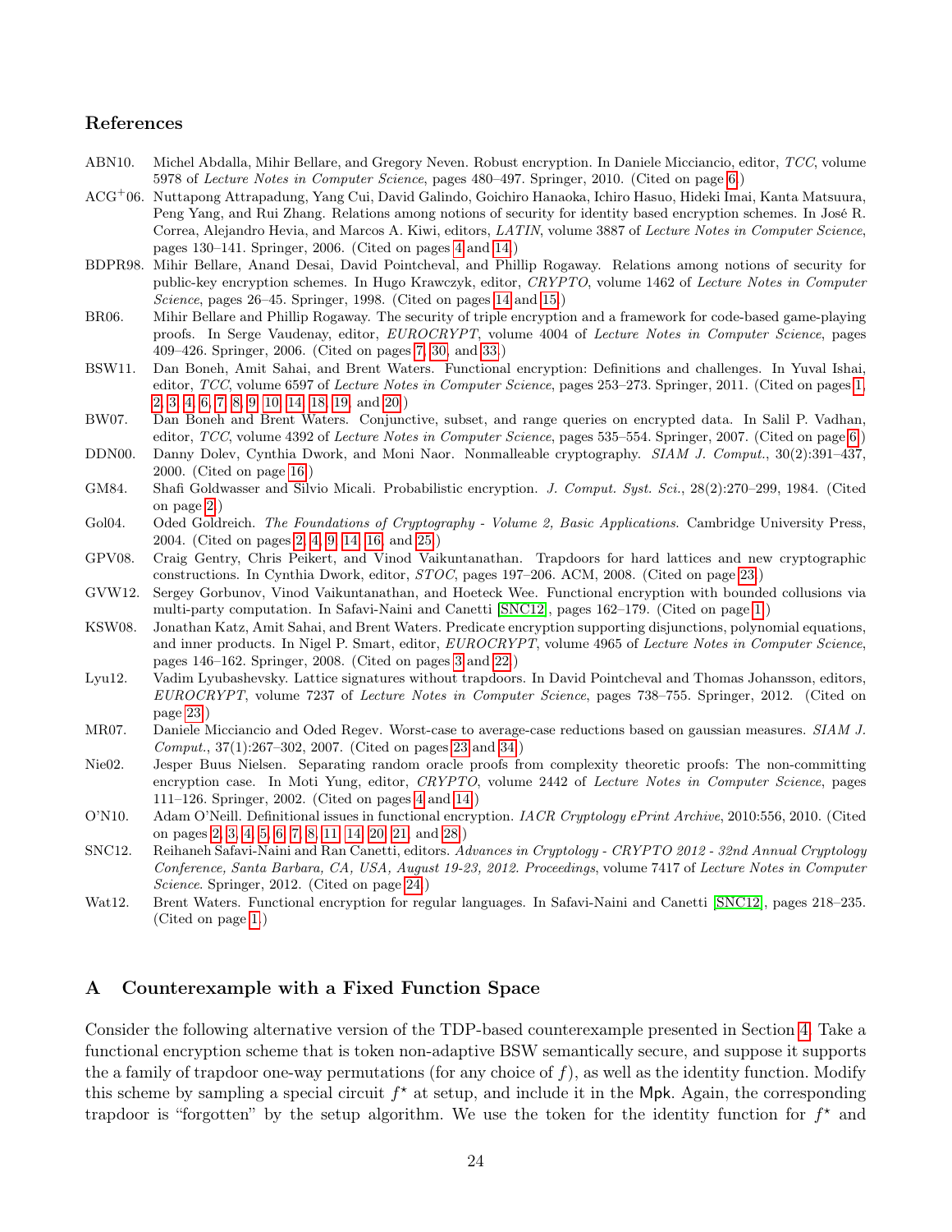## References

ABN10. Michel Abdalla, Mihir Bellare, and Gregory Neven. Robust encryption. In Daniele Micciancio, editor, *TCC*, volume 5978 of *Lecture Notes in Computer Science*, pages 480–497. Springer, 2010. (Cited on page 6.)

ACG+06. Nuttapong Attrapadung, Yang Cui, David Galindo, Goichiro Hanaoka, Ichiro Hasuo, Hideki Imai, Kanta Matsuura, Peng Yang, and Rui Zhang. Relations among notions of security for identity based encryption schemes. In José R. Correa, Alejandro Hevia, and Marcos A. Kiwi, editors, *LATIN*, volume 3887 of *Lecture Notes in Computer Science*, pages 130–141. Springer, 2006. (Cited on pages 4 and 14.)

BDPR98. Mihir Bellare, Anand Desai, David Pointcheval, and Phillip Rogaway. Relations among notions of security for public-key encryption schemes. In Hugo Krawczyk, editor, *CRYPTO*, volume 1462 of *Lecture Notes in Computer Science*, pages 26–45. Springer, 1998. (Cited on pages 14 and 15.)

BR06. Mihir Bellare and Phillip Rogaway. The security of triple encryption and a framework for code-based game-playing proofs. In Serge Vaudenay, editor, *EUROCRYPT*, volume 4004 of *Lecture Notes in Computer Science*, pages 409–426. Springer, 2006. (Cited on pages 7, 30, and 33.)

BSW11. Dan Boneh, Amit Sahai, and Brent Waters. Functional encryption: Definitions and challenges. In Yuval Ishai, editor, *TCC*, volume 6597 of *Lecture Notes in Computer Science*, pages 253–273. Springer, 2011. (Cited on pages 1, 2, 3, 4, 6, 7, 8, 9, 10, 14, 18, 19, and 20.)

BW07. Dan Boneh and Brent Waters. Conjunctive, subset, and range queries on encrypted data. In Salil P. Vadhan, editor, *TCC*, volume 4392 of *Lecture Notes in Computer Science*, pages 535–554. Springer, 2007. (Cited on page 6.)

DDN00. Danny Dolev, Cynthia Dwork, and Moni Naor. Nonmalleable cryptography. *SIAM J. Comput.*, 30(2):391–437, 2000. (Cited on page 16.)

GM84. Shafi Goldwasser and Silvio Micali. Probabilistic encryption. *J. Comput. Syst. Sci.*, 28(2):270–299, 1984. (Cited on page 2.)

Gol04. Oded Goldreich. *The Foundations of Cryptography - Volume 2, Basic Applications*. Cambridge University Press, 2004. (Cited on pages 2, 4, 9, 14, 16, and 25.)

GPV08. Craig Gentry, Chris Peikert, and Vinod Vaikuntanathan. Trapdoors for hard lattices and new cryptographic constructions. In Cynthia Dwork, editor, *STOC*, pages 197–206. ACM, 2008. (Cited on page 23.)

GVW12. Sergey Gorbunov, Vinod Vaikuntanathan, and Hoeteck Wee. Functional encryption with bounded collusions via multi-party computation. In Safavi-Naini and Canetti [SNC12], pages 162–179. (Cited on page 1.)

KSW08. Jonathan Katz, Amit Sahai, and Brent Waters. Predicate encryption supporting disjunctions, polynomial equations, and inner products. In Nigel P. Smart, editor, *EUROCRYPT*, volume 4965 of *Lecture Notes in Computer Science*, pages 146–162. Springer, 2008. (Cited on pages 3 and 22.)

Lyu12. Vadim Lyubashevsky. Lattice signatures without trapdoors. In David Pointcheval and Thomas Johansson, editors, *EUROCRYPT*, volume 7237 of *Lecture Notes in Computer Science*, pages 738–755. Springer, 2012. (Cited on page 23.)

MR07. Daniele Micciancio and Oded Regev. Worst-case to average-case reductions based on gaussian measures. *SIAM J. Comput.*, 37(1):267–302, 2007. (Cited on pages 23 and 34.)

Nie02. Jesper Buus Nielsen. Separating random oracle proofs from complexity theoretic proofs: The non-committing encryption case. In Moti Yung, editor, *CRYPTO*, volume 2442 of *Lecture Notes in Computer Science*, pages 111–126. Springer, 2002. (Cited on pages 4 and 14.)

O'N10. Adam O'Neill. Definitional issues in functional encryption. *IACR Cryptology ePrint Archive*, 2010:556, 2010. (Cited on pages 2, 3, 4, 5, 6, 7, 8, 11, 14, 20, 21, and 28.)

SNC12. Reihaneh Safavi-Naini and Ran Canetti, editors. *Advances in Cryptology - CRYPTO 2012 - 32nd Annual Cryptology Conference, Santa Barbara, CA, USA, August 19-23, 2012. Proceedings*, volume 7417 of *Lecture Notes in Computer Science*. Springer, 2012. (Cited on page 24.)

Wat12. Brent Waters. Functional encryption for regular languages. In Safavi-Naini and Canetti [SNC12], pages 218–235. (Cited on page 1.)

## A Counterexample with a Fixed Function Space

Consider the following alternative version of the TDP-based counterexample presented in Section 4. Take a functional encryption scheme that is token non-adaptive BSW semantically secure, and suppose it supports the a family of trapdoor one-way permutations (for any choice of $f$), as well as the identity function. Modify this scheme by sampling a special circuit $f^\star$ at setup, and include it in the $\mathsf{Mpk}$. Again, the corresponding trapdoor is "forgotten" by the setup algorithm. We use the token for the identity function for $f^\star$ and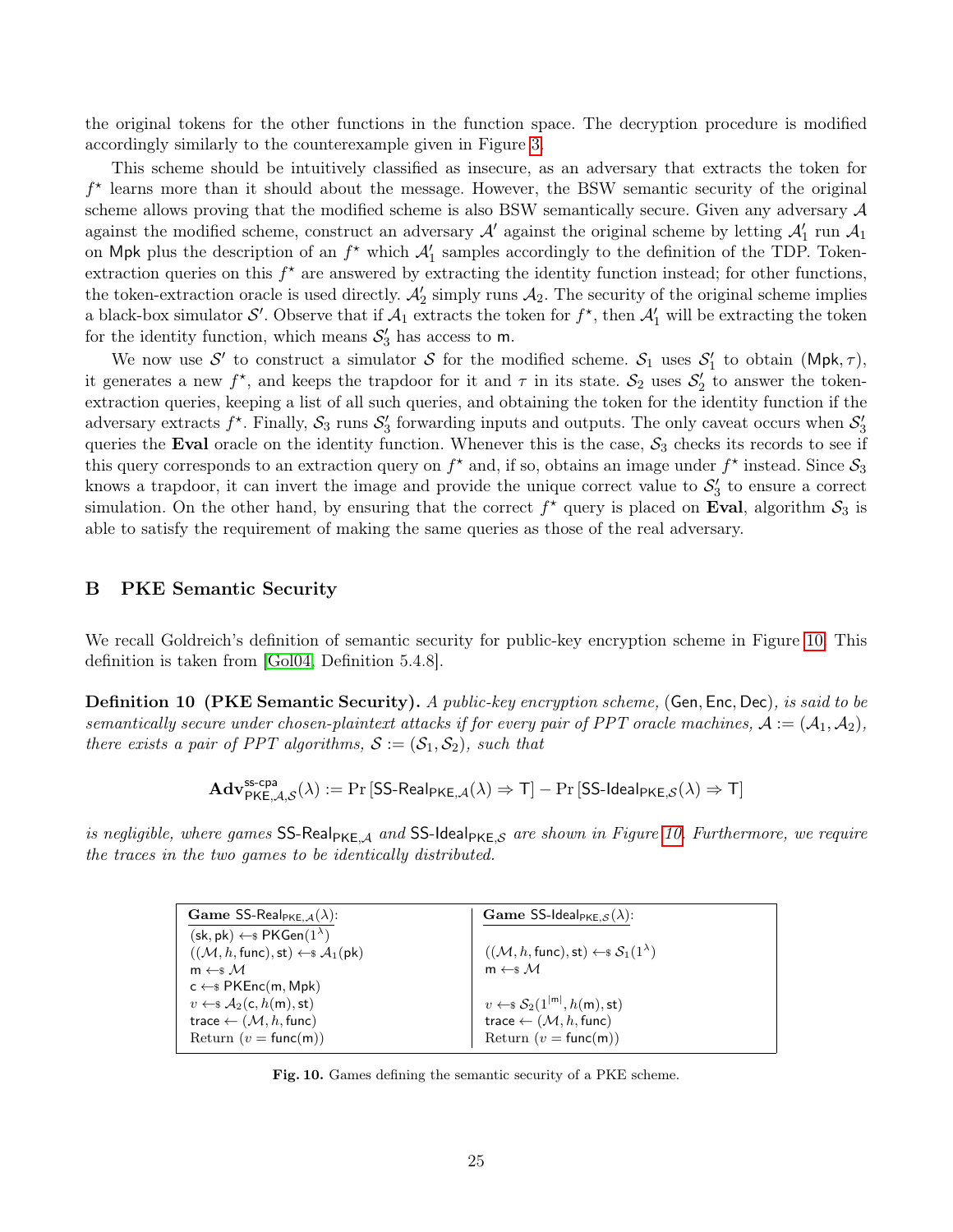the original tokens for the other functions in the function space. The decryption procedure is modified accordingly similarly to the counterexample given in Figure 3.

This scheme should be intuitively classified as insecure, as an adversary that extracts the token for $f^\star$ learns more than it should about the message. However, the BSW semantic security of the original scheme allows proving that the modified scheme is also BSW semantically secure. Given any adversary $\mathcal{A}$ against the modified scheme, construct an adversary $\mathcal{A}'$ against the original scheme by letting $\mathcal{A}'_1$ run $\mathcal{A}_1$ on $\mathsf{Mpk}$ plus the description of an $f^\star$ which $\mathcal{A}'_1$ samples accordingly to the definition of the TDP. Token-extraction queries on this $f^\star$ are answered by extracting the identity function instead; for other functions, the token-extraction oracle is used directly. $\mathcal{A}'_2$ simply runs $\mathcal{A}_2$. The security of the original scheme implies a black-box simulator $\mathcal{S}'$. Observe that if $\mathcal{A}_1$ extracts the token for $f^\star$, then $\mathcal{A}'_1$ will be extracting the token for the identity function, which means $\mathcal{S}'_3$ has access to $\mathsf{m}$.

We now use $\mathcal{S}'$ to construct a simulator $\mathcal{S}$ for the modified scheme. $\mathcal{S}_1$ uses $\mathcal{S}'_1$ to obtain $(\mathsf{Mpk}, \tau)$, it generates a new $f^\star$, and keeps the trapdoor for it and $\tau$ in its state. $\mathcal{S}_2$ uses $\mathcal{S}'_2$ to answer the token-extraction queries, keeping a list of all such queries, and obtaining the token for the identity function if the adversary extracts $f^\star$. Finally, $\mathcal{S}_3$ runs $\mathcal{S}'_3$ forwarding inputs and outputs. The only caveat occurs when $\mathcal{S}'_3$ queries the **Eval** oracle on the identity function. Whenever this is the case, $\mathcal{S}_3$ checks its records to see if this query corresponds to an extraction query on $f^\star$ and, if so, obtains an image under $f^\star$ instead. Since $\mathcal{S}_3$ knows a trapdoor, it can invert the image and provide the unique correct value to $\mathcal{S}'_3$ to ensure a correct simulation. On the other hand, by ensuring that the correct $f^\star$ query is placed on **Eval**, algorithm $\mathcal{S}_3$ is able to satisfy the requirement of making the same queries as those of the real adversary.

## B PKE Semantic Security

We recall Goldreich's definition of semantic security for public-key encryption scheme in Figure 10. This definition is taken from [Gol04, Definition 5.4.8].

**Definition 10 (PKE Semantic Security).** *A public-key encryption scheme,* $(\mathsf{Gen}, \mathsf{Enc}, \mathsf{Dec})$*, is said to be semantically secure under chosen-plaintext attacks if for every pair of PPT oracle machines,* $\mathcal{A} := (\mathcal{A}_1, \mathcal{A}_2)$*, there exists a pair of PPT algorithms,* $\mathcal{S} := (\mathcal{S}_1, \mathcal{S}_2)$*, such that*

$$\mathbf{Adv}^{\mathsf{ss\text{-}cpa}}_{\mathsf{PKE},\mathcal{A},\mathcal{S}}(\lambda) := \Pr\left[\mathsf{SS\text{-}Real}_{\mathsf{PKE},\mathcal{A}}(\lambda) \Rightarrow \mathsf{T}\right] - \Pr\left[\mathsf{SS\text{-}Ideal}_{\mathsf{PKE},\mathcal{S}}(\lambda) \Rightarrow \mathsf{T}\right]$$

*is negligible, where games* $\mathsf{SS\text{-}Real}_{\mathsf{PKE},\mathcal{A}}$ *and* $\mathsf{SS\text{-}Ideal}_{\mathsf{PKE},\mathcal{S}}$ *are shown in Figure 10. Furthermore, we require the traces in the two games to be identically distributed.*

| **Game** $\mathsf{SS\text{-}Real}_{\mathsf{PKE},\mathcal{A}}(\lambda)$: | **Game** $\mathsf{SS\text{-}Ideal}_{\mathsf{PKE},\mathcal{S}}(\lambda)$: |
|---|---|
| $(\mathsf{sk}, \mathsf{pk}) \leftarrow\$ \mathsf{PKGen}(1^\lambda)$ | |
| $((\mathcal{M}, h, \mathsf{func}), \mathsf{st}) \leftarrow\$ \mathcal{A}_1(\mathsf{pk})$ | $((\mathcal{M}, h, \mathsf{func}), \mathsf{st}) \leftarrow\$ \mathcal{S}_1(1^\lambda)$ |
| $\mathsf{m} \leftarrow\$ \mathcal{M}$ | $\mathsf{m} \leftarrow\$ \mathcal{M}$ |
| $\mathsf{c} \leftarrow\$ \mathsf{PKEnc}(\mathsf{m}, \mathsf{Mpk})$ | |
| $v \leftarrow\$ \mathcal{A}_2(\mathsf{c}, h(\mathsf{m}), \mathsf{st})$ | $v \leftarrow\$ \mathcal{S}_2(1^{\lvert \mathsf{m} \rvert}, h(\mathsf{m}), \mathsf{st})$ |
| $\mathsf{trace} \leftarrow (\mathcal{M}, h, \mathsf{func})$ | $\mathsf{trace} \leftarrow (\mathcal{M}, h, \mathsf{func})$ |
| Return $(v = \mathsf{func}(\mathsf{m}))$ | Return $(v = \mathsf{func}(\mathsf{m}))$ |

**Fig. 10.** Games defining the semantic security of a PKE scheme.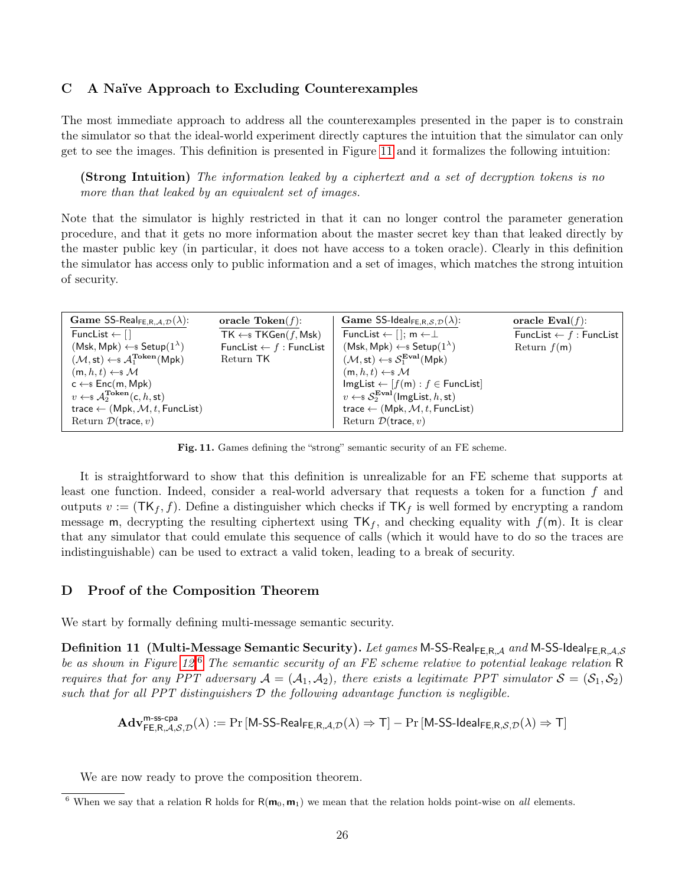## C A Naïve Approach to Excluding Counterexamples

The most immediate approach to address all the counterexamples presented in the paper is to constrain the simulator so that the ideal-world experiment directly captures the intuition that the simulator can only get to see the images. This definition is presented in Figure 11 and it formalizes the following intuition:

> **(Strong Intuition)** *The information leaked by a ciphertext and a set of decryption tokens is no more than that leaked by an equivalent set of images.*

Note that the simulator is highly restricted in that it can no longer control the parameter generation procedure, and that it gets no more information about the master secret key than that leaked directly by the master public key (in particular, it does not have access to a token oracle). Clearly in this definition the simulator has access only to public information and a set of images, which matches the strong intuition of security.

| **Game** $\mathsf{SS\text{-}Real}_{\mathsf{FE,R},\mathcal{A},\mathcal{D}}(\lambda)$: | **oracle Token**$(f)$: | **Game** $\mathsf{SS\text{-}Ideal}_{\mathsf{FE,R},\mathcal{S},\mathcal{D}}(\lambda)$: | **oracle Eval**$(f)$: |
|---|---|---|---|
| $\mathsf{FuncList} \leftarrow []$ | $\mathsf{TK} \leftarrow\!\!\$\ \mathsf{TKGen}(f, \mathsf{Msk})$ | $\mathsf{FuncList} \leftarrow []$; $\mathsf{m} \leftarrow \perp$ | $\mathsf{FuncList} \leftarrow f : \mathsf{FuncList}$ |
| $(\mathsf{Msk}, \mathsf{Mpk}) \leftarrow\!\!\$\ \mathsf{Setup}(1^\lambda)$ | $\mathsf{FuncList} \leftarrow f : \mathsf{FuncList}$ | $(\mathsf{Msk}, \mathsf{Mpk}) \leftarrow\!\!\$\ \mathsf{Setup}(1^\lambda)$ | Return $f(\mathsf{m})$ |
| $(\mathcal{M}, \mathsf{st}) \leftarrow\!\!\$\ \mathcal{A}_1^{\mathbf{Token}}(\mathsf{Mpk})$ | Return $\mathsf{TK}$ | $(\mathcal{M}, \mathsf{st}) \leftarrow\!\!\$\ \mathcal{S}_1^{\mathbf{Eval}}(\mathsf{Mpk})$ | |
| $(\mathsf{m}, h, t) \leftarrow\!\!\$\ \mathcal{M}$ | | $(\mathsf{m}, h, t) \leftarrow\!\!\$\ \mathcal{M}$ | |
| $\mathsf{c} \leftarrow\!\!\$\ \mathsf{Enc}(\mathsf{m}, \mathsf{Mpk})$ | | $\mathsf{ImgList} \leftarrow [f(\mathsf{m}) : f \in \mathsf{FuncList}]$ | |
| $v \leftarrow\!\!\$\ \mathcal{A}_2^{\mathbf{Token}}(\mathsf{c}, h, \mathsf{st})$ | | $v \leftarrow\!\!\$\ \mathcal{S}_2^{\mathbf{Eval}}(\mathsf{ImgList}, h, \mathsf{st})$ | |
| $\mathsf{trace} \leftarrow (\mathsf{Mpk}, \mathcal{M}, t, \mathsf{FuncList})$ | | $\mathsf{trace} \leftarrow (\mathsf{Mpk}, \mathcal{M}, t, \mathsf{FuncList})$ | |
| Return $\mathcal{D}(\mathsf{trace}, v)$ | | Return $\mathcal{D}(\mathsf{trace}, v)$ | |

**Fig. 11.** Games defining the "strong" semantic security of an FE scheme.

It is straightforward to show that this definition is unrealizable for an FE scheme that supports at least one function. Indeed, consider a real-world adversary that requests a token for a function $f$ and outputs $v := (\mathsf{TK}_f, f)$. Define a distinguisher which checks if $\mathsf{TK}_f$ is well formed by encrypting a random message $\mathsf{m}$, decrypting the resulting ciphertext using $\mathsf{TK}_f$, and checking equality with $f(\mathsf{m})$. It is clear that any simulator that could emulate this sequence of calls (which it would have to do so the traces are indistinguishable) can be used to extract a valid token, leading to a break of security.

## D Proof of the Composition Theorem

We start by formally defining multi-message semantic security.

**Definition 11 (Multi-Message Semantic Security).** *Let games* $\mathsf{M\text{-}SS\text{-}Real}_{\mathsf{FE,R},\mathcal{A}}$ *and* $\mathsf{M\text{-}SS\text{-}Ideal}_{\mathsf{FE,R},\mathcal{A},\mathcal{S}}$ *be as shown in Figure 12.*[6] *The semantic security of an FE scheme relative to potential leakage relation* R *requires that for any PPT adversary* $\mathcal{A} = (\mathcal{A}_1, \mathcal{A}_2)$*, there exists a legitimate PPT simulator* $\mathcal{S} = (\mathcal{S}_1, \mathcal{S}_2)$ *such that for all PPT distinguishers* $\mathcal{D}$ *the following advantage function is negligible.*

$$\mathbf{Adv}^{\mathsf{m\text{-}ss\text{-}cpa}}_{\mathsf{FE,R},\mathcal{A},\mathcal{S},\mathcal{D}}(\lambda) := \Pr\left[\mathsf{M\text{-}SS\text{-}Real}_{\mathsf{FE,R},\mathcal{A},\mathcal{D}}(\lambda) \Rightarrow \mathsf{T}\right] - \Pr\left[\mathsf{M\text{-}SS\text{-}Ideal}_{\mathsf{FE,R},\mathcal{S},\mathcal{D}}(\lambda) \Rightarrow \mathsf{T}\right]$$

We are now ready to prove the composition theorem.

[6] When we say that a relation R holds for $\mathsf{R}(\mathbf{m}_0, \mathbf{m}_1)$ we mean that the relation holds point-wise on *all* elements.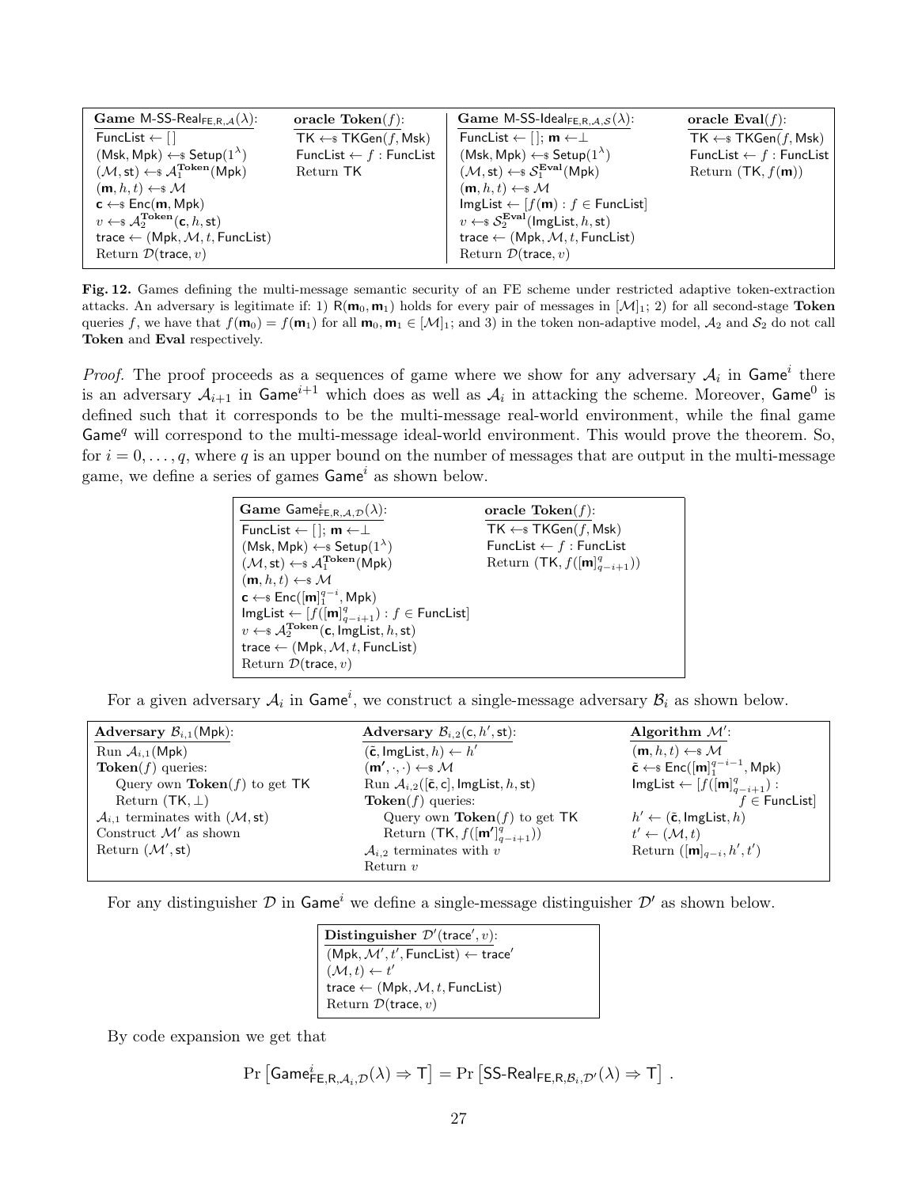| **Game** $\mathsf{M\text{-}SS\text{-}Real}_{\mathsf{FE,R},\mathcal{A}}(\lambda)$: | **oracle Token**$(f)$: | **Game** $\mathsf{M\text{-}SS\text{-}Ideal}_{\mathsf{FE,R},\mathcal{A},\mathcal{S}}(\lambda)$: | **oracle Eval**$(f)$: |
|---|---|---|---|
| $\mathsf{FuncList} \leftarrow []$ | $\mathsf{TK} \leftarrow_\$ \mathsf{TKGen}(f,\mathsf{Msk})$ | $\mathsf{FuncList} \leftarrow []$; $\mathbf{m} \leftarrow \perp$ | $\mathsf{TK} \leftarrow_\$ \mathsf{TKGen}(f,\mathsf{Msk})$ |
| $(\mathsf{Msk},\mathsf{Mpk}) \leftarrow_\$ \mathsf{Setup}(1^\lambda)$ | $\mathsf{FuncList} \leftarrow f : \mathsf{FuncList}$ | $(\mathsf{Msk},\mathsf{Mpk}) \leftarrow_\$ \mathsf{Setup}(1^\lambda)$ | $\mathsf{FuncList} \leftarrow f : \mathsf{FuncList}$ |
| $(\mathcal{M},\mathsf{st}) \leftarrow_\$ \mathcal{A}_1^{\mathbf{Token}}(\mathsf{Mpk})$ | Return $\mathsf{TK}$ | $(\mathcal{M},\mathsf{st}) \leftarrow_\$ \mathcal{S}_1^{\mathbf{Eval}}(\mathsf{Mpk})$ | Return $(\mathsf{TK}, f(\mathbf{m}))$ |
| $(\mathbf{m},h,t) \leftarrow_\$ \mathcal{M}$ | | $(\mathbf{m},h,t) \leftarrow_\$ \mathcal{M}$ | |
| $\mathbf{c} \leftarrow_\$ \mathsf{Enc}(\mathbf{m},\mathsf{Mpk})$ | | $\mathsf{ImgList} \leftarrow [f(\mathbf{m}) : f \in \mathsf{FuncList}]$ | |
| $v \leftarrow_\$ \mathcal{A}_2^{\mathbf{Token}}(\mathbf{c},h,\mathsf{st})$ | | $v \leftarrow_\$ \mathcal{S}_2^{\mathbf{Eval}}(\mathsf{ImgList},h,\mathsf{st})$ | |
| $\mathsf{trace} \leftarrow (\mathsf{Mpk},\mathcal{M},t,\mathsf{FuncList})$ | | $\mathsf{trace} \leftarrow (\mathsf{Mpk},\mathcal{M},t,\mathsf{FuncList})$ | |
| Return $\mathcal{D}(\mathsf{trace},v)$ | | Return $\mathcal{D}(\mathsf{trace},v)$ | |

**Fig. 12.** Games defining the multi-message semantic security of an FE scheme under restricted adaptive token-extraction attacks. An adversary is legitimate if: 1) $\mathsf{R}(\mathbf{m}_0,\mathbf{m}_1)$ holds for every pair of messages in $[\mathcal{M}]_1$; 2) for all second-stage **Token** queries $f$, we have that $f(\mathbf{m}_0) = f(\mathbf{m}_1)$ for all $\mathbf{m}_0,\mathbf{m}_1 \in [\mathcal{M}]_1$; and 3) in the token non-adaptive model, $\mathcal{A}_2$ and $\mathcal{S}_2$ do not call **Token** and **Eval** respectively.

*Proof.* The proof proceeds as a sequences of game where we show for any adversary $\mathcal{A}_i$ in $\mathsf{Game}^i$ there is an adversary $\mathcal{A}_{i+1}$ in $\mathsf{Game}^{i+1}$ which does as well as $\mathcal{A}_i$ in attacking the scheme. Moreover, $\mathsf{Game}^0$ is defined such that it corresponds to be the multi-message real-world environment, while the final game $\mathsf{Game}^q$ will correspond to the multi-message ideal-world environment. This would prove the theorem. So, for $i = 0,\ldots,q$, where $q$ is an upper bound on the number of messages that are output in the multi-message game, we define a series of games $\mathsf{Game}^i$ as shown below.

| **Game** $\mathsf{Game}^i_{\mathsf{FE,R},\mathcal{A},\mathcal{D}}(\lambda)$: | **oracle Token**$(f)$: |
|---|---|
| $\mathsf{FuncList} \leftarrow []$; $\mathbf{m} \leftarrow \perp$ | $\mathsf{TK} \leftarrow_\$ \mathsf{TKGen}(f,\mathsf{Msk})$ |
| $(\mathsf{Msk},\mathsf{Mpk}) \leftarrow_\$ \mathsf{Setup}(1^\lambda)$ | $\mathsf{FuncList} \leftarrow f : \mathsf{FuncList}$ |
| $(\mathcal{M},\mathsf{st}) \leftarrow_\$ \mathcal{A}_1^{\mathbf{Token}}(\mathsf{Mpk})$ | Return $(\mathsf{TK}, f([\mathbf{m}]^q_{q-i+1}))$ |
| $(\mathbf{m},h,t) \leftarrow_\$ \mathcal{M}$ | |
| $\mathbf{c} \leftarrow_\$ \mathsf{Enc}([\mathbf{m}]^{q-i}_1,\mathsf{Mpk})$ | |
| $\mathsf{ImgList} \leftarrow [f([\mathbf{m}]^q_{q-i+1}) : f \in \mathsf{FuncList}]$ | |
| $v \leftarrow_\$ \mathcal{A}_2^{\mathbf{Token}}(\mathbf{c},\mathsf{ImgList},h,\mathsf{st})$ | |
| $\mathsf{trace} \leftarrow (\mathsf{Mpk},\mathcal{M},t,\mathsf{FuncList})$ | |
| Return $\mathcal{D}(\mathsf{trace},v)$ | |

For a given adversary $\mathcal{A}_i$ in $\mathsf{Game}^i$, we construct a single-message adversary $\mathcal{B}_i$ as shown below.

| **Adversary** $\mathcal{B}_{i,1}(\mathsf{Mpk})$: | **Adversary** $\mathcal{B}_{i,2}(\mathsf{c},h',\mathsf{st})$: | **Algorithm** $\mathcal{M}'$: |
|---|---|---|
| Run $\mathcal{A}_{i,1}(\mathsf{Mpk})$ | $(\bar{\mathbf{c}},\mathsf{ImgList},h) \leftarrow h'$ | $(\mathbf{m},h,t) \leftarrow_\$ \mathcal{M}$ |
| **Token**$(f)$ queries: | $(\mathbf{m}',\cdot,\cdot) \leftarrow_\$ \mathcal{M}$ | $\bar{\mathbf{c}} \leftarrow_\$ \mathsf{Enc}([\mathbf{m}]^{q-i-1}_1,\mathsf{Mpk})$ |
| Query own **Token**$(f)$ to get $\mathsf{TK}$ | Run $\mathcal{A}_{i,2}([\bar{\mathbf{c}},\mathsf{c}],\mathsf{ImgList},h,\mathsf{st})$ | $\mathsf{ImgList} \leftarrow [f([\mathbf{m}]^q_{q-i+1}) :$ $f \in \mathsf{FuncList}]$ |
| Return $(\mathsf{TK},\perp)$ | **Token**$(f)$ queries: | $h' \leftarrow (\bar{\mathbf{c}},\mathsf{ImgList},h)$ |
| $\mathcal{A}_{i,1}$ terminates with $(\mathcal{M},\mathsf{st})$ | Query own **Token**$(f)$ to get $\mathsf{TK}$ | $t' \leftarrow (\mathcal{M},t)$ |
| Construct $\mathcal{M}'$ as shown | Return $(\mathsf{TK}, f([\mathbf{m}']^q_{q-i+1}))$ | Return $([\mathbf{m}]_{q-i},h',t')$ |
| Return $(\mathcal{M}',\mathsf{st})$ | $\mathcal{A}_{i,2}$ terminates with $v$ | |
| | Return $v$ | |

For any distinguisher $\mathcal{D}$ in $\mathsf{Game}^i$ we define a single-message distinguisher $\mathcal{D}'$ as shown below.

| **Distinguisher** $\mathcal{D}'(\mathsf{trace}',v)$: |
|---|
| $(\mathsf{Mpk},\mathcal{M}',t',\mathsf{FuncList}) \leftarrow \mathsf{trace}'$ |
| $(\mathcal{M},t) \leftarrow t'$ |
| $\mathsf{trace} \leftarrow (\mathsf{Mpk},\mathcal{M},t,\mathsf{FuncList})$ |
| Return $\mathcal{D}(\mathsf{trace},v)$ |

By code expansion we get that

$$\Pr\left[\mathsf{Game}^i_{\mathsf{FE,R},\mathcal{A}_i,\mathcal{D}}(\lambda) \Rightarrow \mathsf{T}\right] = \Pr\left[\mathsf{SS\text{-}Real}_{\mathsf{FE,R},\mathcal{B}_i,\mathcal{D}'}(\lambda) \Rightarrow \mathsf{T}\right] .$$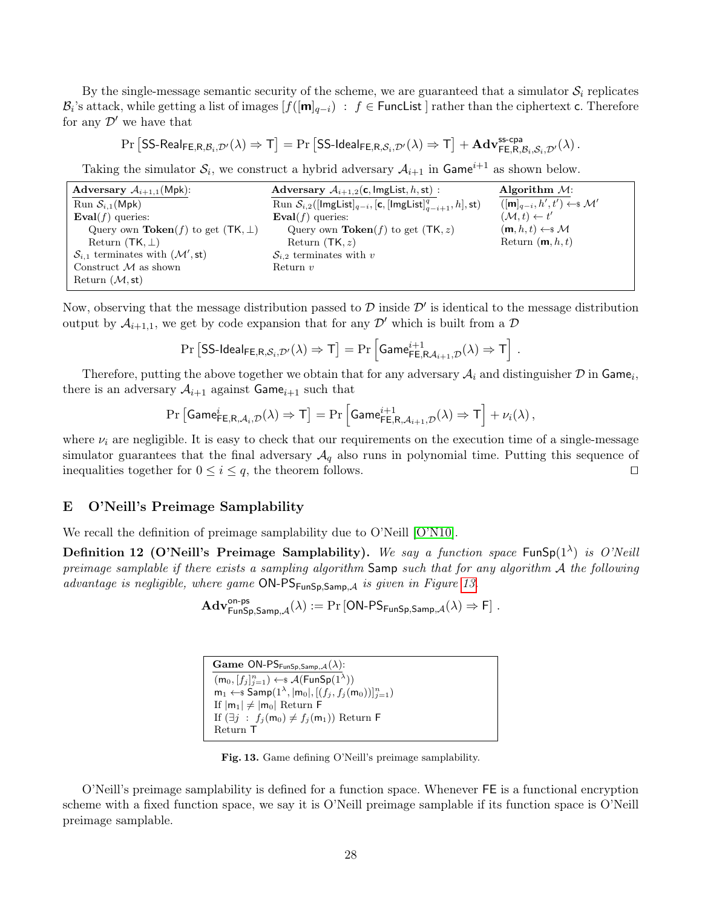By the single-message semantic security of the scheme, we are guaranteed that a simulator $\mathcal{S}_i$ replicates $\mathcal{B}_i$'s attack, while getting a list of images $[f([\mathbf{m}]_{q-i}) : f \in \mathsf{FuncList}]$ rather than the ciphertext $\mathsf{c}$. Therefore for any $\mathcal{D}'$ we have that

$$\Pr\left[\mathsf{SS\text{-}Real}_{\mathsf{FE},\mathsf{R},\mathcal{B}_i,\mathcal{D}'}(\lambda) \Rightarrow \mathsf{T}\right] = \Pr\left[\mathsf{SS\text{-}Ideal}_{\mathsf{FE},\mathsf{R},\mathcal{S}_i,\mathcal{D}'}(\lambda) \Rightarrow \mathsf{T}\right] + \mathbf{Adv}^{\mathsf{ss\text{-}cpa}}_{\mathsf{FE},\mathsf{R},\mathcal{B}_i,\mathcal{S}_i,\mathcal{D}'}(\lambda)\,.$$

Taking the simulator $\mathcal{S}_i$, we construct a hybrid adversary $\mathcal{A}_{i+1}$ in $\mathsf{Game}^{i+1}$ as shown below.

| **Adversary** $\mathcal{A}_{i+1,1}(\mathsf{Mpk})$: | **Adversary** $\mathcal{A}_{i+1,2}(\mathbf{c}, \mathsf{ImgList}, h, \mathsf{st})$ : | **Algorithm** $\mathcal{M}$: |
|---|---|---|
| Run $\mathcal{S}_{i,1}(\mathsf{Mpk})$ | Run $\mathcal{S}_{i,2}([\mathsf{ImgList}]_{q-i}, [\mathbf{c}, [\mathsf{ImgList}]^q_{q-i+1}, h], \mathsf{st})$ | $([\mathbf{m}]_{q-i}, h', t') \leftarrow\!\!\$\ \mathcal{M}'$ |
| **Eval**$(f)$ queries: | **Eval**$(f)$ queries: | $(\mathcal{M}, t) \leftarrow t'$ |
| Query own **Token**$(f)$ to get $(\mathsf{TK}, \perp)$ | Query own **Token**$(f)$ to get $(\mathsf{TK}, z)$ | $(\mathbf{m}, h, t) \leftarrow\!\!\$\ \mathcal{M}$ |
| Return $(\mathsf{TK}, \perp)$ | Return $(\mathsf{TK}, z)$ | Return $(\mathbf{m}, h, t)$ |
| $\mathcal{S}_{i,1}$ terminates with $(\mathcal{M}', \mathsf{st})$ | $\mathcal{S}_{i,2}$ terminates with $v$ | |
| Construct $\mathcal{M}$ as shown | Return $v$ | |
| Return $(\mathcal{M}, \mathsf{st})$ | | |

Now, observing that the message distribution passed to $\mathcal{D}$ inside $\mathcal{D}'$ is identical to the message distribution output by $\mathcal{A}_{i+1,1}$, we get by code expansion that for any $\mathcal{D}'$ which is built from a $\mathcal{D}$

$$\Pr\left[\mathsf{SS\text{-}Ideal}_{\mathsf{FE},\mathsf{R},\mathcal{S}_i,\mathcal{D}'}(\lambda) \Rightarrow \mathsf{T}\right] = \Pr\left[\mathsf{Game}^{i+1}_{\mathsf{FE},\mathsf{R}\mathcal{A}_{i+1},\mathcal{D}}(\lambda) \Rightarrow \mathsf{T}\right]\,.$$

Therefore, putting the above together we obtain that for any adversary $\mathcal{A}_i$ and distinguisher $\mathcal{D}$ in $\mathsf{Game}_i$, there is an adversary $\mathcal{A}_{i+1}$ against $\mathsf{Game}_{i+1}$ such that

$$\Pr\left[\mathsf{Game}^{i}_{\mathsf{FE},\mathsf{R},\mathcal{A}_i,\mathcal{D}}(\lambda) \Rightarrow \mathsf{T}\right] = \Pr\left[\mathsf{Game}^{i+1}_{\mathsf{FE},\mathsf{R},\mathcal{A}_{i+1},\mathcal{D}}(\lambda) \Rightarrow \mathsf{T}\right] + \nu_i(\lambda)\,,$$

where $\nu_i$ are negligible. It is easy to check that our requirements on the execution time of a single-message simulator guarantees that the final adversary $\mathcal{A}_q$ also runs in polynomial time. Putting this sequence of inequalities together for $0 \leq i \leq q$, the theorem follows. □

## E O'Neill's Preimage Samplability

We recall the definition of preimage samplability due to O'Neill [O'N10].

**Definition 12 (O'Neill's Preimage Samplability).** *We say a function space* $\mathsf{FunSp}(1^\lambda)$ *is O'Neill preimage samplable if there exists a sampling algorithm* $\mathsf{Samp}$ *such that for any algorithm* $\mathcal{A}$ *the following advantage is negligible, where game* $\mathsf{ON\text{-}PS}_{\mathsf{FunSp},\mathsf{Samp},\mathcal{A}}$ *is given in Figure 13.*

$$\mathbf{Adv}^{\mathsf{on\text{-}ps}}_{\mathsf{FunSp},\mathsf{Samp},\mathcal{A}}(\lambda) := \Pr\left[\mathsf{ON\text{-}PS}_{\mathsf{FunSp},\mathsf{Samp},\mathcal{A}}(\lambda) \Rightarrow \mathsf{F}\right]\,.$$

```
Game ON-PS_{FunSp,Samp,A}(λ):
(m_0, [f_j]_{j=1}^n) ←$ A(FunSp(1^λ))
m_1 ←$ Samp(1^λ, |m_0|, [(f_j, f_j(m_0))]_{j=1}^n)
If |m_1| ≠ |m_0| Return F
If (∃j : f_j(m_0) ≠ f_j(m_1)) Return F
Return T
```

**Fig. 13.** Game defining O'Neill's preimage samplability.

O'Neill's preimage samplability is defined for a function space. Whenever $\mathsf{FE}$ is a functional encryption scheme with a fixed function space, we say it is O'Neill preimage samplable if its function space is O'Neill preimage samplable.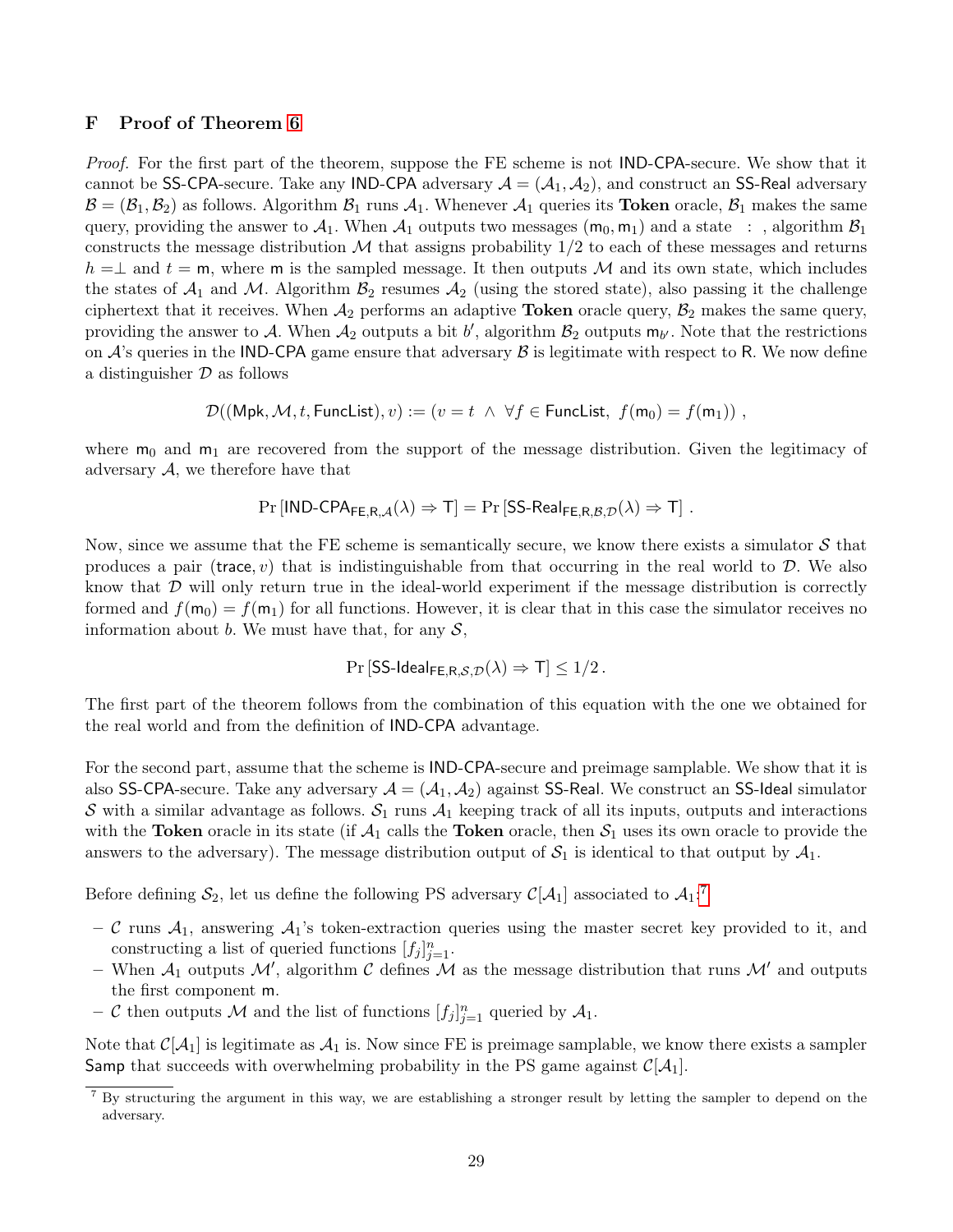## F Proof of Theorem 6

*Proof.* For the first part of the theorem, suppose the FE scheme is not IND-CPA-secure. We show that it cannot be SS-CPA-secure. Take any IND-CPA adversary $\mathcal{A} = (\mathcal{A}_1, \mathcal{A}_2)$, and construct an SS-Real adversary $\mathcal{B} = (\mathcal{B}_1, \mathcal{B}_2)$ as follows. Algorithm $\mathcal{B}_1$ runs $\mathcal{A}_1$. Whenever $\mathcal{A}_1$ queries its **Token** oracle, $\mathcal{B}_1$ makes the same query, providing the answer to $\mathcal{A}_1$. When $\mathcal{A}_1$ outputs two messages $(\mathsf{m}_0, \mathsf{m}_1)$ and a state : , algorithm $\mathcal{B}_1$ constructs the message distribution $\mathcal{M}$ that assigns probability 1/2 to each of these messages and returns $h = \perp$ and $t = \mathsf{m}$, where $\mathsf{m}$ is the sampled message. It then outputs $\mathcal{M}$ and its own state, which includes the states of $\mathcal{A}_1$ and $\mathcal{M}$. Algorithm $\mathcal{B}_2$ resumes $\mathcal{A}_2$ (using the stored state), also passing it the challenge ciphertext that it receives. When $\mathcal{A}_2$ performs an adaptive **Token** oracle query, $\mathcal{B}_2$ makes the same query, providing the answer to $\mathcal{A}$. When $\mathcal{A}_2$ outputs a bit $b'$, algorithm $\mathcal{B}_2$ outputs $\mathsf{m}_{b'}$. Note that the restrictions on $\mathcal{A}$'s queries in the IND-CPA game ensure that adversary $\mathcal{B}$ is legitimate with respect to R. We now define a distinguisher $\mathcal{D}$ as follows

$$\mathcal{D}((\mathsf{Mpk}, \mathcal{M}, t, \mathsf{FuncList}), v) := (v = t \;\wedge\; \forall f \in \mathsf{FuncList},\; f(\mathsf{m}_0) = f(\mathsf{m}_1)) \;,$$

where $\mathsf{m}_0$ and $\mathsf{m}_1$ are recovered from the support of the message distribution. Given the legitimacy of adversary $\mathcal{A}$, we therefore have that

$$\Pr\left[\mathsf{IND\text{-}CPA}_{\mathsf{FE},\mathsf{R},\mathcal{A}}(\lambda) \Rightarrow \mathsf{T}\right] = \Pr\left[\mathsf{SS\text{-}Real}_{\mathsf{FE},\mathsf{R},\mathcal{B},\mathcal{D}}(\lambda) \Rightarrow \mathsf{T}\right] \;.$$

Now, since we assume that the FE scheme is semantically secure, we know there exists a simulator $\mathcal{S}$ that produces a pair $(\mathsf{trace}, v)$ that is indistinguishable from that occurring in the real world to $\mathcal{D}$. We also know that $\mathcal{D}$ will only return true in the ideal-world experiment if the message distribution is correctly formed and $f(\mathsf{m}_0) = f(\mathsf{m}_1)$ for all functions. However, it is clear that in this case the simulator receives no information about $b$. We must have that, for any $\mathcal{S}$,

$$\Pr\left[\mathsf{SS\text{-}Ideal}_{\mathsf{FE},\mathsf{R},\mathcal{S},\mathcal{D}}(\lambda) \Rightarrow \mathsf{T}\right] \leq 1/2 \,.$$

The first part of the theorem follows from the combination of this equation with the one we obtained for the real world and from the definition of IND-CPA advantage.

For the second part, assume that the scheme is IND-CPA-secure and preimage samplable. We show that it is also SS-CPA-secure. Take any adversary $\mathcal{A} = (\mathcal{A}_1, \mathcal{A}_2)$ against SS-Real. We construct an SS-Ideal simulator $\mathcal{S}$ with a similar advantage as follows. $\mathcal{S}_1$ runs $\mathcal{A}_1$ keeping track of all its inputs, outputs and interactions with the **Token** oracle in its state (if $\mathcal{A}_1$ calls the **Token** oracle, then $\mathcal{S}_1$ uses its own oracle to provide the answers to the adversary). The message distribution output of $\mathcal{S}_1$ is identical to that output by $\mathcal{A}_1$.

Before defining $\mathcal{S}_2$, let us define the following PS adversary $\mathcal{C}[\mathcal{A}_1]$ associated to $\mathcal{A}_1$:[7]

- $\mathcal{C}$ runs $\mathcal{A}_1$, answering $\mathcal{A}_1$'s token-extraction queries using the master secret key provided to it, and constructing a list of queried functions $[f_j]_{j=1}^n$.
- When $\mathcal{A}_1$ outputs $\mathcal{M}'$, algorithm $\mathcal{C}$ defines $\mathcal{M}$ as the message distribution that runs $\mathcal{M}'$ and outputs the first component $\mathsf{m}$.
- $\mathcal{C}$ then outputs $\mathcal{M}$ and the list of functions $[f_j]_{j=1}^n$ queried by $\mathcal{A}_1$.

Note that $\mathcal{C}[\mathcal{A}_1]$ is legitimate as $\mathcal{A}_1$ is. Now since FE is preimage samplable, we know there exists a sampler $\mathsf{Samp}$ that succeeds with overwhelming probability in the PS game against $\mathcal{C}[\mathcal{A}_1]$.

[7] By structuring the argument in this way, we are establishing a stronger result by letting the sampler to depend on the adversary.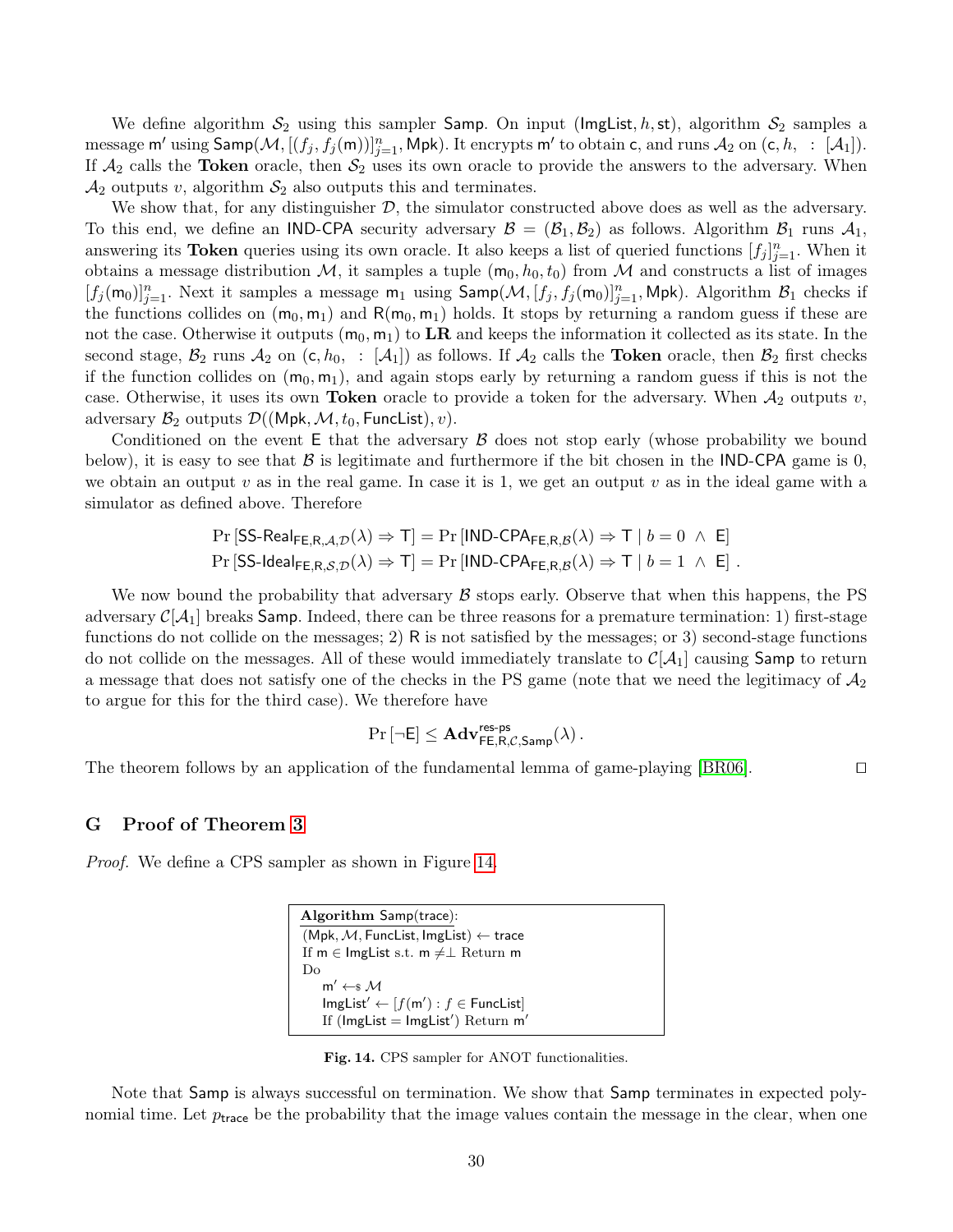We define algorithm $\mathcal{S}_2$ using this sampler $\mathsf{Samp}$. On input $(\mathsf{ImgList}, h, \mathsf{st})$, algorithm $\mathcal{S}_2$ samples a message $\mathsf{m}'$ using $\mathsf{Samp}(\mathcal{M}, [(f_j, f_j(\mathsf{m}))]_{j=1}^{n}, \mathsf{Mpk})$. It encrypts $\mathsf{m}'$ to obtain $\mathsf{c}$, and runs $\mathcal{A}_2$ on $(\mathsf{c}, h, \;:\; [\mathcal{A}_1])$. If $\mathcal{A}_2$ calls the **Token** oracle, then $\mathcal{S}_2$ uses its own oracle to provide the answers to the adversary. When $\mathcal{A}_2$ outputs $v$, algorithm $\mathcal{S}_2$ also outputs this and terminates.

We show that, for any distinguisher $\mathcal{D}$, the simulator constructed above does as well as the adversary. To this end, we define an $\mathsf{IND\text{-}CPA}$ security adversary $\mathcal{B} = (\mathcal{B}_1, \mathcal{B}_2)$ as follows. Algorithm $\mathcal{B}_1$ runs $\mathcal{A}_1$, answering its **Token** queries using its own oracle. It also keeps a list of queried functions $[f_j]_{j=1}^{n}$. When it obtains a message distribution $\mathcal{M}$, it samples a tuple $(\mathsf{m}_0, h_0, t_0)$ from $\mathcal{M}$ and constructs a list of images $[f_j(\mathsf{m}_0)]_{j=1}^{n}$. Next it samples a message $\mathsf{m}_1$ using $\mathsf{Samp}(\mathcal{M}, [f_j, f_j(\mathsf{m}_0)]_{j=1}^{n}, \mathsf{Mpk})$. Algorithm $\mathcal{B}_1$ checks if the functions collides on $(\mathsf{m}_0, \mathsf{m}_1)$ and $\mathsf{R}(\mathsf{m}_0, \mathsf{m}_1)$ holds. It stops by returning a random guess if these are not the case. Otherwise it outputs $(\mathsf{m}_0, \mathsf{m}_1)$ to **LR** and keeps the information it collected as its state. In the second stage, $\mathcal{B}_2$ runs $\mathcal{A}_2$ on $(\mathsf{c}, h_0, \;:\; [\mathcal{A}_1])$ as follows. If $\mathcal{A}_2$ calls the **Token** oracle, then $\mathcal{B}_2$ first checks if the function collides on $(\mathsf{m}_0, \mathsf{m}_1)$, and again stops early by returning a random guess if this is not the case. Otherwise, it uses its own **Token** oracle to provide a token for the adversary. When $\mathcal{A}_2$ outputs $v$, adversary $\mathcal{B}_2$ outputs $\mathcal{D}((\mathsf{Mpk}, \mathcal{M}, t_0, \mathsf{FuncList}), v)$.

Conditioned on the event $\mathsf{E}$ that the adversary $\mathcal{B}$ does not stop early (whose probability we bound below), it is easy to see that $\mathcal{B}$ is legitimate and furthermore if the bit chosen in the $\mathsf{IND\text{-}CPA}$ game is 0, we obtain an output $v$ as in the real game. In case it is 1, we get an output $v$ as in the ideal game with a simulator as defined above. Therefore

$$\Pr\left[\mathsf{SS\text{-}Real}_{\mathsf{FE},\mathsf{R},\mathcal{A},\mathcal{D}}(\lambda) \Rightarrow \mathsf{T}\right] = \Pr\left[\mathsf{IND\text{-}CPA}_{\mathsf{FE},\mathsf{R},\mathcal{B}}(\lambda) \Rightarrow \mathsf{T} \mid b = 0 \;\wedge\; \mathsf{E}\right]$$
$$\Pr\left[\mathsf{SS\text{-}Ideal}_{\mathsf{FE},\mathsf{R},\mathcal{S},\mathcal{D}}(\lambda) \Rightarrow \mathsf{T}\right] = \Pr\left[\mathsf{IND\text{-}CPA}_{\mathsf{FE},\mathsf{R},\mathcal{B}}(\lambda) \Rightarrow \mathsf{T} \mid b = 1 \;\wedge\; \mathsf{E}\right].$$

We now bound the probability that adversary $\mathcal{B}$ stops early. Observe that when this happens, the PS adversary $\mathcal{C}[\mathcal{A}_1]$ breaks $\mathsf{Samp}$. Indeed, there can be three reasons for a premature termination: 1) first-stage functions do not collide on the messages; 2) $\mathsf{R}$ is not satisfied by the messages; or 3) second-stage functions do not collide on the messages. All of these would immediately translate to $\mathcal{C}[\mathcal{A}_1]$ causing $\mathsf{Samp}$ to return a message that does not satisfy one of the checks in the PS game (note that we need the legitimacy of $\mathcal{A}_2$ to argue for this for the third case). We therefore have

$$\Pr\left[\neg\mathsf{E}\right] \leq \mathbf{Adv}^{\mathsf{res\text{-}ps}}_{\mathsf{FE},\mathsf{R},\mathcal{C},\mathsf{Samp}}(\lambda).$$

The theorem follows by an application of the fundamental lemma of game-playing [BR06]. □

## G Proof of Theorem 3

*Proof.* We define a CPS sampler as shown in Figure 14.

```
Algorithm Samp(trace):
(Mpk, M, FuncList, ImgList) ← trace
If m ∈ ImgList s.t. m ≠⊥ Return m
Do
    m' ←$ M
    ImgList' ← [f(m') : f ∈ FuncList]
    If (ImgList = ImgList') Return m'
```

**Fig. 14.** CPS sampler for ANOT functionalities.

Note that $\mathsf{Samp}$ is always successful on termination. We show that $\mathsf{Samp}$ terminates in expected polynomial time. Let $p_{\mathsf{trace}}$ be the probability that the image values contain the message in the clear, when one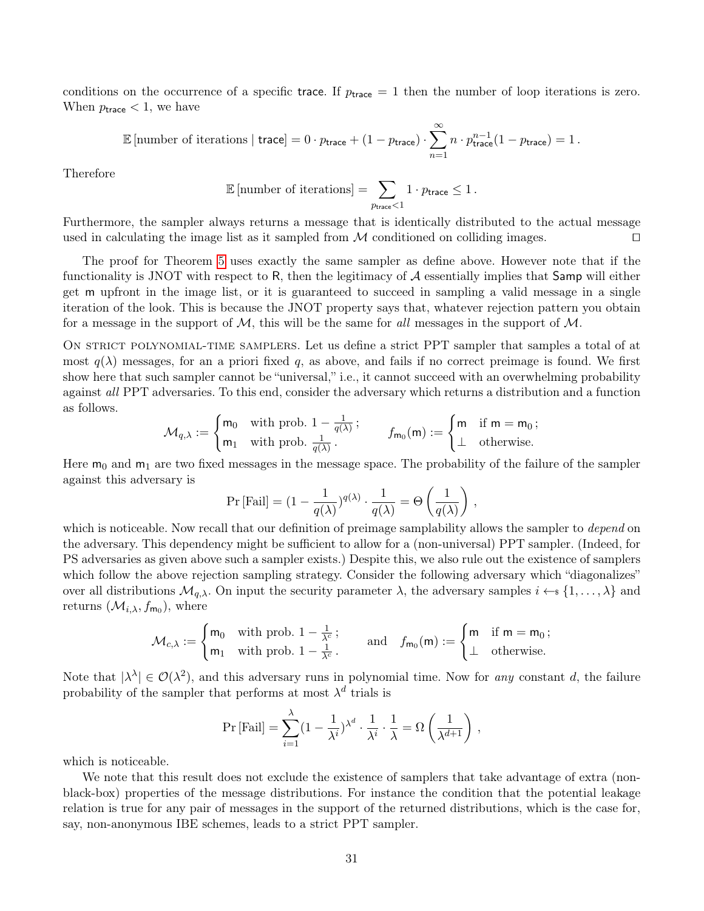conditions on the occurrence of a specific $\mathsf{trace}$. If $p_{\mathsf{trace}} = 1$ then the number of loop iterations is zero. When $p_{\mathsf{trace}} < 1$, we have

$$\mathbb{E}\left[\text{number of iterations} \mid \mathsf{trace}\right] = 0 \cdot p_{\mathsf{trace}} + (1 - p_{\mathsf{trace}}) \cdot \sum_{n=1}^{\infty} n \cdot p_{\mathsf{trace}}^{n-1}(1 - p_{\mathsf{trace}}) = 1\,.$$

Therefore

$$\mathbb{E}\left[\text{number of iterations}\right] = \sum_{p_{\mathsf{trace}}<1} 1 \cdot p_{\mathsf{trace}} \leq 1\,.$$

Furthermore, the sampler always returns a message that is identically distributed to the actual message used in calculating the image list as it sampled from $\mathcal{M}$ conditioned on colliding images. ☐

The proof for Theorem 5 uses exactly the same sampler as define above. However note that if the functionality is JNOT with respect to $\mathsf{R}$, then the legitimacy of $\mathcal{A}$ essentially implies that $\mathsf{Samp}$ will either get $\mathsf{m}$ upfront in the image list, or it is guaranteed to succeed in sampling a valid message in a single iteration of the look. This is because the JNOT property says that, whatever rejection pattern you obtain for a message in the support of $\mathcal{M}$, this will be the same for *all* messages in the support of $\mathcal{M}$.

On strict polynomial-time samplers. Let us define a strict PPT sampler that samples a total of at most $q(\lambda)$ messages, for an a priori fixed $q$, as above, and fails if no correct preimage is found. We first show here that such sampler cannot be "universal," i.e., it cannot succeed with an overwhelming probability against *all* PPT adversaries. To this end, consider the adversary which returns a distribution and a function as follows.

$$\mathcal{M}_{q,\lambda} := \begin{cases} \mathsf{m}_0 & \text{with prob. } 1 - \frac{1}{q(\lambda)}\,; \\ \mathsf{m}_1 & \text{with prob. } \frac{1}{q(\lambda)}\,. \end{cases} \qquad f_{\mathsf{m}_0}(\mathsf{m}) := \begin{cases} \mathsf{m} & \text{if } \mathsf{m} = \mathsf{m}_0\,; \\ \perp & \text{otherwise.} \end{cases}$$

Here $\mathsf{m}_0$ and $\mathsf{m}_1$ are two fixed messages in the message space. The probability of the failure of the sampler against this adversary is

$$\Pr\left[\text{Fail}\right] = (1 - \frac{1}{q(\lambda)})^{q(\lambda)} \cdot \frac{1}{q(\lambda)} = \Theta\left(\frac{1}{q(\lambda)}\right)\,,$$

which is noticeable. Now recall that our definition of preimage samplability allows the sampler to *depend* on the adversary. This dependency might be sufficient to allow for a (non-universal) PPT sampler. (Indeed, for PS adversaries as given above such a sampler exists.) Despite this, we also rule out the existence of samplers which follow the above rejection sampling strategy. Consider the following adversary which "diagonalizes" over all distributions $\mathcal{M}_{q,\lambda}$. On input the security parameter $\lambda$, the adversary samples $i \leftarrow_{\$} \{1, \ldots, \lambda\}$ and returns $(\mathcal{M}_{i,\lambda}, f_{\mathsf{m}_0})$, where

$$\mathcal{M}_{c,\lambda} := \begin{cases} \mathsf{m}_0 & \text{with prob. } 1 - \frac{1}{\lambda^c}\,; \\ \mathsf{m}_1 & \text{with prob. } 1 - \frac{1}{\lambda^c}\,. \end{cases} \qquad \text{and} \quad f_{\mathsf{m}_0}(\mathsf{m}) := \begin{cases} \mathsf{m} & \text{if } \mathsf{m} = \mathsf{m}_0\,; \\ \perp & \text{otherwise.} \end{cases}$$

Note that $|\lambda^\lambda| \in \mathcal{O}(\lambda^2)$, and this adversary runs in polynomial time. Now for *any* constant $d$, the failure probability of the sampler that performs at most $\lambda^d$ trials is

$$\Pr\left[\text{Fail}\right] = \sum_{i=1}^{\lambda} (1 - \frac{1}{\lambda^i})^{\lambda^d} \cdot \frac{1}{\lambda^i} \cdot \frac{1}{\lambda} = \Omega\left(\frac{1}{\lambda^{d+1}}\right)\,,$$

which is noticeable.

We note that this result does not exclude the existence of samplers that take advantage of extra (non-black-box) properties of the message distributions. For instance the condition that the potential leakage relation is true for any pair of messages in the support of the returned distributions, which is the case for, say, non-anonymous IBE schemes, leads to a strict PPT sampler.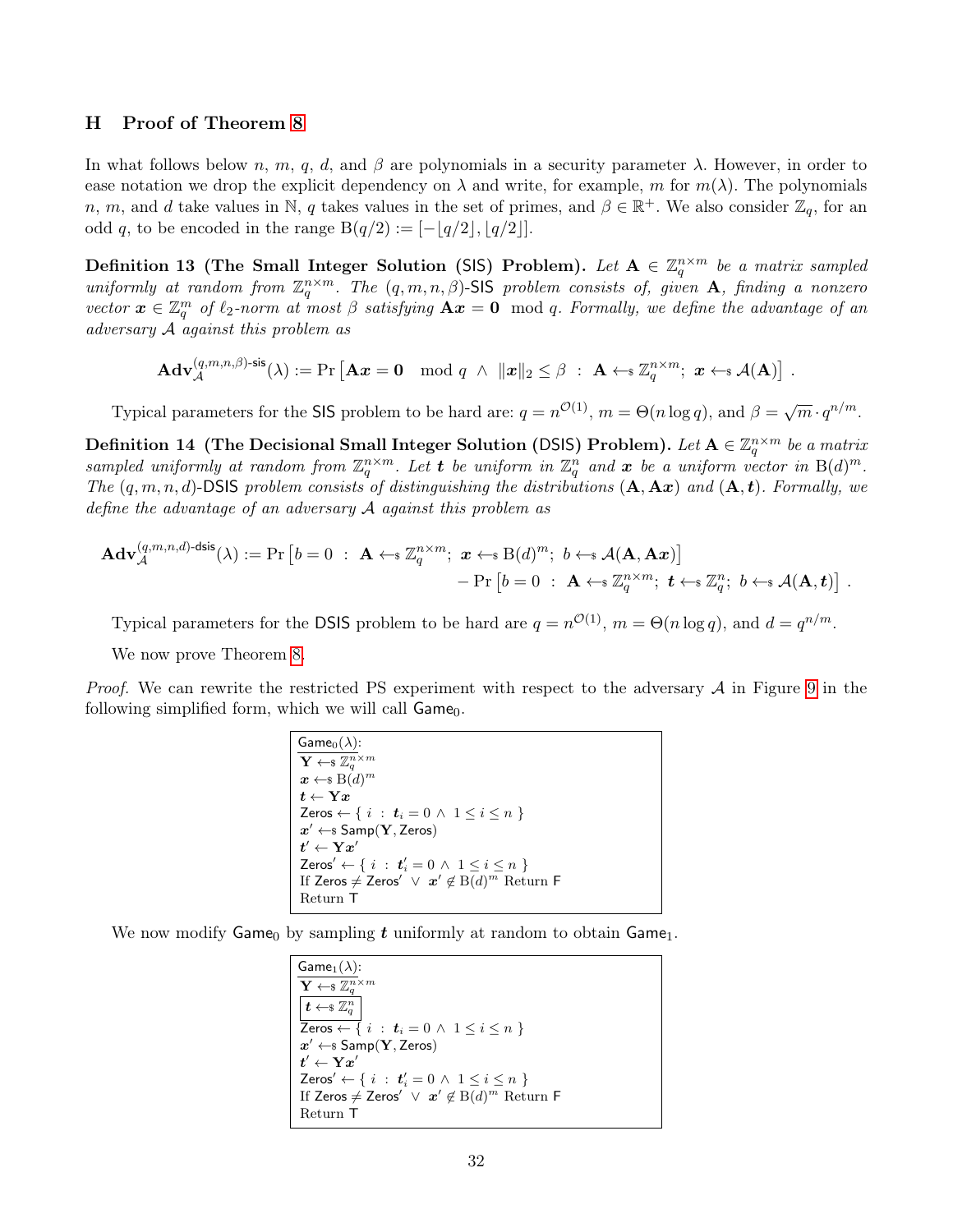## H Proof of Theorem 8

In what follows below $n$, $m$, $q$, $d$, and $\beta$ are polynomials in a security parameter $\lambda$. However, in order to ease notation we drop the explicit dependency on $\lambda$ and write, for example, $m$ for $m(\lambda)$. The polynomials $n$, $m$, and $d$ take values in $\mathbb{N}$, $q$ takes values in the set of primes, and $\beta \in \mathbb{R}^+$. We also consider $\mathbb{Z}_q$, for an odd $q$, to be encoded in the range $\mathrm{B}(q/2) := [-\lfloor q/2 \rfloor, \lfloor q/2 \rfloor]$.

**Definition 13 (The Small Integer Solution (SIS) Problem).** *Let $\mathbf{A} \in \mathbb{Z}_q^{n\times m}$ be a matrix sampled uniformly at random from $\mathbb{Z}_q^{n\times m}$. The $(q, m, n, \beta)$-SIS problem consists of, given $\mathbf{A}$, finding a nonzero vector $\boldsymbol{x} \in \mathbb{Z}_q^m$ of $\ell_2$-norm at most $\beta$ satisfying $\mathbf{A}\boldsymbol{x} = \mathbf{0} \mod q$. Formally, we define the advantage of an adversary $\mathcal{A}$ against this problem as*

$$\mathbf{Adv}_{\mathcal{A}}^{(q,m,n,\beta)\text{-sis}}(\lambda) := \Pr\left[\mathbf{A}\boldsymbol{x} = \mathbf{0} \mod q \;\wedge\; \|\boldsymbol{x}\|_2 \le \beta \;:\; \mathbf{A} \leftarrow\!\!\$\; \mathbb{Z}_q^{n\times m};\; \boldsymbol{x} \leftarrow\!\!\$\; \mathcal{A}(\mathbf{A})\right] .$$

Typical parameters for the SIS problem to be hard are: $q = n^{\mathcal{O}(1)}$, $m = \Theta(n \log q)$, and $\beta = \sqrt{m} \cdot q^{n/m}$.

**Definition 14 (The Decisional Small Integer Solution (DSIS) Problem).** *Let $\mathbf{A} \in \mathbb{Z}_q^{n\times m}$ be a matrix sampled uniformly at random from $\mathbb{Z}_q^{n\times m}$. Let $\boldsymbol{t}$ be uniform in $\mathbb{Z}_q^n$ and $\boldsymbol{x}$ be a uniform vector in $\mathrm{B}(d)^m$. The $(q, m, n, d)$-DSIS problem consists of distinguishing the distributions $(\mathbf{A}, \mathbf{A}\boldsymbol{x})$ and $(\mathbf{A}, \boldsymbol{t})$. Formally, we define the advantage of an adversary $\mathcal{A}$ against this problem as*

$$\begin{aligned}\mathbf{Adv}_{\mathcal{A}}^{(q,m,n,d)\text{-dsis}}(\lambda) := \Pr\left[b = 0 \;:\; \mathbf{A} \leftarrow\!\!\$\; \mathbb{Z}_q^{n\times m};\; \boldsymbol{x} \leftarrow\!\!\$\; \mathrm{B}(d)^m;\; b \leftarrow\!\!\$\; \mathcal{A}(\mathbf{A}, \mathbf{A}\boldsymbol{x})\right] \\ - \Pr\left[b = 0 \;:\; \mathbf{A} \leftarrow\!\!\$\; \mathbb{Z}_q^{n\times m};\; \boldsymbol{t} \leftarrow\!\!\$\; \mathbb{Z}_q^n;\; b \leftarrow\!\!\$\; \mathcal{A}(\mathbf{A}, \boldsymbol{t})\right] .\end{aligned}$$

Typical parameters for the DSIS problem to be hard are $q = n^{\mathcal{O}(1)}$, $m = \Theta(n \log q)$, and $d = q^{n/m}$.

We now prove Theorem 8.

*Proof.* We can rewrite the restricted PS experiment with respect to the adversary $\mathcal{A}$ in Figure 9 in the following simplified form, which we will call $\mathsf{Game}_0$.

```
Game_0(λ):
Y ←$ Z_q^{n×m}
x ←$ B(d)^m
t ← Yx
Zeros ← { i : t_i = 0 ∧ 1 ≤ i ≤ n }
x' ←$ Samp(Y, Zeros)
t' ← Yx'
Zeros' ← { i : t'_i = 0 ∧ 1 ≤ i ≤ n }
If Zeros ≠ Zeros' ∨ x' ∉ B(d)^m Return F
Return T
```

We now modify $\mathsf{Game}_0$ by sampling $\boldsymbol{t}$ uniformly at random to obtain $\mathsf{Game}_1$.

```
Game_1(λ):
Y ←$ Z_q^{n×m}
[t ←$ Z_q^n]
Zeros ← { i : t_i = 0 ∧ 1 ≤ i ≤ n }
x' ←$ Samp(Y, Zeros)
t' ← Yx'
Zeros' ← { i : t'_i = 0 ∧ 1 ≤ i ≤ n }
If Zeros ≠ Zeros' ∨ x' ∉ B(d)^m Return F
Return T
```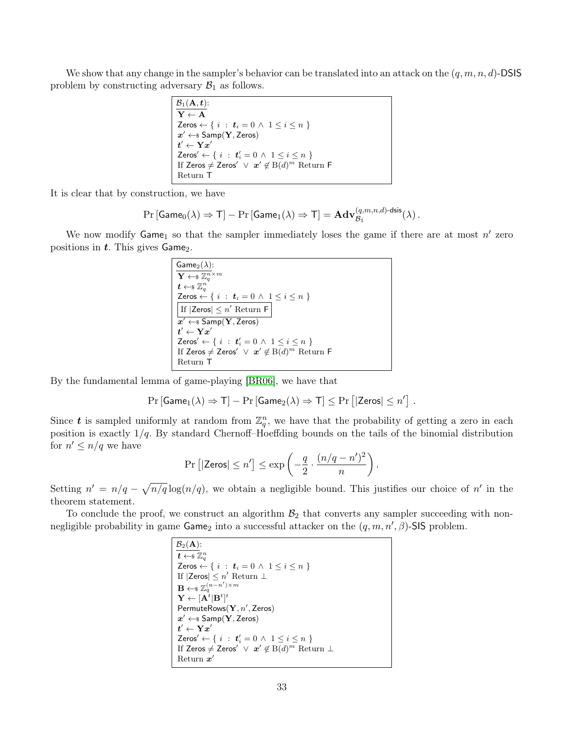We show that any change in the sampler's behavior can be translated into an attack on the $(q, m, n, d)$-DSIS problem by constructing adversary $\mathcal{B}_1$ as follows.

```
B1(A, t):
Y ← A
Zeros ← { i : t_i = 0 ∧ 1 ≤ i ≤ n }
x' ←$ Samp(Y, Zeros)
t' ← Yx'
Zeros' ← { i : t'_i = 0 ∧ 1 ≤ i ≤ n }
If Zeros ≠ Zeros' ∨ x' ∉ B(d)^m Return F
Return T
```

It is clear that by construction, we have

$$\Pr[\mathsf{Game}_0(\lambda) \Rightarrow \mathsf{T}] - \Pr[\mathsf{Game}_1(\lambda) \Rightarrow \mathsf{T}] = \mathbf{Adv}^{(q,m,n,d)\text{-dsis}}_{\mathcal{B}_1}(\lambda)\,.$$

We now modify $\mathsf{Game}_1$ so that the sampler immediately loses the game if there are at most $n'$ zero positions in $\boldsymbol{t}$. This gives $\mathsf{Game}_2$.

```
Game2(λ):
Y ←$ Z_q^{n×m}
t ←$ Z_q^n
Zeros ← { i : t_i = 0 ∧ 1 ≤ i ≤ n }
[If |Zeros| ≤ n' Return F]
x' ←$ Samp(Y, Zeros)
t' ← Yx'
Zeros' ← { i : t'_i = 0 ∧ 1 ≤ i ≤ n }
If Zeros ≠ Zeros' ∨ x' ∉ B(d)^m Return F
Return T
```

By the fundamental lemma of game-playing [BR06], we have that

$$\Pr[\mathsf{Game}_1(\lambda) \Rightarrow \mathsf{T}] - \Pr[\mathsf{Game}_2(\lambda) \Rightarrow \mathsf{T}] \leq \Pr\left[|\mathsf{Zeros}| \leq n'\right]\,.$$

Since $\boldsymbol{t}$ is sampled uniformly at random from $\mathbb{Z}_q^n$, we have that the probability of getting a zero in each position is exactly $1/q$. By standard Chernoff–Hoeffding bounds on the tails of the binomial distribution for $n' \leq n/q$ we have

$$\Pr\left[|\mathsf{Zeros}| \leq n'\right] \leq \exp\left(-\frac{q}{2} \cdot \frac{(n/q - n')^2}{n}\right).$$

Setting $n' = n/q - \sqrt{n/q}\log(n/q)$, we obtain a negligible bound. This justifies our choice of $n'$ in the theorem statement.

To conclude the proof, we construct an algorithm $\mathcal{B}_2$ that converts any sampler succeeding with non-negligible probability in game $\mathsf{Game}_2$ into a successful attacker on the $(q, m, n', \beta)$-SIS problem.

```
B2(A):
t ←$ Z_q^n
Zeros ← { i : t_i = 0 ∧ 1 ≤ i ≤ n }
If |Zeros| ≤ n' Return ⊥
B ←$ Z_q^{(n−n')×m}
Y ← [A^t|B^t]^t
PermuteRows(Y, n', Zeros)
x' ←$ Samp(Y, Zeros)
t' ← Yx'
Zeros' ← { i : t'_i = 0 ∧ 1 ≤ i ≤ n }
If Zeros ≠ Zeros' ∨ x' ∉ B(d)^m Return ⊥
Return x'
```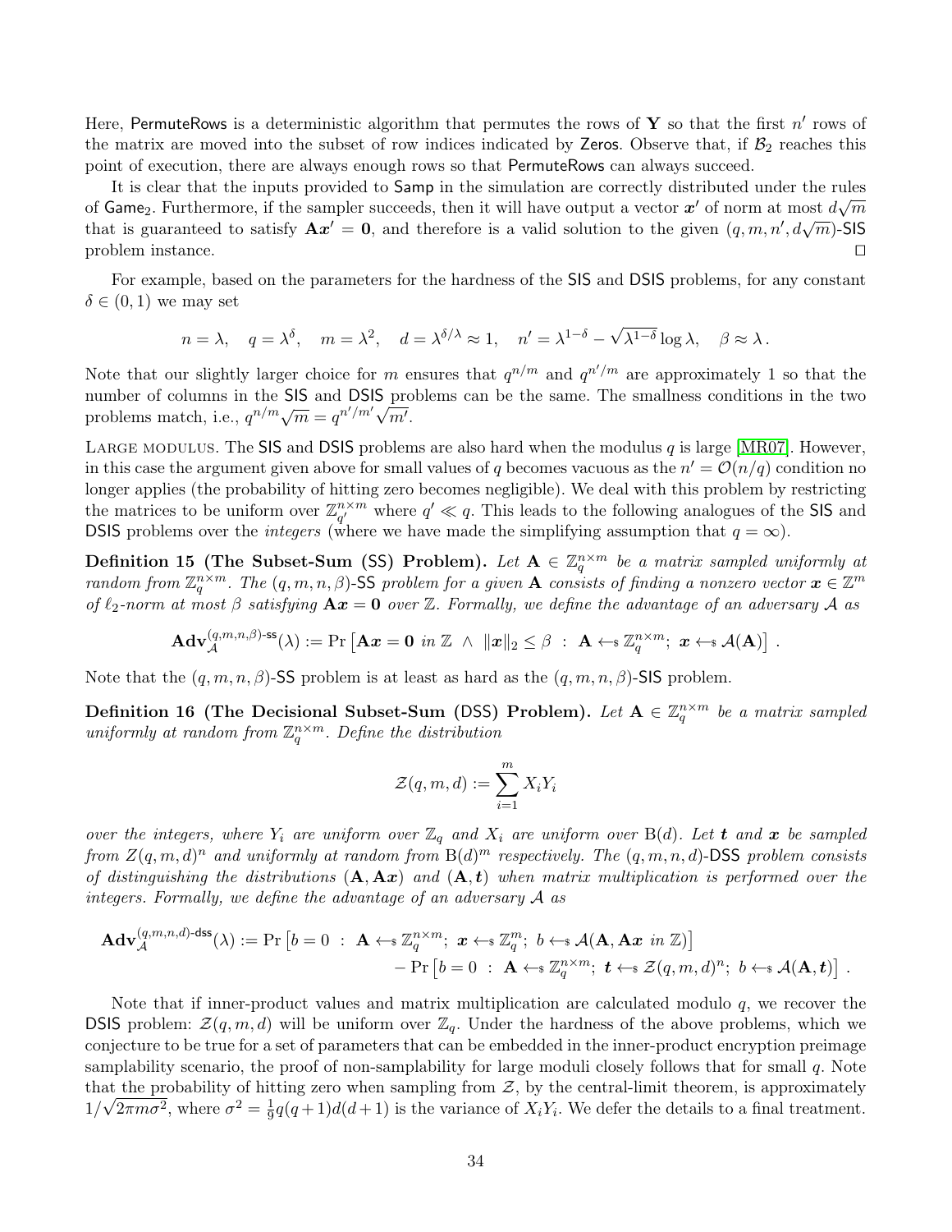Here, PermuteRows is a deterministic algorithm that permutes the rows of $\mathbf{Y}$ so that the first $n'$ rows of the matrix are moved into the subset of row indices indicated by Zeros. Observe that, if $\mathcal{B}_2$ reaches this point of execution, there are always enough rows so that PermuteRows can always succeed.

It is clear that the inputs provided to Samp in the simulation are correctly distributed under the rules of $\mathsf{Game}_2$. Furthermore, if the sampler succeeds, then it will have output a vector $\boldsymbol{x}'$ of norm at most $d\sqrt{m}$ that is guaranteed to satisfy $\mathbf{A}\boldsymbol{x}' = \mathbf{0}$, and therefore is a valid solution to the given $(q, m, n', d\sqrt{m})$-SIS problem instance. ◻

For example, based on the parameters for the hardness of the SIS and DSIS problems, for any constant $\delta \in (0, 1)$ we may set

$$n = \lambda, \quad q = \lambda^{\delta}, \quad m = \lambda^2, \quad d = \lambda^{\delta/\lambda} \approx 1, \quad n' = \lambda^{1-\delta} - \sqrt{\lambda^{1-\delta}} \log \lambda, \quad \beta \approx \lambda\,.$$

Note that our slightly larger choice for $m$ ensures that $q^{n/m}$ and $q^{n'/m}$ are approximately 1 so that the number of columns in the SIS and DSIS problems can be the same. The smallness conditions in the two problems match, i.e., $q^{n/m}\sqrt{m} = q^{n'/m'}\sqrt{m'}$.

Large modulus. The SIS and DSIS problems are also hard when the modulus $q$ is large [MR07]. However, in this case the argument given above for small values of $q$ becomes vacuous as the $n' = \mathcal{O}(n/q)$ condition no longer applies (the probability of hitting zero becomes negligible). We deal with this problem by restricting the matrices to be uniform over $\mathbb{Z}_{q'}^{n\times m}$ where $q' \ll q$. This leads to the following analogues of the SIS and DSIS problems over the *integers* (where we have made the simplifying assumption that $q = \infty$).

**Definition 15 (The Subset-Sum (SS) Problem).** *Let $\mathbf{A} \in \mathbb{Z}_q^{n\times m}$ be a matrix sampled uniformly at random from $\mathbb{Z}_q^{n\times m}$. The $(q, m, n, \beta)$-SS problem for a given $\mathbf{A}$ consists of finding a nonzero vector $\boldsymbol{x} \in \mathbb{Z}^m$ of $\ell_2$-norm at most $\beta$ satisfying $\mathbf{A}\boldsymbol{x} = \mathbf{0}$ over $\mathbb{Z}$. Formally, we define the advantage of an adversary $\mathcal{A}$ as*

$$\mathbf{Adv}_{\mathcal{A}}^{(q,m,n,\beta)\text{-ss}}(\lambda) := \Pr\left[\mathbf{A}\boldsymbol{x} = \mathbf{0} \text{ in } \mathbb{Z} \;\wedge\; \|\boldsymbol{x}\|_2 \le \beta \;:\; \mathbf{A} \leftarrow\!\!\$\; \mathbb{Z}_q^{n\times m};\; \boldsymbol{x} \leftarrow\!\!\$\; \mathcal{A}(\mathbf{A})\right]\,.$$

Note that the $(q, m, n, \beta)$-SS problem is at least as hard as the $(q, m, n, \beta)$-SIS problem.

**Definition 16 (The Decisional Subset-Sum (DSS) Problem).** *Let $\mathbf{A} \in \mathbb{Z}_q^{n\times m}$ be a matrix sampled uniformly at random from $\mathbb{Z}_q^{n\times m}$. Define the distribution*

$$\mathcal{Z}(q, m, d) := \sum_{i=1}^{m} X_i Y_i$$

*over the integers, where $Y_i$ are uniform over $\mathbb{Z}_q$ and $X_i$ are uniform over $\mathrm{B}(d)$. Let $\boldsymbol{t}$ and $\boldsymbol{x}$ be sampled from $Z(q, m, d)^n$ and uniformly at random from $\mathrm{B}(d)^m$ respectively. The $(q, m, n, d)$-DSS problem consists of distinguishing the distributions $(\mathbf{A}, \mathbf{A}\boldsymbol{x})$ and $(\mathbf{A}, \boldsymbol{t})$ when matrix multiplication is performed over the integers. Formally, we define the advantage of an adversary $\mathcal{A}$ as*

$$\begin{aligned}\mathbf{Adv}_{\mathcal{A}}^{(q,m,n,d)\text{-dss}}(\lambda) := \Pr\left[b = 0 \;:\; \mathbf{A} \leftarrow\!\!\$\; \mathbb{Z}_q^{n\times m};\; \boldsymbol{x} \leftarrow\!\!\$\; \mathbb{Z}_q^{m};\; b \leftarrow\!\!\$\; \mathcal{A}(\mathbf{A}, \mathbf{A}\boldsymbol{x} \text{ in } \mathbb{Z})\right] \\ - \Pr\left[b = 0 \;:\; \mathbf{A} \leftarrow\!\!\$\; \mathbb{Z}_q^{n\times m};\; \boldsymbol{t} \leftarrow\!\!\$\; \mathcal{Z}(q, m, d)^n;\; b \leftarrow\!\!\$\; \mathcal{A}(\mathbf{A}, \boldsymbol{t})\right]\,.\end{aligned}$$

Note that if inner-product values and matrix multiplication are calculated modulo $q$, we recover the DSIS problem: $\mathcal{Z}(q, m, d)$ will be uniform over $\mathbb{Z}_q$. Under the hardness of the above problems, which we conjecture to be true for a set of parameters that can be embedded in the inner-product encryption preimage samplability scenario, the proof of non-samplability for large moduli closely follows that for small $q$. Note that the probability of hitting zero when sampling from $\mathcal{Z}$, by the central-limit theorem, is approximately $1/\sqrt{2\pi m\sigma^2}$, where $\sigma^2 = \frac{1}{9}q(q+1)d(d+1)$ is the variance of $X_i Y_i$. We defer the details to a final treatment.